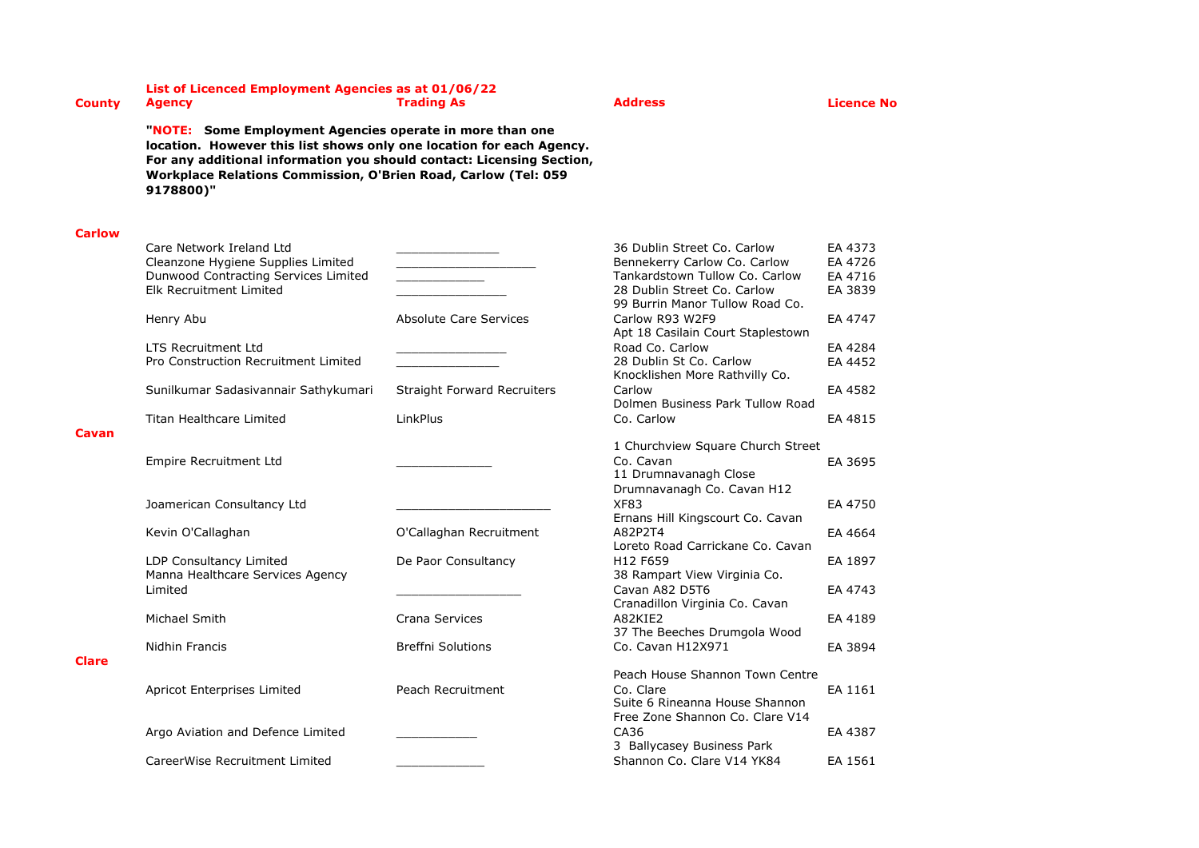**List of Licenced Employment Agencies as at 01/06/22**

"**NOTE: Some Employment Agencies operate in more than one location. However this list shows only one location for each Agency. For any additional information you should contact: Licensing Section, Workplace Relations Commission, O'Brien Road, Carlow (Tel: 059 9178800)**"

| County | Agency | Trading As | Address | Licence No |
|---|---|---|---|---|
| **Carlow** | | | | |
| | Care Network Ireland Ltd | _______________ | 36 Dublin Street Co. Carlow | EA 4373 |
| | Cleanzone Hygiene Supplies Limited | ____________________ | Bennekerry Carlow Co. Carlow | EA 4726 |
| | Dunwood Contracting Services Limited | _____________ | Tankardstown Tullow Co. Carlow | EA 4716 |
| | Elk Recruitment Limited | ________________ | 28 Dublin Street Co. Carlow | EA 3839 |
| | Henry Abu | Absolute Care Services | 99 Burrin Manor Tullow Road Co. Carlow R93 W2F9 | EA 4747 |
| | LTS Recruitment Ltd | ________________ | Apt 18 Casilain Court Staplestown Road Co. Carlow | EA 4284 |
| | Pro Construction Recruitment Limited | _______________ | 28 Dublin St Co. Carlow | EA 4452 |
| | Sunilkumar Sadasivannair Sathykumari | Straight Forward Recruiters | Knocklishen More Rathvilly Co. Carlow | EA 4582 |
| | Titan Healthcare Limited | LinkPlus | Dolmen Business Park Tullow Road Co. Carlow | EA 4815 |
| **Cavan** | | | | |
| | Empire Recruitment Ltd | ______________ | 1 Churchview Square Church Street Co. Cavan | EA 3695 |
| | Joamerican Consultancy Ltd | ______________________ | 11 Drumnavanagh Close Drumnavanagh Co. Cavan H12 XF83 | EA 4750 |
| | Kevin O'Callaghan | O'Callaghan Recruitment | Ernans Hill Kingscourt Co. Cavan A82P2T4 | EA 4664 |
| | LDP Consultancy Limited | De Paor Consultancy | Loreto Road Carrickane Co. Cavan H12 F659 | EA 1897 |
| | Manna Healthcare Services Agency Limited | __________________ | 38 Rampart View Virginia Co. Cavan A82 D5T6 | EA 4743 |
| | Michael Smith | Crana Services | Cranadillon Virginia Co. Cavan A82KIE2 | EA 4189 |
| | Nidhin Francis | Breffni Solutions | 37 The Beeches Drumgola Wood Co. Cavan H12X971 | EA 3894 |
| **Clare** | | | | |
| | Apricot Enterprises Limited | Peach Recruitment | Peach House Shannon Town Centre Co. Clare | EA 1161 |
| | Argo Aviation and Defence Limited | ____________ | Suite 6 Rineanna House Shannon Free Zone Shannon Co. Clare V14 CA36 | EA 4387 |
| | CareerWise Recruitment Limited | _____________ | 3 Ballycasey Business Park Shannon Co. Clare V14 YK84 | EA 1561 |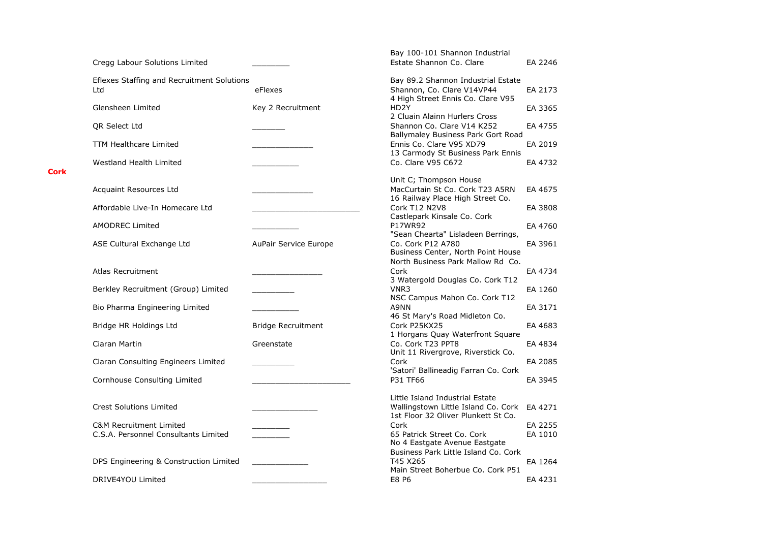| | Name | Trading Name | Address | Licence No. |
|---|---|---|---|---|
| | Cregg Labour Solutions Limited | ________ | Bay 100-101 Shannon Industrial Estate Shannon Co. Clare | EA 2246 |
| | Eflexes Staffing and Recruitment Solutions Ltd | eFlexes | Bay 89.2 Shannon Industrial Estate Shannon, Co. Clare V14VP44 | EA 2173 |
| | Glensheen Limited | Key 2 Recruitment | 4 High Street Ennis Co. Clare V95 HD2Y | EA 3365 |
| | QR Select Ltd | _______ | 2 Cluain Alainn Hurlers Cross Shannon Co. Clare V14 K252 | EA 4755 |
| | TTM Healthcare Limited | ______________ | Ballymaley Business Park Gort Road Ennis Co. Clare V95 XD79 | EA 2019 |
| | Westland Health Limited | ___________ | 13 Carmody St Business Park Ennis Co. Clare V95 C672 | EA 4732 |
| **Cork** | | | | |
| | Acquaint Resources Ltd | ______________ | Unit C; Thompson House MacCurtain St Co. Cork T23 A5RN | EA 4675 |
| | Affordable Live-In Homecare Ltd | ________________________ | 16 Railway Place High Street Co. Cork T12 N2V8 | EA 3808 |
| | AMODREC Limited | ___________ | Castlepark Kinsale Co. Cork P17WR92 | EA 4760 |
| | ASE Cultural Exchange Ltd | AuPair Service Europe | "Sean Chearta" Lisladeen Berrings, Co. Cork P12 A780 | EA 3961 |
| | Atlas Recruitment | ________________ | Business Center, North Point House North Business Park Mallow Rd Co. Cork | EA 4734 |
| | Berkley Recruitment (Group) Limited | __________ | 3 Watergold Douglas Co. Cork T12 VNR3 | EA 1260 |
| | Bio Pharma Engineering Limited | ___________ | NSC Campus Mahon Co. Cork T12 A9NN | EA 3171 |
| | Bridge HR Holdings Ltd | Bridge Recruitment | 46 St Mary's Road Midleton Co. Cork P25KX25 | EA 4683 |
| | Ciaran Martin | Greenstate | 1 Horgans Quay Waterfront Square Co. Cork T23 PPT8 | EA 4834 |
| | Claran Consulting Engineers Limited | __________ | Unit 11 Rivergrove, Riverstick Co. Cork | EA 2085 |
| | Cornhouse Consulting Limited | ______________________ | 'Satori' Ballineadig Farran Co. Cork P31 TF66 | EA 3945 |
| | Crest Solutions Limited | _______________ | Little Island Industrial Estate Wallingstown Little Island Co. Cork | EA 4271 |
| | C&M Recruitment Limited | _________ | 1st Floor 32 Oliver Plunkett St Co. Cork | EA 2255 |
| | C.S.A. Personnel Consultants Limited | _________ | 65 Patrick Street Co. Cork | EA 1010 |
| | DPS Engineering & Construction Limited | _____________ | No 4 Eastgate Avenue Eastgate Business Park Little Island Co. Cork T45 X265 | EA 1264 |
| | DRIVE4YOU Limited | _________________ | Main Street Boherbue Co. Cork P51 E8 P6 | EA 4231 |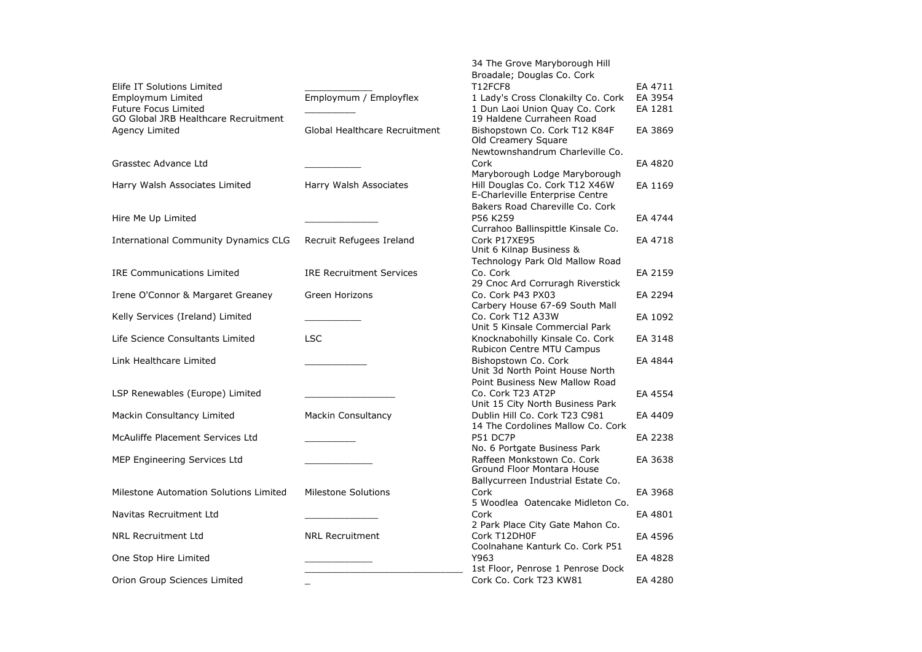| | | | |
|---|---|---|---|
| Elife IT Solutions Limited | ____________ | 34 The Grove Maryborough Hill Broadale; Douglas Co. Cork T12FCF8 | EA 4711 |
| Employmum Limited | Employmum / Employflex | 1 Lady's Cross Clonakilty Co. Cork | EA 3954 |
| Future Focus Limited | _________ | 1 Dun Laoi Union Quay Co. Cork | EA 1281 |
| GO Global JRB Healthcare Recruitment Agency Limited | Global Healthcare Recruitment | 19 Haldene Curraheen Road Bishopstown Co. Cork T12 K84F | EA 3869 |
| Grasstec Advance Ltd | __________ | Old Creamery Square Newtownshandrum Charleville Co. Cork | EA 4820 |
| Harry Walsh Associates Limited | Harry Walsh Associates | Maryborough Lodge Maryborough Hill Douglas Co. Cork T12 X46W | EA 1169 |
| Hire Me Up Limited | _____________ | E-Charleville Enterprise Centre Bakers Road Chareville Co. Cork P56 K259 | EA 4744 |
| International Community Dynamics CLG | Recruit Refugees Ireland | Currahoo Ballinspittle Kinsale Co. Cork P17XE95 | EA 4718 |
| IRE Communications Limited | IRE Recruitment Services | Unit 6 Kilnap Business & Technology Park Old Mallow Road Co. Cork | EA 2159 |
| Irene O'Connor & Margaret Greaney | Green Horizons | 29 Cnoc Ard Corruragh Riverstick Co. Cork P43 PX03 | EA 2294 |
| Kelly Services (Ireland) Limited | __________ | Carbery House 67-69 South Mall Co. Cork T12 A33W | EA 1092 |
| Life Science Consultants Limited | LSC | Unit 5 Kinsale Commercial Park Knocknabohilly Kinsale Co. Cork | EA 3148 |
| Link Healthcare Limited | ___________ | Rubicon Centre MTU Campus Bishopstown Co. Cork | EA 4844 |
| LSP Renewables (Europe) Limited | ________________ | Unit 3d North Point House North Point Business New Mallow Road Co. Cork T23 AT2P | EA 4554 |
| Mackin Consultancy Limited | Mackin Consultancy | Unit 15 City North Business Park Dublin Hill Co. Cork T23 C981 | EA 4409 |
| McAuliffe Placement Services Ltd | _________ | 14 The Cordolines Mallow Co. Cork P51 DC7P | EA 2238 |
| MEP Engineering Services Ltd | ____________ | No. 6 Portgate Business Park Raffeen Monkstown Co. Cork | EA 3638 |
| Milestone Automation Solutions Limited | Milestone Solutions | Ground Floor Montara House Ballycurreen Industrial Estate Co. Cork | EA 3968 |
| Navitas Recruitment Ltd | _____________ | 5 Woodlea Oatencake Midleton Co. Cork | EA 4801 |
| NRL Recruitment Ltd | NRL Recruitment | 2 Park Place City Gate Mahon Co. Cork T12DH0F | EA 4596 |
| One Stop Hire Limited | ____________ | Coolnahane Kanturk Co. Cork P51 Y963 | EA 4828 |
| Orion Group Sciences Limited | _____________________________ | 1st Floor, Penrose 1 Penrose Dock Cork Co. Cork T23 KW81 | EA 4280 |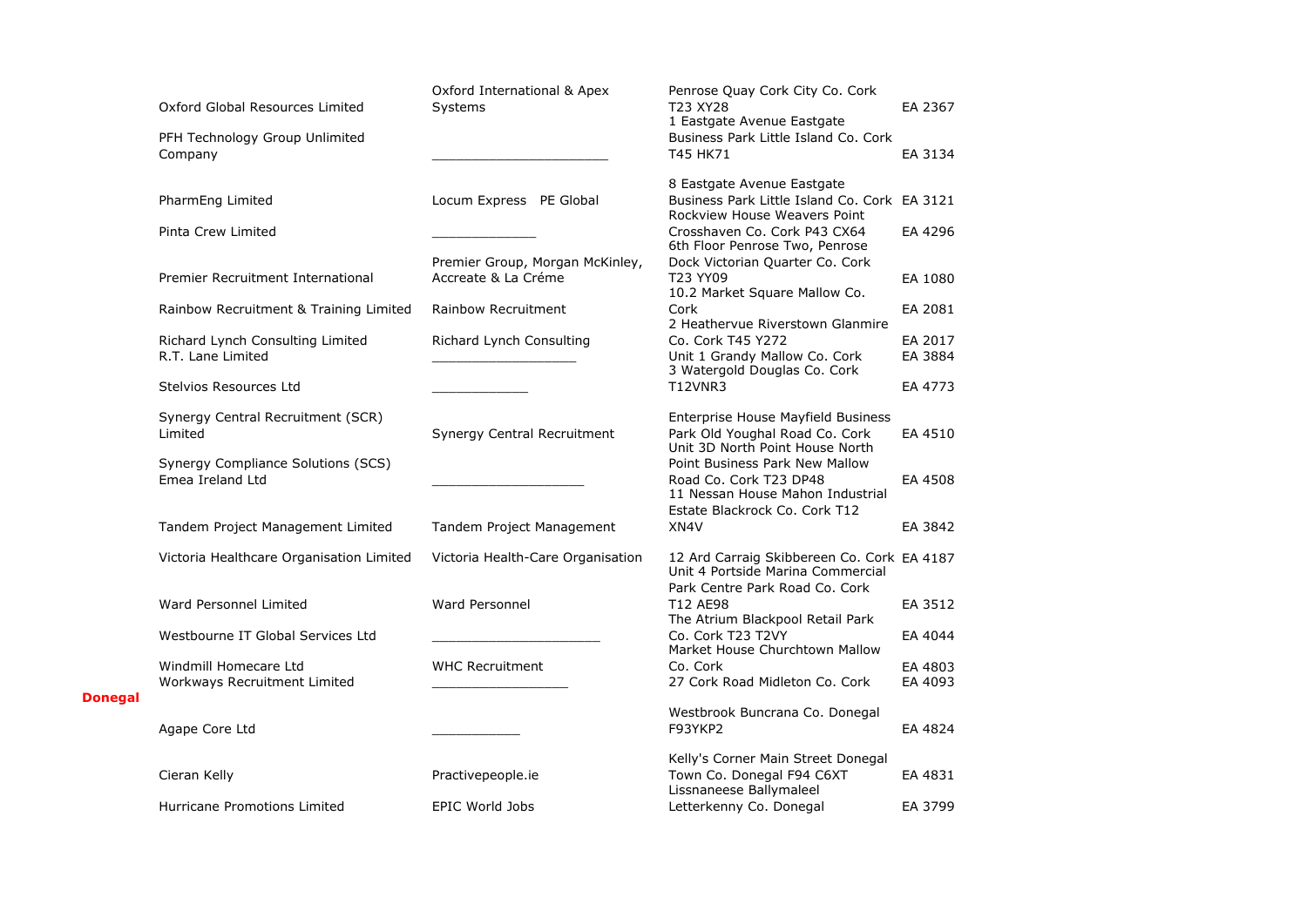| | Company Name | Trading Name | Address | Licence No. |
|---|---|---|---|---|
| | Oxford Global Resources Limited | Oxford International & Apex Systems | Penrose Quay Cork City Co. Cork T23 XY28 | EA 2367 |
| | PFH Technology Group Unlimited Company | ________________________ | 1 Eastgate Avenue Eastgate Business Park Little Island Co. Cork T45 HK71 | EA 3134 |
| | PharmEng Limited | Locum Express PE Global | 8 Eastgate Avenue Eastgate Business Park Little Island Co. Cork | EA 3121 |
| | Pinta Crew Limited | ______________ | Rockview House Weavers Point Crosshaven Co. Cork P43 CX64 | EA 4296 |
| | Premier Recruitment International | Premier Group, Morgan McKinley, Accreate & La Créme | 6th Floor Penrose Two, Penrose Dock Victorian Quarter Co. Cork T23 YY09 | EA 1080 |
| | Rainbow Recruitment & Training Limited | Rainbow Recruitment | 10.2 Market Square Mallow Co. Cork | EA 2081 |
| | Richard Lynch Consulting Limited | Richard Lynch Consulting | 2 Heathervue Riverstown Glanmire Co. Cork T45 Y272 | EA 2017 |
| | R.T. Lane Limited | ___________________ | Unit 1 Grandy Mallow Co. Cork | EA 3884 |
| | Stelvios Resources Ltd | _____________ | 3 Watergold Douglas Co. Cork T12VNR3 | EA 4773 |
| | Synergy Central Recruitment (SCR) Limited | Synergy Central Recruitment | Enterprise House Mayfield Business Park Old Youghal Road Co. Cork | EA 4510 |
| | Synergy Compliance Solutions (SCS) Emea Ireland Ltd | ____________________ | Unit 3D North Point House North Point Business Park New Mallow Road Co. Cork T23 DP48 | EA 4508 |
| | Tandem Project Management Limited | Tandem Project Management | 11 Nessan House Mahon Industrial Estate Blackrock Co. Cork T12 XN4V | EA 3842 |
| | Victoria Healthcare Organisation Limited | Victoria Health-Care Organisation | 12 Ard Carraig Skibbereen Co. Cork | EA 4187 |
| | Ward Personnel Limited | Ward Personnel | Unit 4 Portside Marina Commercial Park Centre Park Road Co. Cork T12 AE98 | EA 3512 |
| | Westbourne IT Global Services Ltd | ______________________ | The Atrium Blackpool Retail Park Co. Cork T23 T2VY | EA 4044 |
| | Windmill Homecare Ltd | WHC Recruitment | Market House Churchtown Mallow Co. Cork | EA 4803 |
| | Workways Recruitment Limited | __________________ | 27 Cork Road Midleton Co. Cork | EA 4093 |
| **Donegal** | | | | |
| | Agape Core Ltd | ____________ | Westbrook Buncrana Co. Donegal F93YKP2 | EA 4824 |
| | Cieran Kelly | Practivepeople.ie | Kelly's Corner Main Street Donegal Town Co. Donegal F94 C6XT | EA 4831 |
| | Hurricane Promotions Limited | EPIC World Jobs | Lissnaneese Ballymaleel Letterkenny Co. Donegal | EA 3799 |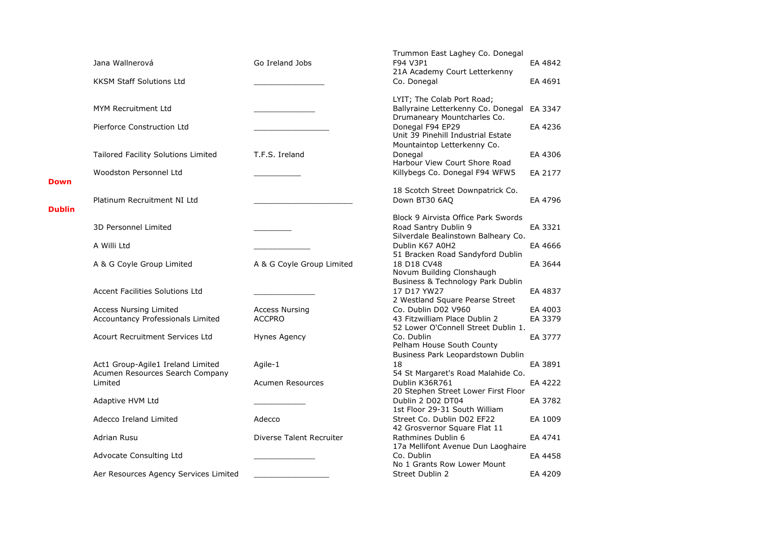| | | | | |
|---|---|---|---|---|
| | Jana Wallnerová | Go Ireland Jobs | Trummon East Laghey Co. Donegal F94 V3P1 | EA 4842 |
| | KKSM Staff Solutions Ltd | ________________ | 21A Academy Court Letterkenny Co. Donegal | EA 4691 |
| | MYM Recruitment Ltd | ______________ | LYIT; The Colab Port Road; Ballyraine Letterkenny Co. Donegal | EA 3347 |
| | Pierforce Construction Ltd | _________________ | Drumaneary Mountcharles Co. Donegal F94 EP29 | EA 4236 |
| | Tailored Facility Solutions Limited | T.F.S. Ireland | Unit 39 Pinehill Industrial Estate Mountaintop Letterkenny Co. Donegal | EA 4306 |
| | Woodston Personnel Ltd | ___________ | Harbour View Court Shore Road Killybegs Co. Donegal F94 WFW5 | EA 2177 |
| **Down** | | | | |
| | Platinum Recruitment NI Ltd | ______________________ | 18 Scotch Street Downpatrick Co. Down BT30 6AQ | EA 4796 |
| **Dublin** | | | | |
| | 3D Personnel Limited | _________ | Block 9 Airvista Office Park Swords Road Santry Dublin 9 | EA 3321 |
| | A Willi Ltd | _____________ | Silverdale Bealinstown Balheary Co. Dublin K67 A0H2 | EA 4666 |
| | A & G Coyle Group Limited | A & G Coyle Group Limited | 51 Bracken Road Sandyford Dublin 18 D18 CV48 | EA 3644 |
| | Accent Facilities Solutions Ltd | ______________ | Novum Building Clonshaugh Business & Technology Park Dublin 17 D17 YW27 | EA 4837 |
| | Access Nursing Limited | Access Nursing | 2 Westland Square Pearse Street Co. Dublin D02 V960 | EA 4003 |
| | Accountancy Professionals Limited | ACCPRO | 43 Fitzwilliam Place Dublin 2 | EA 3379 |
| | Acourt Recruitment Services Ltd | Hynes Agency | 52 Lower O'Connell Street Dublin 1. Co. Dublin | EA 3777 |
| | Act1 Group-Agile1 Ireland Limited | Agile-1 | Pelham House South County Business Park Leopardstown Dublin 18 | EA 3891 |
| | Acumen Resources Search Company Limited | Acumen Resources | 54 St Margaret's Road Malahide Co. Dublin K36R761 | EA 4222 |
| | Adaptive HVM Ltd | ____________ | 20 Stephen Street Lower First Floor Dublin 2 D02 DT04 | EA 3782 |
| | Adecco Ireland Limited | Adecco | 1st Floor 29-31 South William Street Co. Dublin D02 EF22 | EA 1009 |
| | Adrian Rusu | Diverse Talent Recruiter | 42 Grosvernor Square Flat 11 Rathmines Dublin 6 | EA 4741 |
| | Advocate Consulting Ltd | ______________ | 17a Mellifont Avenue Dun Laoghaire Co. Dublin | EA 4458 |
| | Aer Resources Agency Services Limited | _________________ | No 1 Grants Row Lower Mount Street Dublin 2 | EA 4209 |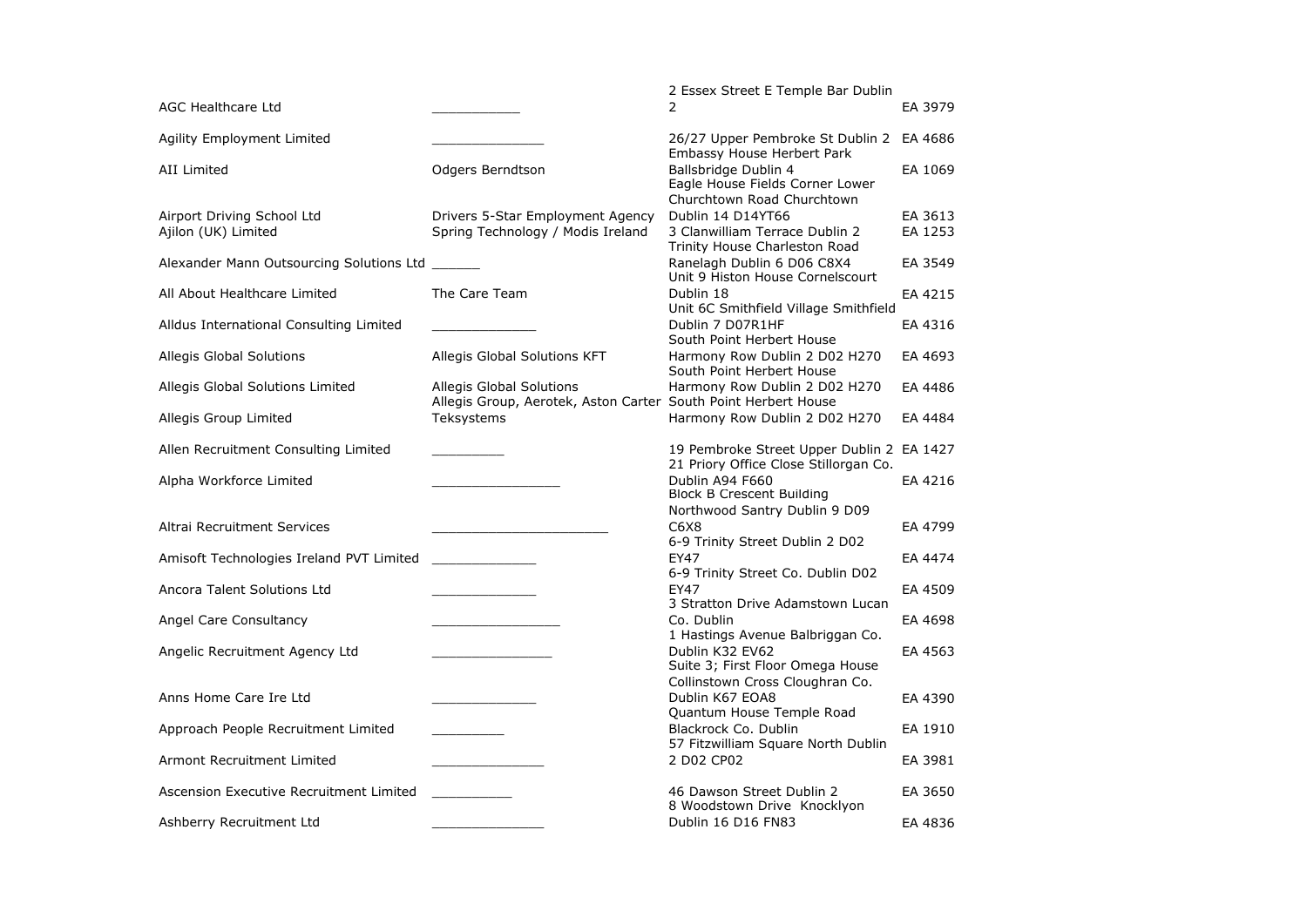| | | | |
|---|---|---|---|
| AGC Healthcare Ltd | ___________ | 2 Essex Street E Temple Bar Dublin 2 | EA 3979 |
| Agility Employment Limited | ______________ | 26/27 Upper Pembroke St Dublin 2 | EA 4686 |
| AII Limited | Odgers Berndtson | Embassy House Herbert Park Ballsbridge Dublin 4 | EA 1069 |
| Airport Driving School Ltd | Drivers 5-Star Employment Agency | Eagle House Fields Corner Lower Churchtown Road Churchtown Dublin 14 D14YT66 | EA 3613 |
| Ajilon (UK) Limited | Spring Technology / Modis Ireland | 3 Clanwilliam Terrace Dublin 2 | EA 1253 |
| Alexander Mann Outsourcing Solutions Ltd | ______ | Trinity House Charleston Road Ranelagh Dublin 6 D06 C8X4 | EA 3549 |
| All About Healthcare Limited | The Care Team | Unit 9 Histon House Cornelscourt Dublin 18 | EA 4215 |
| Alldus International Consulting Limited | _____________ | Unit 6C Smithfield Village Smithfield Dublin 7 D07R1HF | EA 4316 |
| Allegis Global Solutions | Allegis Global Solutions KFT | South Point Herbert House Harmony Row Dublin 2 D02 H270 | EA 4693 |
| Allegis Global Solutions Limited | Allegis Global Solutions | South Point Herbert House Harmony Row Dublin 2 D02 H270 | EA 4486 |
| Allegis Group Limited | Allegis Group, Aerotek, Aston Carter Teksystems | South Point Herbert House Harmony Row Dublin 2 D02 H270 | EA 4484 |
| Allen Recruitment Consulting Limited | _________ | 19 Pembroke Street Upper Dublin 2 | EA 1427 |
| Alpha Workforce Limited | ________________ | 21 Priory Office Close Stillorgan Co. Dublin A94 F660 | EA 4216 |
| Altrai Recruitment Services | ______________________ | Block B Crescent Building Northwood Santry Dublin 9 D09 C6X8 | EA 4799 |
| Amisoft Technologies Ireland PVT Limited | _____________ | 6-9 Trinity Street Dublin 2 D02 EY47 | EA 4474 |
| Ancora Talent Solutions Ltd | _____________ | 6-9 Trinity Street Co. Dublin D02 EY47 | EA 4509 |
| Angel Care Consultancy | ________________ | 3 Stratton Drive Adamstown Lucan Co. Dublin | EA 4698 |
| Angelic Recruitment Agency Ltd | _______________ | 1 Hastings Avenue Balbriggan Co. Dublin K32 EV62 | EA 4563 |
| Anns Home Care Ire Ltd | _____________ | Suite 3; First Floor Omega House Collinstown Cross Cloughran Co. Dublin K67 EOA8 | EA 4390 |
| Approach People Recruitment Limited | _________ | Quantum House Temple Road Blackrock Co. Dublin | EA 1910 |
| Armont Recruitment Limited | ______________ | 57 Fitzwilliam Square North Dublin 2 D02 CP02 | EA 3981 |
| Ascension Executive Recruitment Limited | __________ | 46 Dawson Street Dublin 2 | EA 3650 |
| Ashberry Recruitment Ltd | ______________ | 8 Woodstown Drive Knocklyon Dublin 16 D16 FN83 | EA 4836 |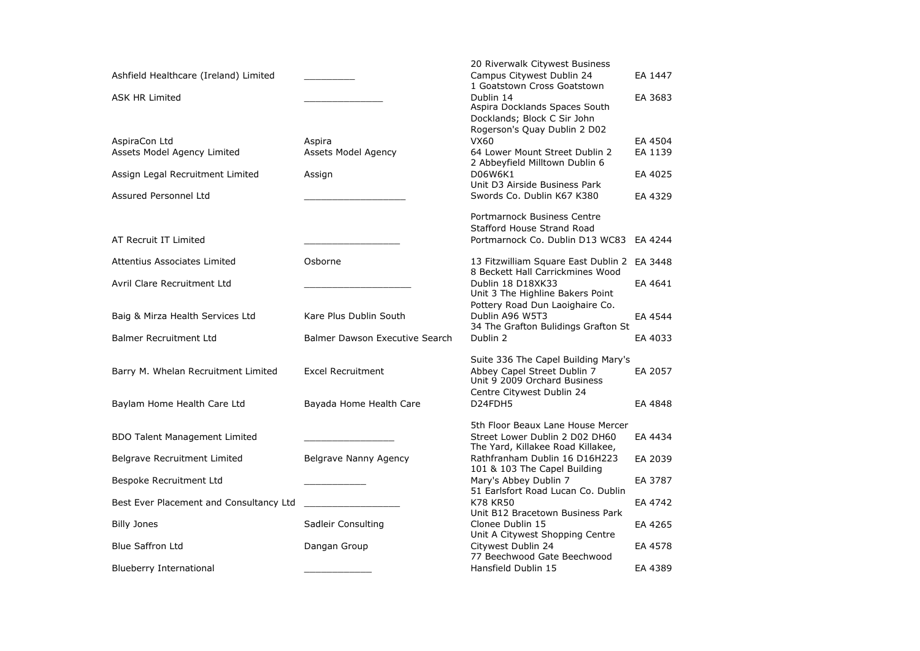| | | | |
|---|---|---|---|
| Ashfield Healthcare (Ireland) Limited | _________ | 20 Riverwalk Citywest Business Campus Citywest Dublin 24 | EA 1447 |
| ASK HR Limited | ______________ | 1 Goatstown Cross Goatstown Dublin 14 | EA 3683 |
| AspiraCon Ltd | Aspira | Aspira Docklands Spaces South Docklands; Block C Sir John Rogerson's Quay Dublin 2 D02 VX60 | EA 4504 |
| Assets Model Agency Limited | Assets Model Agency | 64 Lower Mount Street Dublin 2 | EA 1139 |
| Assign Legal Recruitment Limited | Assign | 2 Abbeyfield Milltown Dublin 6 D06W6K1 | EA 4025 |
| Assured Personnel Ltd | __________________ | Unit D3 Airside Business Park Swords Co. Dublin K67 K380 | EA 4329 |
| AT Recruit IT Limited | _________________ | Portmarnock Business Centre Stafford House Strand Road Portmarnock Co. Dublin D13 WC83 | EA 4244 |
| Attentius Associates Limited | Osborne | 13 Fitzwilliam Square East Dublin 2 | EA 3448 |
| Avril Clare Recruitment Ltd | ___________________ | 8 Beckett Hall Carrickmines Wood Dublin 18 D18XK33 | EA 4641 |
| Baig & Mirza Health Services Ltd | Kare Plus Dublin South | Unit 3 The Highline Bakers Point Pottery Road Dun Laoighaire Co. Dublin A96 W5T3 | EA 4544 |
| Balmer Recruitment Ltd | Balmer Dawson Executive Search | 34 The Grafton Bulidings Grafton St Dublin 2 | EA 4033 |
| Barry M. Whelan Recruitment Limited | Excel Recruitment | Suite 336 The Capel Building Mary's Abbey Capel Street Dublin 7 | EA 2057 |
| Baylam Home Health Care Ltd | Bayada Home Health Care | Unit 9 2009 Orchard Business Centre Citywest Dublin 24 D24FDH5 | EA 4848 |
| BDO Talent Management Limited | ________________ | 5th Floor Beaux Lane House Mercer Street Lower Dublin 2 D02 DH60 | EA 4434 |
| Belgrave Recruitment Limited | Belgrave Nanny Agency | The Yard, Killakee Road Killakee, Rathfranham Dublin 16 D16H223 | EA 2039 |
| Bespoke Recruitment Ltd | ___________ | 101 & 103 The Capel Building Mary's Abbey Dublin 7 | EA 3787 |
| Best Ever Placement and Consultancy Ltd | _________________ | 51 Earlsfort Road Lucan Co. Dublin K78 KR50 | EA 4742 |
| Billy Jones | Sadleir Consulting | Unit B12 Bracetown Business Park Clonee Dublin 15 | EA 4265 |
| Blue Saffron Ltd | Dangan Group | Unit A Citywest Shopping Centre Citywest Dublin 24 | EA 4578 |
| Blueberry International | ____________ | 77 Beechwood Gate Beechwood Hansfield Dublin 15 | EA 4389 |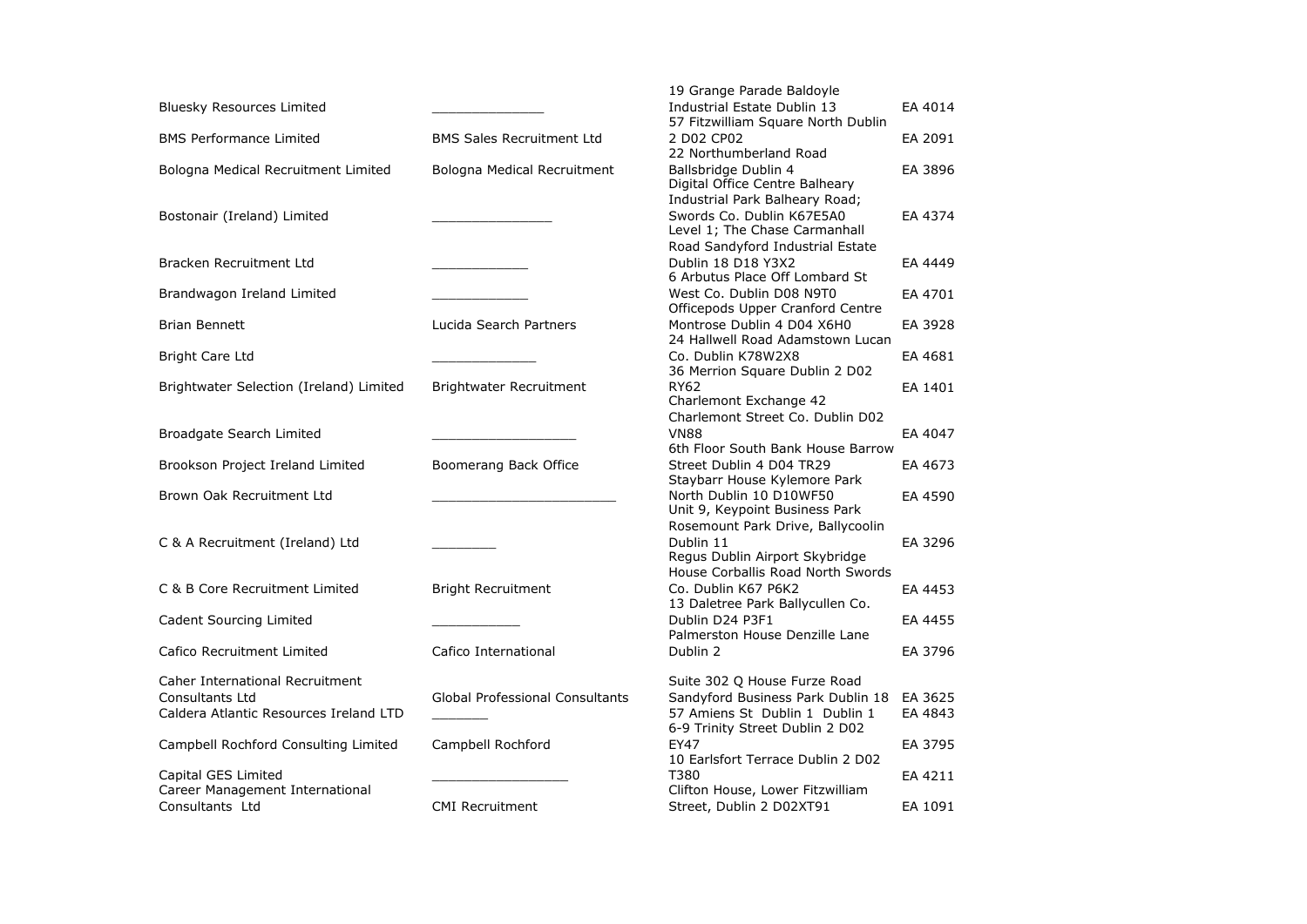| | | | |
|---|---|---|---|
| Bluesky Resources Limited | _______________ | 19 Grange Parade Baldoyle Industrial Estate Dublin 13 | EA 4014 |
| BMS Performance Limited | BMS Sales Recruitment Ltd | 57 Fitzwilliam Square North Dublin 2 D02 CP02 | EA 2091 |
| Bologna Medical Recruitment Limited | Bologna Medical Recruitment | 22 Northumberland Road Ballsbridge Dublin 4 | EA 3896 |
| Bostonair (Ireland) Limited | ________________ | Digital Office Centre Balheary Industrial Park Balheary Road; Swords Co. Dublin K67E5A0 | EA 4374 |
| Bracken Recruitment Ltd | _____________ | Level 1; The Chase Carmanhall Road Sandyford Industrial Estate Dublin 18 D18 Y3X2 | EA 4449 |
| Brandwagon Ireland Limited | _____________ | 6 Arbutus Place Off Lombard St West Co. Dublin D08 N9T0 | EA 4701 |
| Brian Bennett | Lucida Search Partners | Officepods Upper Cranford Centre Montrose Dublin 4 D04 X6H0 | EA 3928 |
| Bright Care Ltd | ______________ | 24 Hallwell Road Adamstown Lucan Co. Dublin K78W2X8 | EA 4681 |
| Brightwater Selection (Ireland) Limited | Brightwater Recruitment | 36 Merrion Square Dublin 2 D02 RY62 | EA 1401 |
| Broadgate Search Limited | ___________________ | Charlemont Exchange 42 Charlemont Street Co. Dublin D02 VN88 | EA 4047 |
| Brookson Project Ireland Limited | Boomerang Back Office | 6th Floor South Bank House Barrow Street Dublin 4 D04 TR29 | EA 4673 |
| Brown Oak Recruitment Ltd | _________________________ | Staybarr House Kylemore Park North Dublin 10 D10WF50 | EA 4590 |
| C & A Recruitment (Ireland) Ltd | _________ | Unit 9, Keypoint Business Park Rosemount Park Drive, Ballycoolin Dublin 11 | EA 3296 |
| C & B Core Recruitment Limited | Bright Recruitment | Regus Dublin Airport Skybridge House Corballis Road North Swords Co. Dublin K67 P6K2 | EA 4453 |
| Cadent Sourcing Limited | ____________ | 13 Daletree Park Ballycullen Co. Dublin D24 P3F1 | EA 4455 |
| Cafico Recruitment Limited | Cafico International | Palmerston House Denzille Lane Dublin 2 | EA 3796 |
| Caher International Recruitment Consultants Ltd | Global Professional Consultants | Suite 302 Q House Furze Road Sandyford Business Park Dublin 18 | EA 3625 |
| Caldera Atlantic Resources Ireland LTD | ________ | 57 Amiens St Dublin 1 Dublin 1 | EA 4843 |
| Campbell Rochford Consulting Limited | Campbell Rochford | 6-9 Trinity Street Dublin 2 D02 EY47 | EA 3795 |
| Capital GES Limited | __________________ | 10 Earlsfort Terrace Dublin 2 D02 T380 | EA 4211 |
| Career Management International Consultants Ltd | CMI Recruitment | Clifton House, Lower Fitzwilliam Street, Dublin 2 D02XT91 | EA 1091 |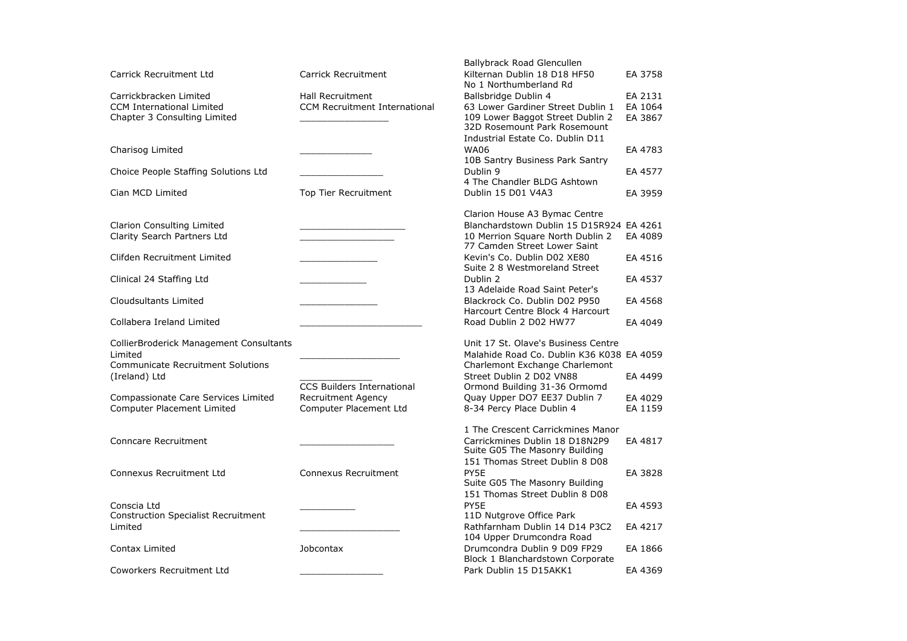| | | | |
|---|---|---|---|
| Carrick Recruitment Ltd | Carrick Recruitment | Ballybrack Road Glencullen Kilternan Dublin 18 D18 HF50 | EA 3758 |
| Carrickbracken Limited | Hall Recruitment | No 1 Northumberland Rd Ballsbridge Dublin 4 | EA 2131 |
| CCM International Limited | CCM Recruitment International | 63 Lower Gardiner Street Dublin 1 | EA 1064 |
| Chapter 3 Consulting Limited | ________________ | 109 Lower Baggot Street Dublin 2 | EA 3867 |
| Charisog Limited | ______________ | 32D Rosemount Park Rosemount Industrial Estate Co. Dublin D11 WA06 | EA 4783 |
| Choice People Staffing Solutions Ltd | ________________ | 10B Santry Business Park Santry Dublin 9 | EA 4577 |
| Cian MCD Limited | Top Tier Recruitment | 4 The Chandler BLDG Ashtown Dublin 15 D01 V4A3 | EA 3959 |
| Clarion Consulting Limited | ____________________ | Clarion House A3 Bymac Centre Blanchardstown Dublin 15 D15R924 | EA 4261 |
| Clarity Search Partners Ltd | __________________ | 10 Merrion Square North Dublin 2 | EA 4089 |
| Clifden Recruitment Limited | _______________ | 77 Camden Street Lower Saint Kevin's Co. Dublin D02 XE80 | EA 4516 |
| Clinical 24 Staffing Ltd | _____________ | Suite 2 8 Westmoreland Street Dublin 2 | EA 4537 |
| Cloudsultants Limited | _______________ | 13 Adelaide Road Saint Peter's Blackrock Co. Dublin D02 P950 | EA 4568 |
| Collabera Ireland Limited | _______________________ | Harcourt Centre Block 4 Harcourt Road Dublin 2 D02 HW77 | EA 4049 |
| CollierBroderick Management Consultants Limited | ___________________ | Unit 17 St. Olave's Business Centre Malahide Road Co. Dublin K36 K038 | EA 4059 |
| Communicate Recruitment Solutions (Ireland) Ltd | ______________ | Charlemont Exchange Charlemont Street Dublin 2 D02 VN88 | EA 4499 |
| Compassionate Care Services Limited | CCS Builders International Recruitment Agency | Ormond Building 31-36 Ormomd Quay Upper DO7 EE37 Dublin 7 | EA 4029 |
| Computer Placement Limited | Computer Placement Ltd | 8-34 Percy Place Dublin 4 | EA 1159 |
| Conncare Recruitment | __________________ | 1 The Crescent Carrickmines Manor Carrickmines Dublin 18 D18N2P9 | EA 4817 |
| Connexus Recruitment Ltd | Connexus Recruitment | Suite G05 The Masonry Building 151 Thomas Street Dublin 8 D08 PY5E | EA 3828 |
| Conscia Ltd | ___________ | Suite G05 The Masonry Building 151 Thomas Street Dublin 8 D08 PY5E | EA 4593 |
| Construction Specialist Recruitment Limited | ___________________ | 11D Nutgrove Office Park Rathfarnham Dublin 14 D14 P3C2 | EA 4217 |
| Contax Limited | Jobcontax | 104 Upper Drumcondra Road Drumcondra Dublin 9 D09 FP29 | EA 1866 |
| Coworkers Recruitment Ltd | ________________ | Block 1 Blanchardstown Corporate Park Dublin 15 D15AKK1 | EA 4369 |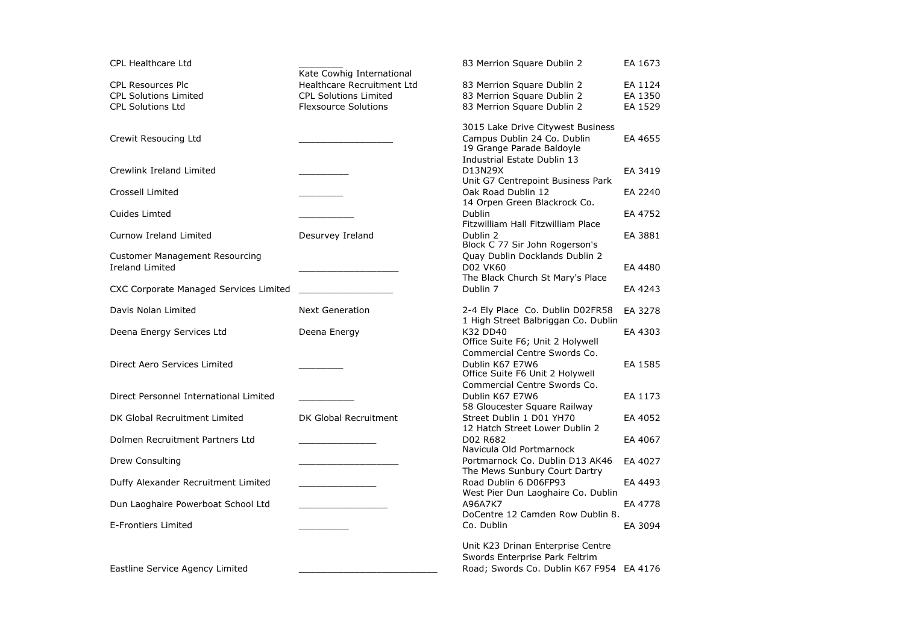| | | | |
|---|---|---|---|
| CPL Healthcare Ltd | ________ | 83 Merrion Square Dublin 2 | EA 1673 |
| CPL Resources Plc | Kate Cowhig International Healthcare Recruitment Ltd | 83 Merrion Square Dublin 2 | EA 1124 |
| CPL Solutions Limited | CPL Solutions Limited | 83 Merrion Square Dublin 2 | EA 1350 |
| CPL Solutions Ltd | Flexsource Solutions | 83 Merrion Square Dublin 2 | EA 1529 |
| Crewit Resoucing Ltd | _________________ | 3015 Lake Drive Citywest Business Campus Dublin 24 Co. Dublin | EA 4655 |
| Crewlink Ireland Limited | _________ | 19 Grange Parade Baldoyle Industrial Estate Dublin 13 D13N29X | EA 3419 |
| Crossell Limited | ________ | Unit G7 Centrepoint Business Park Oak Road Dublin 12 | EA 2240 |
| Cuides Limted | __________ | 14 Orpen Green Blackrock Co. Dublin | EA 4752 |
| Curnow Ireland Limited | Desurvey Ireland | Fitzwilliam Hall Fitzwilliam Place Dublin 2 | EA 3881 |
| Customer Management Resourcing Ireland Limited | __________________ | Block C 77 Sir John Rogerson's Quay Dublin Docklands Dublin 2 D02 VK60 | EA 4480 |
| CXC Corporate Managed Services Limited | _________________ | The Black Church St Mary's Place Dublin 7 | EA 4243 |
| Davis Nolan Limited | Next Generation | 2-4 Ely Place Co. Dublin D02FR58 | EA 3278 |
| Deena Energy Services Ltd | Deena Energy | 1 High Street Balbriggan Co. Dublin K32 DD40 | EA 4303 |
| Direct Aero Services Limited | ________ | Office Suite F6; Unit 2 Holywell Commercial Centre Swords Co. Dublin K67 E7W6 | EA 1585 |
| Direct Personnel International Limited | __________ | Office Suite F6 Unit 2 Holywell Commercial Centre Swords Co. Dublin K67 E7W6 | EA 1173 |
| DK Global Recruitment Limited | DK Global Recruitment | 58 Gloucester Square Railway Street Dublin 1 D01 YH70 | EA 4052 |
| Dolmen Recruitment Partners Ltd | ______________ | 12 Hatch Street Lower Dublin 2 D02 R682 | EA 4067 |
| Drew Consulting | __________________ | Navicula Old Portmarnock Portmarnock Co. Dublin D13 AK46 | EA 4027 |
| Duffy Alexander Recruitment Limited | ______________ | The Mews Sunbury Court Dartry Road Dublin 6 D06FP93 | EA 4493 |
| Dun Laoghaire Powerboat School Ltd | ________________ | West Pier Dun Laoghaire Co. Dublin A96A7K7 | EA 4778 |
| E-Frontiers Limited | _________ | DoCentre 12 Camden Row Dublin 8. Co. Dublin | EA 3094 |
| Eastline Service Agency Limited | _________________________ | Unit K23 Drinan Enterprise Centre Swords Enterprise Park Feltrim Road; Swords Co. Dublin K67 F954 | EA 4176 |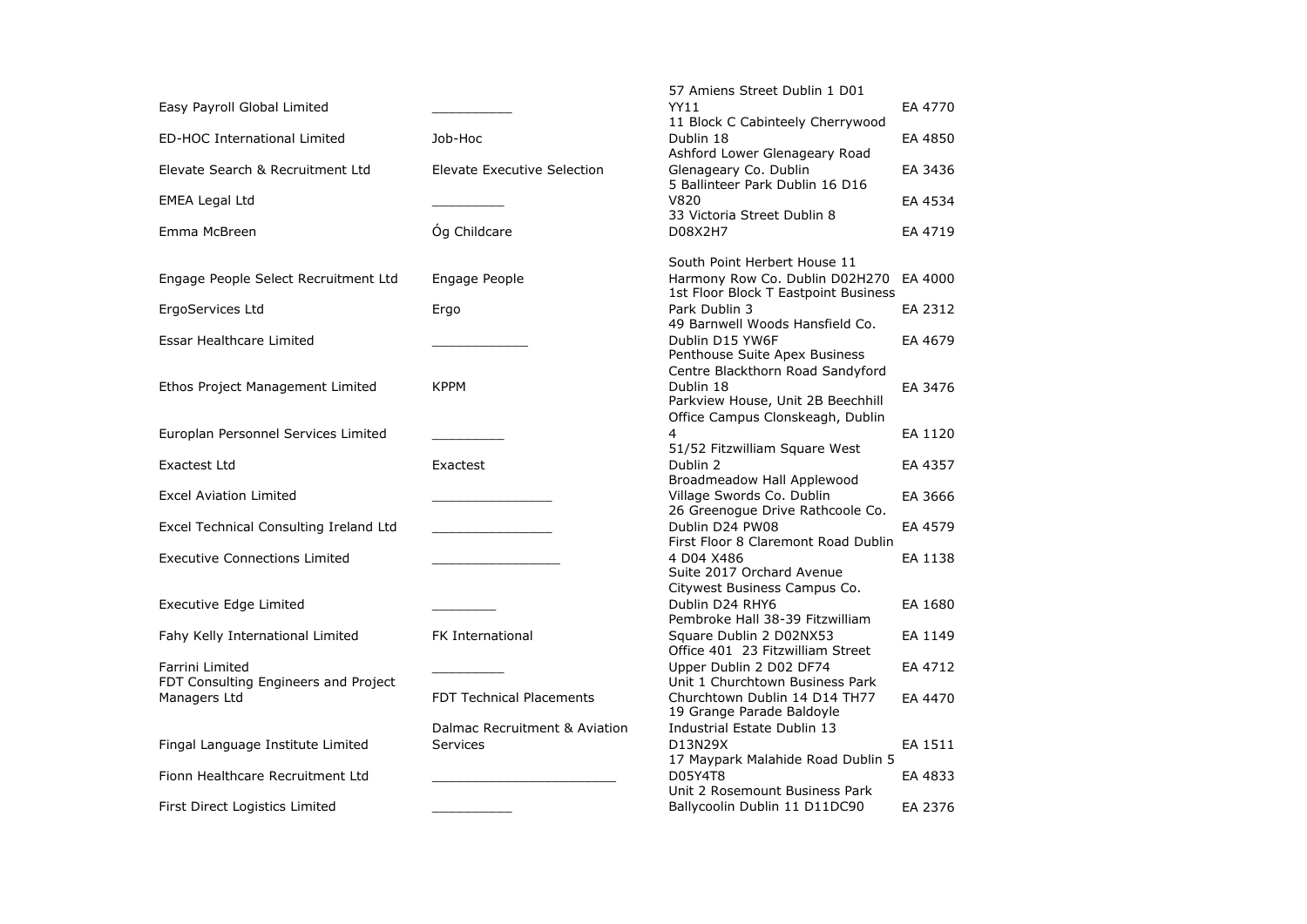| | | | |
|---|---|---|---|
| Easy Payroll Global Limited | __________ | 57 Amiens Street Dublin 1 D01 YY11 | EA 4770 |
| ED-HOC International Limited | Job-Hoc | 11 Block C Cabinteely Cherrywood Dublin 18 | EA 4850 |
| Elevate Search & Recruitment Ltd | Elevate Executive Selection | Ashford Lower Glenageary Road Glenageary Co. Dublin | EA 3436 |
| EMEA Legal Ltd | _________ | 5 Ballinteer Park Dublin 16 D16 V820 | EA 4534 |
| Emma McBreen | Óg Childcare | 33 Victoria Street Dublin 8 D08X2H7 | EA 4719 |
| Engage People Select Recruitment Ltd | Engage People | South Point Herbert House 11 Harmony Row Co. Dublin D02H270 | EA 4000 |
| ErgoServices Ltd | Ergo | 1st Floor Block T Eastpoint Business Park Dublin 3 | EA 2312 |
| Essar Healthcare Limited | ____________ | 49 Barnwell Woods Hansfield Co. Dublin D15 YW6F | EA 4679 |
| Ethos Project Management Limited | KPPM | Penthouse Suite Apex Business Centre Blackthorn Road Sandyford Dublin 18 | EA 3476 |
| Europlan Personnel Services Limited | _________ | Parkview House, Unit 2B Beechhill Office Campus Clonskeagh, Dublin 4 | EA 1120 |
| Exactest Ltd | Exactest | 51/52 Fitzwilliam Square West Dublin 2 | EA 4357 |
| Excel Aviation Limited | _______________ | Broadmeadow Hall Applewood Village Swords Co. Dublin | EA 3666 |
| Excel Technical Consulting Ireland Ltd | _______________ | 26 Greenogue Drive Rathcoole Co. Dublin D24 PW08 | EA 4579 |
| Executive Connections Limited | ________________ | First Floor 8 Claremont Road Dublin 4 D04 X486 | EA 1138 |
| Executive Edge Limited | ________ | Suite 2017 Orchard Avenue Citywest Business Campus Co. Dublin D24 RHY6 | EA 1680 |
| Fahy Kelly International Limited | FK International | Pembroke Hall 38-39 Fitzwilliam Square Dublin 2 D02NX53 | EA 1149 |
| Farrini Limited | _________ | Office 401 23 Fitzwilliam Street Upper Dublin 2 D02 DF74 | EA 4712 |
| FDT Consulting Engineers and Project Managers Ltd | FDT Technical Placements | Unit 1 Churchtown Business Park Churchtown Dublin 14 D14 TH77 | EA 4470 |
| Fingal Language Institute Limited | Dalmac Recruitment & Aviation Services | 19 Grange Parade Baldoyle Industrial Estate Dublin 13 D13N29X | EA 1511 |
| Fionn Healthcare Recruitment Ltd | ______________________ | 17 Maypark Malahide Road Dublin 5 D05Y4T8 | EA 4833 |
| First Direct Logistics Limited | __________ | Unit 2 Rosemount Business Park Ballycoolin Dublin 11 D11DC90 | EA 2376 |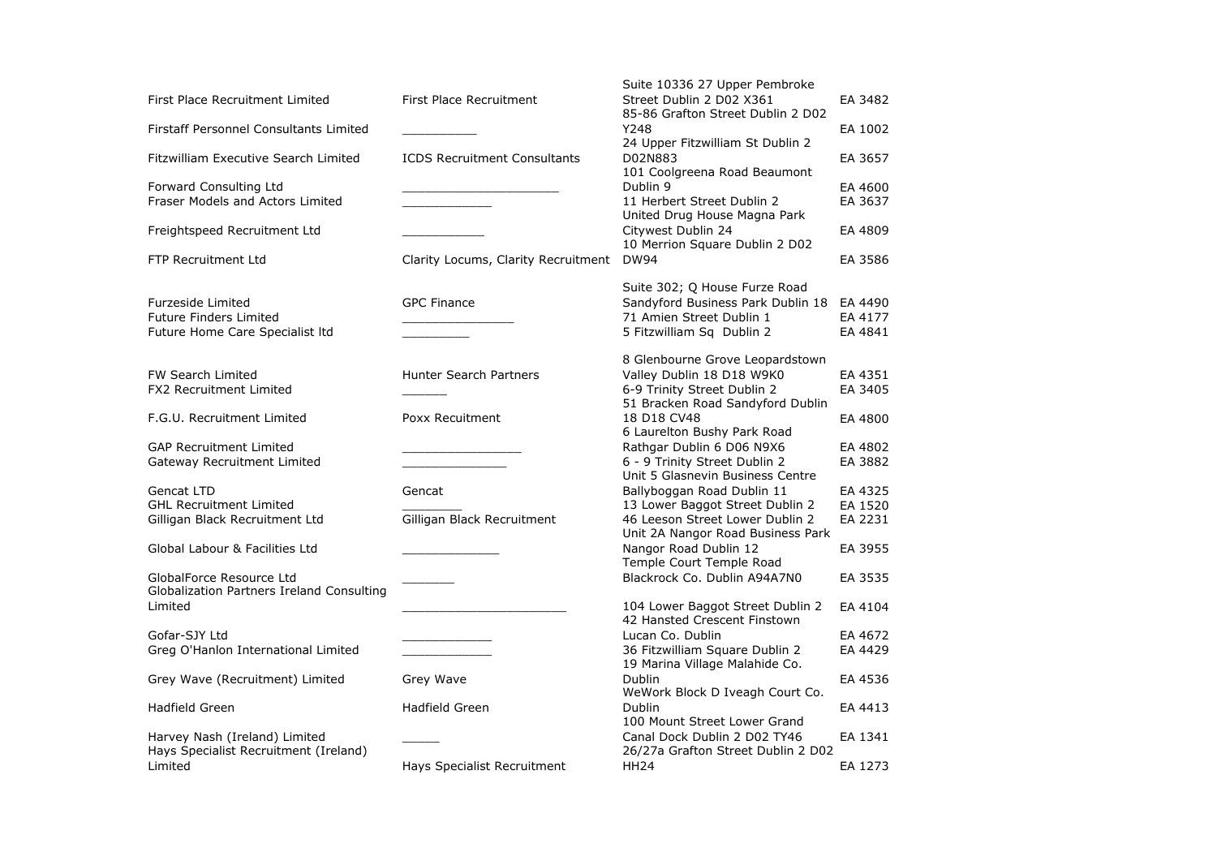| | | | |
|---|---|---|---|
| First Place Recruitment Limited | First Place Recruitment | Suite 10336 27 Upper Pembroke Street Dublin 2 D02 X361 | EA 3482 |
| Firstaff Personnel Consultants Limited | __________ | 85-86 Grafton Street Dublin 2 D02 Y248 | EA 1002 |
| Fitzwilliam Executive Search Limited | ICDS Recruitment Consultants | 24 Upper Fitzwilliam St Dublin 2 D02N883 | EA 3657 |
| Forward Consulting Ltd | ____________________ | 101 Coolgreena Road Beaumont Dublin 9 | EA 4600 |
| Fraser Models and Actors Limited | ____________ | 11 Herbert Street Dublin 2 | EA 3637 |
| Freightspeed Recruitment Ltd | ___________ | United Drug House Magna Park Citywest Dublin 24 | EA 4809 |
| FTP Recruitment Ltd | Clarity Locums, Clarity Recruitment | 10 Merrion Square Dublin 2 D02 DW94 | EA 3586 |
| Furzeside Limited | GPC Finance | Suite 302; Q House Furze Road Sandyford Business Park Dublin 18 | EA 4490 |
| Future Finders Limited | _______________ | 71 Amien Street Dublin 1 | EA 4177 |
| Future Home Care Specialist ltd | _________ | 5 Fitzwilliam Sq Dublin 2 | EA 4841 |
| FW Search Limited | Hunter Search Partners | 8 Glenbourne Grove Leopardstown Valley Dublin 18 D18 W9K0 | EA 4351 |
| FX2 Recruitment Limited | ______ | 6-9 Trinity Street Dublin 2 | EA 3405 |
| F.G.U. Recruitment Limited | Poxx Recuitment | 51 Bracken Road Sandyford Dublin 18 D18 CV48 | EA 4800 |
| GAP Recruitment Limited | ________________ | 6 Laurelton Bushy Park Road Rathgar Dublin 6 D06 N9X6 | EA 4802 |
| Gateway Recruitment Limited | ______________ | 6 - 9 Trinity Street Dublin 2 | EA 3882 |
| Gencat LTD | Gencat | Unit 5 Glasnevin Business Centre Ballyboggan Road Dublin 11 | EA 4325 |
| GHL Recruitment Limited | ________ | 13 Lower Baggot Street Dublin 2 | EA 1520 |
| Gilligan Black Recruitment Ltd | Gilligan Black Recruitment | 46 Leeson Street Lower Dublin 2 | EA 2231 |
| Global Labour & Facilities Ltd | _____________ | Unit 2A Nangor Road Business Park Nangor Road Dublin 12 | EA 3955 |
| GlobalForce Resource Ltd | _______ | Temple Court Temple Road Blackrock Co. Dublin A94A7N0 | EA 3535 |
| Globalization Partners Ireland Consulting Limited | ______________________ | 104 Lower Baggot Street Dublin 2 | EA 4104 |
| Gofar-SJY Ltd | ____________ | 42 Hansted Crescent Finstown Lucan Co. Dublin | EA 4672 |
| Greg O'Hanlon International Limited | ____________ | 36 Fitzwilliam Square Dublin 2 | EA 4429 |
| Grey Wave (Recruitment) Limited | Grey Wave | 19 Marina Village Malahide Co. Dublin | EA 4536 |
| Hadfield Green | Hadfield Green | WeWork Block D Iveagh Court Co. Dublin | EA 4413 |
| Harvey Nash (Ireland) Limited | _____ | 100 Mount Street Lower Grand Canal Dock Dublin 2 D02 TY46 | EA 1341 |
| Hays Specialist Recruitment (Ireland) Limited | Hays Specialist Recruitment | 26/27a Grafton Street Dublin 2 D02 HH24 | EA 1273 |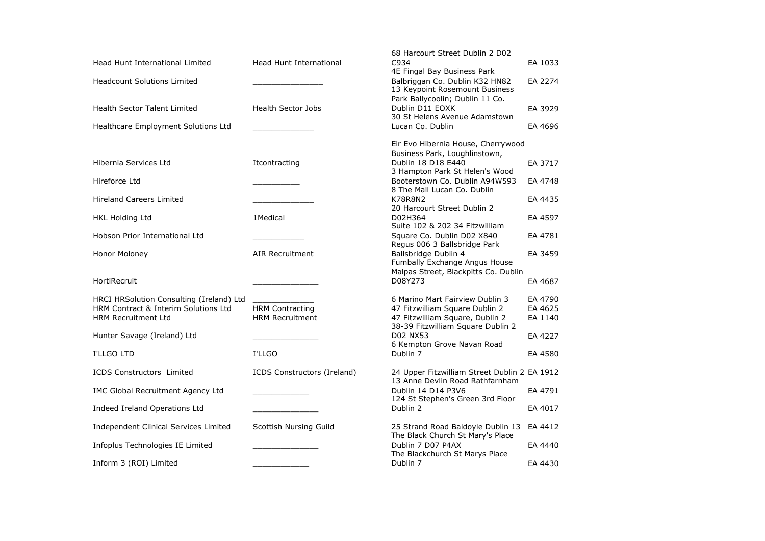| | | | |
|---|---|---|---|
| Head Hunt International Limited | Head Hunt International | 68 Harcourt Street Dublin 2 D02 C934 | EA 1033 |
| Headcount Solutions Limited | _______________ | 4E Fingal Bay Business Park Balbriggan Co. Dublin K32 HN82 | EA 2274 |
| Health Sector Talent Limited | Health Sector Jobs | 13 Keypoint Rosemount Business Park Ballycoolin; Dublin 11 Co. Dublin D11 EOXK | EA 3929 |
| Healthcare Employment Solutions Ltd | _____________ | 30 St Helens Avenue Adamstown Lucan Co. Dublin | EA 4696 |
| Hibernia Services Ltd | Itcontracting | Eir Evo Hibernia House, Cherrywood Business Park, Loughlinstown, Dublin 18 D18 E440 | EA 3717 |
| Hireforce Ltd | __________ | 3 Hampton Park St Helen's Wood Booterstown Co. Dublin A94W593 | EA 4748 |
| Hireland Careers Limited | _____________ | 8 The Mall Lucan Co. Dublin K78R8N2 | EA 4435 |
| HKL Holding Ltd | 1Medical | 20 Harcourt Street Dublin 2 D02H364 | EA 4597 |
| Hobson Prior International Ltd | ___________ | Suite 102 & 202 34 Fitzwilliam Square Co. Dublin D02 X840 | EA 4781 |
| Honor Moloney | AIR Recruitment | Regus 006 3 Ballsbridge Park Ballsbridge Dublin 4 | EA 3459 |
| HortiRecruit | ______________ | Fumbally Exchange Angus House Malpas Street, Blackpitts Co. Dublin D08Y273 | EA 4687 |
| HRCI HRSolution Consulting (Ireland) Ltd | _____________ | 6 Marino Mart Fairview Dublin 3 | EA 4790 |
| HRM Contract & Interim Solutions Ltd | HRM Contracting | 47 Fitzwilliam Square Dublin 2 | EA 4625 |
| HRM Recruitment Ltd | HRM Recruitment | 47 Fitzwilliam Square, Dublin 2 | EA 1140 |
| Hunter Savage (Ireland) Ltd | ______________ | 38-39 Fitzwilliam Square Dublin 2 D02 NX53 | EA 4227 |
| I'LLGO LTD | I'LLGO | 6 Kempton Grove Navan Road Dublin 7 | EA 4580 |
| ICDS Constructors Limited | ICDS Constructors (Ireland) | 24 Upper Fitzwilliam Street Dublin 2 | EA 1912 |
| IMC Global Recruitment Agency Ltd | ____________ | 13 Anne Devlin Road Rathfarnham Dublin 14 D14 P3V6 | EA 4791 |
| Indeed Ireland Operations Ltd | ______________ | 124 St Stephen's Green 3rd Floor Dublin 2 | EA 4017 |
| Independent Clinical Services Limited | Scottish Nursing Guild | 25 Strand Road Baldoyle Dublin 13 | EA 4412 |
| Infoplus Technologies IE Limited | ______________ | The Black Church St Mary's Place Dublin 7 D07 P4AX | EA 4440 |
| Inform 3 (ROI) Limited | ____________ | The Blackchurch St Marys Place Dublin 7 | EA 4430 |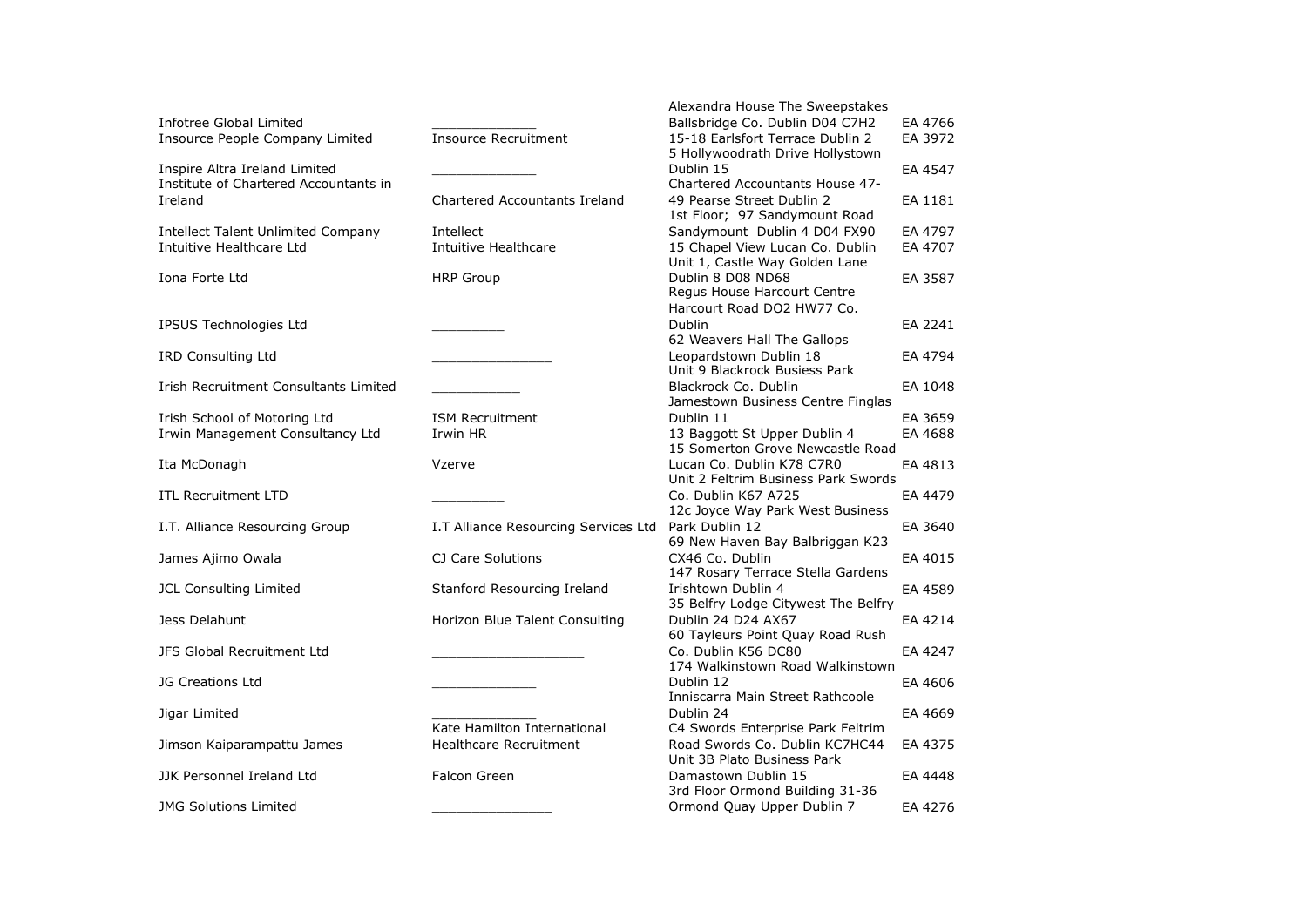| | | | |
|---|---|---|---|
| Infotree Global Limited | _____________ | Alexandra House The Sweepstakes Ballsbridge Co. Dublin D04 C7H2 | EA 4766 |
| Insource People Company Limited | Insource Recruitment | 15-18 Earlsfort Terrace Dublin 2 | EA 3972 |
| Inspire Altra Ireland Limited | _____________ | 5 Hollywoodrath Drive Hollystown Dublin 15 | EA 4547 |
| Institute of Chartered Accountants in Ireland | Chartered Accountants Ireland | Chartered Accountants House 47-49 Pearse Street Dublin 2 | EA 1181 |
| Intellect Talent Unlimited Company | Intellect | 1st Floor; 97 Sandymount Road Sandymount Dublin 4 D04 FX90 | EA 4797 |
| Intuitive Healthcare Ltd | Intuitive Healthcare | 15 Chapel View Lucan Co. Dublin | EA 4707 |
| Iona Forte Ltd | HRP Group | Unit 1, Castle Way Golden Lane Dublin 8 D08 ND68 | EA 3587 |
| IPSUS Technologies Ltd | _________ | Regus House Harcourt Centre Harcourt Road DO2 HW77 Co. Dublin | EA 2241 |
| IRD Consulting Ltd | _______________ | 62 Weavers Hall The Gallops Leopardstown Dublin 18 | EA 4794 |
| Irish Recruitment Consultants Limited | ___________ | Unit 9 Blackrock Busiess Park Blackrock Co. Dublin | EA 1048 |
| Irish School of Motoring Ltd | ISM Recruitment | Jamestown Business Centre Finglas Dublin 11 | EA 3659 |
| Irwin Management Consultancy Ltd | Irwin HR | 13 Baggott St Upper Dublin 4 | EA 4688 |
| Ita McDonagh | Vzerve | 15 Somerton Grove Newcastle Road Lucan Co. Dublin K78 C7R0 | EA 4813 |
| ITL Recruitment LTD | _________ | Unit 2 Feltrim Business Park Swords Co. Dublin K67 A725 | EA 4479 |
| I.T. Alliance Resourcing Group | I.T Alliance Resourcing Services Ltd | 12c Joyce Way Park West Business Park Dublin 12 | EA 3640 |
| James Ajimo Owala | CJ Care Solutions | 69 New Haven Bay Balbriggan K23 CX46 Co. Dublin | EA 4015 |
| JCL Consulting Limited | Stanford Resourcing Ireland | 147 Rosary Terrace Stella Gardens Irishtown Dublin 4 | EA 4589 |
| Jess Delahunt | Horizon Blue Talent Consulting | 35 Belfry Lodge Citywest The Belfry Dublin 24 D24 AX67 | EA 4214 |
| JFS Global Recruitment Ltd | ___________________ | 60 Tayleurs Point Quay Road Rush Co. Dublin K56 DC80 | EA 4247 |
| JG Creations Ltd | _____________ | 174 Walkinstown Road Walkinstown Dublin 12 | EA 4606 |
| Jigar Limited | _____________ | Inniscarra Main Street Rathcoole Dublin 24 | EA 4669 |
| Jimson Kaiparampattu James | Kate Hamilton International Healthcare Recruitment | C4 Swords Enterprise Park Feltrim Road Swords Co. Dublin KC7HC44 | EA 4375 |
| JJK Personnel Ireland Ltd | Falcon Green | Unit 3B Plato Business Park Damastown Dublin 15 | EA 4448 |
| JMG Solutions Limited | _______________ | 3rd Floor Ormond Building 31-36 Ormond Quay Upper Dublin 7 | EA 4276 |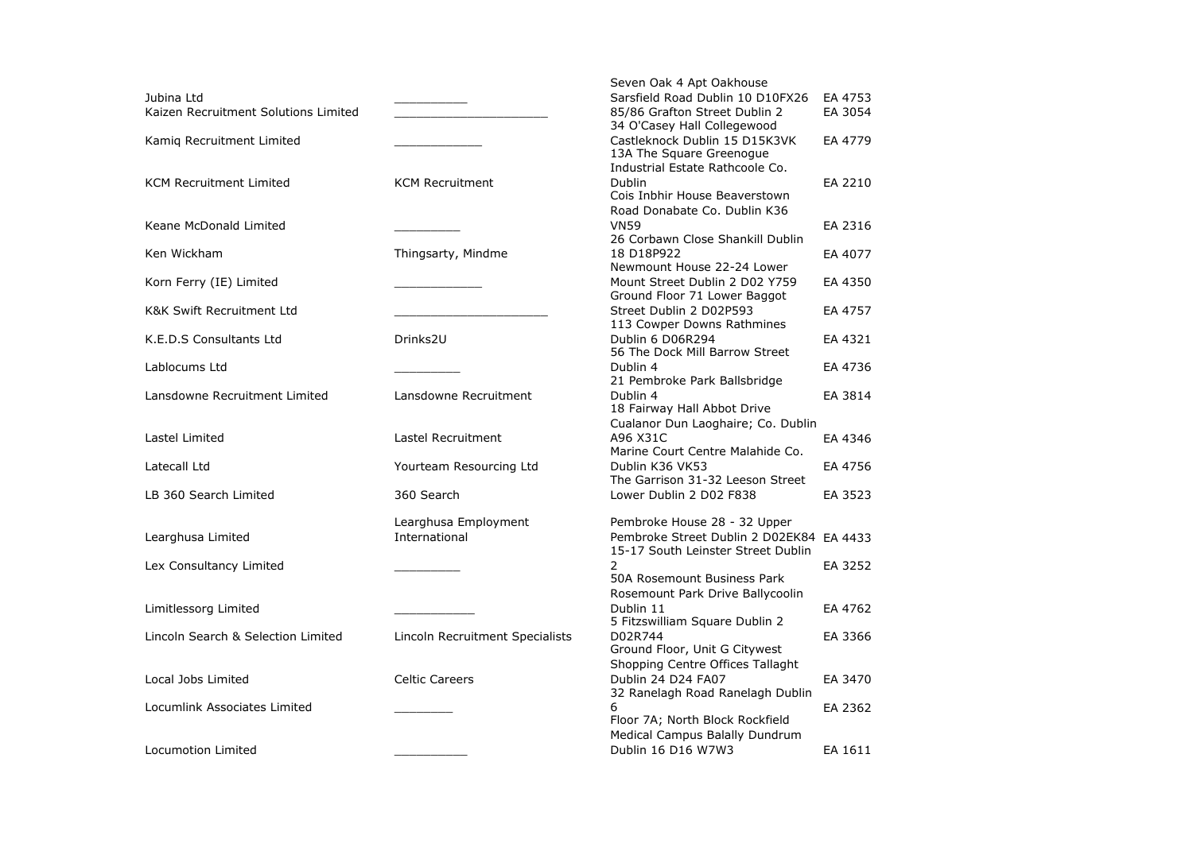| | | | |
|---|---|---|---|
| Jubina Ltd | __________ | Seven Oak 4 Apt Oakhouse Sarsfield Road Dublin 10 D10FX26 | EA 4753 |
| Kaizen Recruitment Solutions Limited | ____________________ | 85/86 Grafton Street Dublin 2 | EA 3054 |
| Kamiq Recruitment Limited | ____________ | 34 O'Casey Hall Collegewood Castleknock Dublin 15 D15K3VK | EA 4779 |
| KCM Recruitment Limited | KCM Recruitment | 13A The Square Greenogue Industrial Estate Rathcoole Co. Dublin | EA 2210 |
| Keane McDonald Limited | _________ | Cois Inbhir House Beaverstown Road Donabate Co. Dublin K36 VN59 | EA 2316 |
| Ken Wickham | Thingsarty, Mindme | 26 Corbawn Close Shankill Dublin 18 D18P922 | EA 4077 |
| Korn Ferry (IE) Limited | ____________ | Newmount House 22-24 Lower Mount Street Dublin 2 D02 Y759 | EA 4350 |
| K&K Swift Recruitment Ltd | ____________________ | Ground Floor 71 Lower Baggot Street Dublin 2 D02P593 | EA 4757 |
| K.E.D.S Consultants Ltd | Drinks2U | 113 Cowper Downs Rathmines Dublin 6 D06R294 | EA 4321 |
| Lablocums Ltd | _________ | 56 The Dock Mill Barrow Street Dublin 4 | EA 4736 |
| Lansdowne Recruitment Limited | Lansdowne Recruitment | 21 Pembroke Park Ballsbridge Dublin 4 | EA 3814 |
| Lastel Limited | Lastel Recruitment | 18 Fairway Hall Abbot Drive Cualanor Dun Laoghaire; Co. Dublin A96 X31C | EA 4346 |
| Latecall Ltd | Yourteam Resourcing Ltd | Marine Court Centre Malahide Co. Dublin K36 VK53 | EA 4756 |
| LB 360 Search Limited | 360 Search | The Garrison 31-32 Leeson Street Lower Dublin 2 D02 F838 | EA 3523 |
| Learghusa Limited | Learghusa Employment International | Pembroke House 28 - 32 Upper Pembroke Street Dublin 2 D02EK84 | EA 4433 |
| Lex Consultancy Limited | _________ | 15-17 South Leinster Street Dublin 2 | EA 3252 |
| Limitlessorg Limited | ___________ | 50A Rosemount Business Park Rosemount Park Drive Ballycoolin Dublin 11 | EA 4762 |
| Lincoln Search & Selection Limited | Lincoln Recruitment Specialists | 5 Fitzswilliam Square Dublin 2 D02R744 | EA 3366 |
| Local Jobs Limited | Celtic Careers | Ground Floor, Unit G Citywest Shopping Centre Offices Tallaght Dublin 24 D24 FA07 | EA 3470 |
| Locumlink Associates Limited | ________ | 32 Ranelagh Road Ranelagh Dublin 6 | EA 2362 |
| Locumotion Limited | __________ | Floor 7A; North Block Rockfield Medical Campus Balally Dundrum Dublin 16 D16 W7W3 | EA 1611 |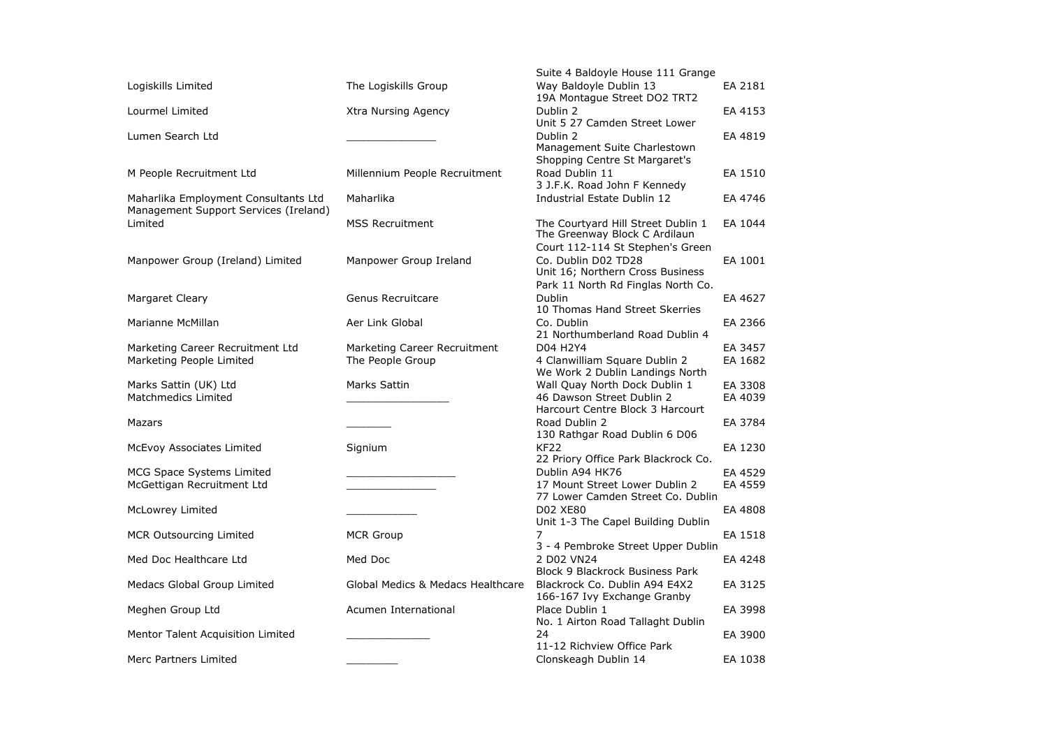| | | | |
|---|---|---|---|
| Logiskills Limited | The Logiskills Group | Suite 4 Baldoyle House 111 Grange Way Baldoyle Dublin 13 | EA 2181 |
| Lourmel Limited | Xtra Nursing Agency | 19A Montague Street DO2 TRT2 Dublin 2 | EA 4153 |
| Lumen Search Ltd | ______________ | Unit 5 27 Camden Street Lower Dublin 2 | EA 4819 |
| M People Recruitment Ltd | Millennium People Recruitment | Management Suite Charlestown Shopping Centre St Margaret's Road Dublin 11 | EA 1510 |
| Maharlika Employment Consultants Ltd | Maharlika | 3 J.F.K. Road John F Kennedy Industrial Estate Dublin 12 | EA 4746 |
| Management Support Services (Ireland) Limited | MSS Recruitment | The Courtyard Hill Street Dublin 1 | EA 1044 |
| Manpower Group (Ireland) Limited | Manpower Group Ireland | The Greenway Block C Ardilaun Court 112-114 St Stephen's Green Co. Dublin D02 TD28 | EA 1001 |
| Margaret Cleary | Genus Recruitcare | Unit 16; Northern Cross Business Park 11 North Rd Finglas North Co. Dublin | EA 4627 |
| Marianne McMillan | Aer Link Global | 10 Thomas Hand Street Skerries Co. Dublin | EA 2366 |
| Marketing Career Recruitment Ltd | Marketing Career Recruitment | 21 Northumberland Road Dublin 4 D04 H2Y4 | EA 3457 |
| Marketing People Limited | The People Group | 4 Clanwilliam Square Dublin 2 | EA 1682 |
| Marks Sattin (UK) Ltd | Marks Sattin | We Work 2 Dublin Landings North Wall Quay North Dock Dublin 1 | EA 3308 |
| Matchmedics Limited | ________________ | 46 Dawson Street Dublin 2 | EA 4039 |
| Mazars | _______ | Harcourt Centre Block 3 Harcourt Road Dublin 2 | EA 3784 |
| McEvoy Associates Limited | Signium | 130 Rathgar Road Dublin 6 D06 KF22 | EA 1230 |
| MCG Space Systems Limited | _________________ | 22 Priory Office Park Blackrock Co. Dublin A94 HK76 | EA 4529 |
| McGettigan Recruitment Ltd | ______________ | 17 Mount Street Lower Dublin 2 | EA 4559 |
| McLowrey Limited | ___________ | 77 Lower Camden Street Co. Dublin D02 XE80 | EA 4808 |
| MCR Outsourcing Limited | MCR Group | Unit 1-3 The Capel Building Dublin 7 | EA 1518 |
| Med Doc Healthcare Ltd | Med Doc | 3 - 4 Pembroke Street Upper Dublin 2 D02 VN24 | EA 4248 |
| Medacs Global Group Limited | Global Medics & Medacs Healthcare | Block 9 Blackrock Business Park Blackrock Co. Dublin A94 E4X2 | EA 3125 |
| Meghen Group Ltd | Acumen International | 166-167 Ivy Exchange Granby Place Dublin 1 | EA 3998 |
| Mentor Talent Acquisition Limited | _____________ | No. 1 Airton Road Tallaght Dublin 24 | EA 3900 |
| Merc Partners Limited | ________ | 11-12 Richview Office Park Clonskeagh Dublin 14 | EA 1038 |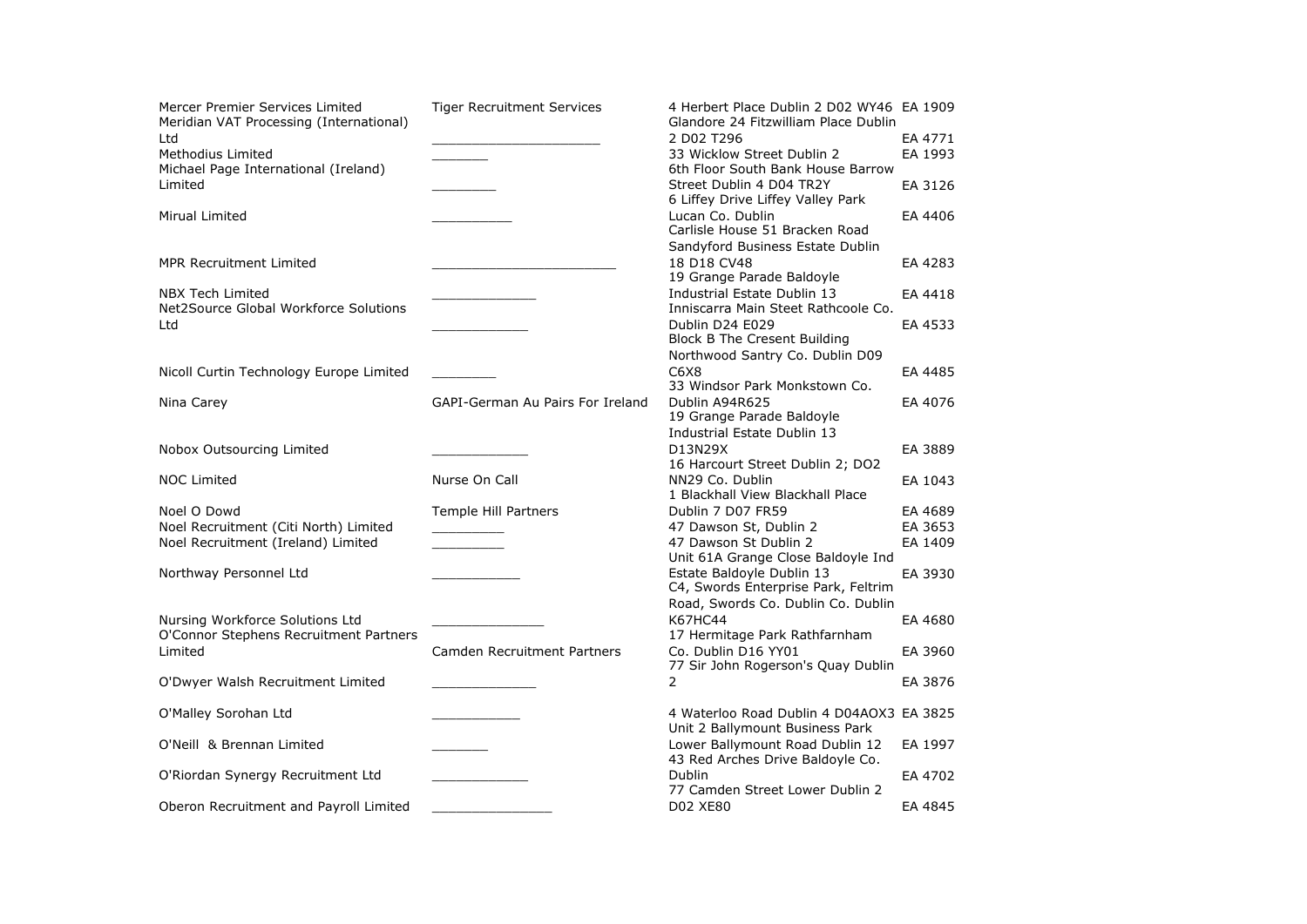| | | | |
|---|---|---|---|
| Mercer Premier Services Limited | Tiger Recruitment Services | 4 Herbert Place Dublin 2 D02 WY46 | EA 1909 |
| Meridian VAT Processing (International) Ltd | _____________________ | Glandore 24 Fitzwilliam Place Dublin 2 D02 T296 | EA 4771 |
| Methodius Limited | _______ | 33 Wicklow Street Dublin 2 | EA 1993 |
| Michael Page International (Ireland) Limited | ________ | 6th Floor South Bank House Barrow Street Dublin 4 D04 TR2Y | EA 3126 |
| Mirual Limited | __________ | 6 Liffey Drive Liffey Valley Park Lucan Co. Dublin | EA 4406 |
| MPR Recruitment Limited | _______________________ | Carlisle House 51 Bracken Road Sandyford Business Estate Dublin 18 D18 CV48 | EA 4283 |
| NBX Tech Limited | _____________ | 19 Grange Parade Baldoyle Industrial Estate Dublin 13 | EA 4418 |
| Net2Source Global Workforce Solutions Ltd | ____________ | Inniscarra Main Steet Rathcoole Co. Dublin D24 E029 | EA 4533 |
| Nicoll Curtin Technology Europe Limited | ________ | Block B The Cresent Building Northwood Santry Co. Dublin D09 C6X8 | EA 4485 |
| Nina Carey | GAPI-German Au Pairs For Ireland | 33 Windsor Park Monkstown Co. Dublin A94R625 | EA 4076 |
| Nobox Outsourcing Limited | ____________ | 19 Grange Parade Baldoyle Industrial Estate Dublin 13 D13N29X | EA 3889 |
| NOC Limited | Nurse On Call | 16 Harcourt Street Dublin 2; DO2 NN29 Co. Dublin | EA 1043 |
| Noel O Dowd | Temple Hill Partners | 1 Blackhall View Blackhall Place Dublin 7 D07 FR59 | EA 4689 |
| Noel Recruitment (Citi North) Limited | _________ | 47 Dawson St, Dublin 2 | EA 3653 |
| Noel Recruitment (Ireland) Limited | _________ | 47 Dawson St Dublin 2 | EA 1409 |
| Northway Personnel Ltd | ___________ | Unit 61A Grange Close Baldoyle Ind Estate Baldoyle Dublin 13 | EA 3930 |
| Nursing Workforce Solutions Ltd | ______________ | C4, Swords Enterprise Park, Feltrim Road, Swords Co. Dublin Co. Dublin K67HC44 | EA 4680 |
| O'Connor Stephens Recruitment Partners Limited | Camden Recruitment Partners | 17 Hermitage Park Rathfarnham Co. Dublin D16 YY01 | EA 3960 |
| O'Dwyer Walsh Recruitment Limited | _____________ | 77 Sir John Rogerson's Quay Dublin 2 | EA 3876 |
| O'Malley Sorohan Ltd | ___________ | 4 Waterloo Road Dublin 4 D04AOX3 | EA 3825 |
| O'Neill & Brennan Limited | _______ | Unit 2 Ballymount Business Park Lower Ballymount Road Dublin 12 | EA 1997 |
| O'Riordan Synergy Recruitment Ltd | ____________ | 43 Red Arches Drive Baldoyle Co. Dublin | EA 4702 |
| Oberon Recruitment and Payroll Limited | _______________ | 77 Camden Street Lower Dublin 2 D02 XE80 | EA 4845 |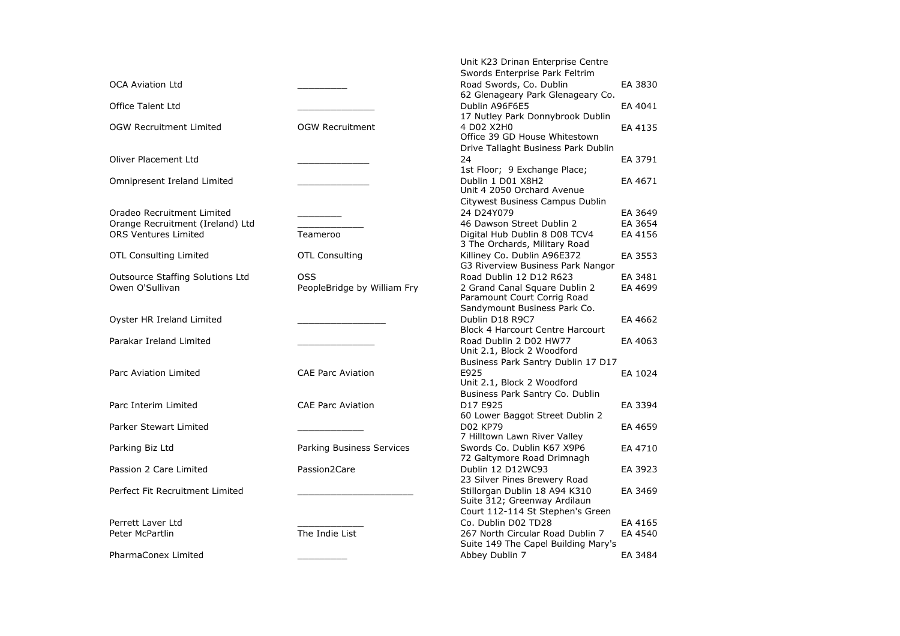| | | | |
|---|---|---|---|
| OCA Aviation Ltd | _________ | Unit K23 Drinan Enterprise Centre Swords Enterprise Park Feltrim Road Swords, Co. Dublin | EA 3830 |
| Office Talent Ltd | ______________ | 62 Glenageary Park Glenageary Co. Dublin A96F6E5 | EA 4041 |
| OGW Recruitment Limited | OGW Recruitment | 17 Nutley Park Donnybrook Dublin 4 D02 X2H0 | EA 4135 |
| Oliver Placement Ltd | _____________ | Office 39 GD House Whitestown Drive Tallaght Business Park Dublin 24 | EA 3791 |
| Omnipresent Ireland Limited | _____________ | 1st Floor; 9 Exchange Place; Dublin 1 D01 X8H2 | EA 4671 |
| Oradeo Recruitment Limited | ________ | Unit 4 2050 Orchard Avenue Citywest Business Campus Dublin 24 D24Y079 | EA 3649 |
| Orange Recruitment (Ireland) Ltd | ____________ | 46 Dawson Street Dublin 2 | EA 3654 |
| ORS Ventures Limited | Teameroo | Digital Hub Dublin 8 D08 TCV4 | EA 4156 |
| OTL Consulting Limited | OTL Consulting | 3 The Orchards, Military Road Killiney Co. Dublin A96E372 | EA 3553 |
| Outsource Staffing Solutions Ltd | OSS | G3 Riverview Business Park Nangor Road Dublin 12 D12 R623 | EA 3481 |
| Owen O'Sullivan | PeopleBridge by William Fry | 2 Grand Canal Square Dublin 2 | EA 4699 |
| Oyster HR Ireland Limited | ________________ | Paramount Court Corrig Road Sandymount Business Park Co. Dublin D18 R9C7 | EA 4662 |
| Parakar Ireland Limited | ______________ | Block 4 Harcourt Centre Harcourt Road Dublin 2 D02 HW77 | EA 4063 |
| Parc Aviation Limited | CAE Parc Aviation | Unit 2.1, Block 2 Woodford Business Park Santry Dublin 17 D17 E925 | EA 1024 |
| Parc Interim Limited | CAE Parc Aviation | Unit 2.1, Block 2 Woodford Business Park Santry Co. Dublin D17 E925 | EA 3394 |
| Parker Stewart Limited | ____________ | 60 Lower Baggot Street Dublin 2 D02 KP79 | EA 4659 |
| Parking Biz Ltd | Parking Business Services | 7 Hilltown Lawn River Valley Swords Co. Dublin K67 X9P6 | EA 4710 |
| Passion 2 Care Limited | Passion2Care | 72 Galtymore Road Drimnagh Dublin 12 D12WC93 | EA 3923 |
| Perfect Fit Recruitment Limited | _____________________ | 23 Silver Pines Brewery Road Stillorgan Dublin 18 A94 K310 | EA 3469 |
| Perrett Laver Ltd | ____________ | Suite 312; Greenway Ardilaun Court 112-114 St Stephen's Green Co. Dublin D02 TD28 | EA 4165 |
| Peter McPartlin | The Indie List | 267 North Circular Road Dublin 7 | EA 4540 |
| PharmaConex Limited | _________ | Suite 149 The Capel Building Mary's Abbey Dublin 7 | EA 3484 |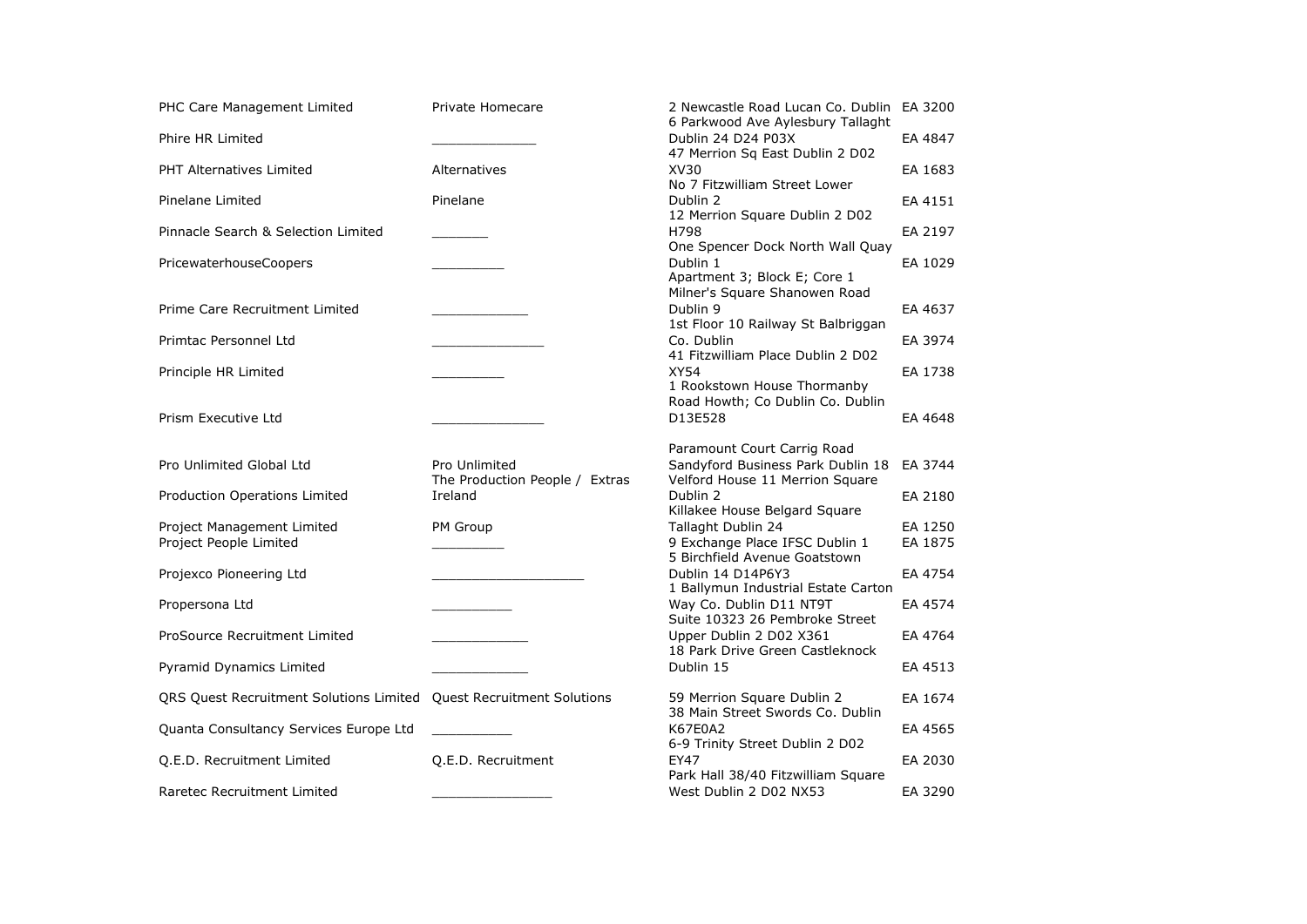| | | | |
|---|---|---|---|
| PHC Care Management Limited | Private Homecare | 2 Newcastle Road Lucan Co. Dublin | EA 3200 |
| Phire HR Limited | _____________ | 6 Parkwood Ave Aylesbury Tallaght Dublin 24 D24 P03X | EA 4847 |
| PHT Alternatives Limited | Alternatives | 47 Merrion Sq East Dublin 2 D02 XV30 | EA 1683 |
| Pinelane Limited | Pinelane | No 7 Fitzwilliam Street Lower Dublin 2 | EA 4151 |
| Pinnacle Search & Selection Limited | _______ | 12 Merrion Square Dublin 2 D02 H798 | EA 2197 |
| PricewaterhouseCoopers | _________ | One Spencer Dock North Wall Quay Dublin 1 | EA 1029 |
| Prime Care Recruitment Limited | ____________ | Apartment 3; Block E; Core 1 Milner's Square Shanowen Road Dublin 9 | EA 4637 |
| Primtac Personnel Ltd | ______________ | 1st Floor 10 Railway St Balbriggan Co. Dublin | EA 3974 |
| Principle HR Limited | _________ | 41 Fitzwilliam Place Dublin 2 D02 XY54 | EA 1738 |
| Prism Executive Ltd | ______________ | 1 Rookstown House Thormanby Road Howth; Co Dublin Co. Dublin D13E528 | EA 4648 |
| Pro Unlimited Global Ltd | Pro Unlimited | Paramount Court Carrig Road Sandyford Business Park Dublin 18 | EA 3744 |
| Production Operations Limited | The Production People / Extras Ireland | Velford House 11 Merrion Square Dublin 2 | EA 2180 |
| Project Management Limited | PM Group | Killakee House Belgard Square Tallaght Dublin 24 | EA 1250 |
| Project People Limited | _________ | 9 Exchange Place IFSC Dublin 1 | EA 1875 |
| Projexco Pioneering Ltd | ___________________ | 5 Birchfield Avenue Goatstown Dublin 14 D14P6Y3 | EA 4754 |
| Propersona Ltd | __________ | 1 Ballymun Industrial Estate Carton Way Co. Dublin D11 NT9T | EA 4574 |
| ProSource Recruitment Limited | ____________ | Suite 10323 26 Pembroke Street Upper Dublin 2 D02 X361 | EA 4764 |
| Pyramid Dynamics Limited | ____________ | 18 Park Drive Green Castleknock Dublin 15 | EA 4513 |
| QRS Quest Recruitment Solutions Limited | Quest Recruitment Solutions | 59 Merrion Square Dublin 2 | EA 1674 |
| Quanta Consultancy Services Europe Ltd | __________ | 38 Main Street Swords Co. Dublin K67E0A2 | EA 4565 |
| Q.E.D. Recruitment Limited | Q.E.D. Recruitment | 6-9 Trinity Street Dublin 2 D02 EY47 | EA 2030 |
| Raretec Recruitment Limited | _______________ | Park Hall 38/40 Fitzwilliam Square West Dublin 2 D02 NX53 | EA 3290 |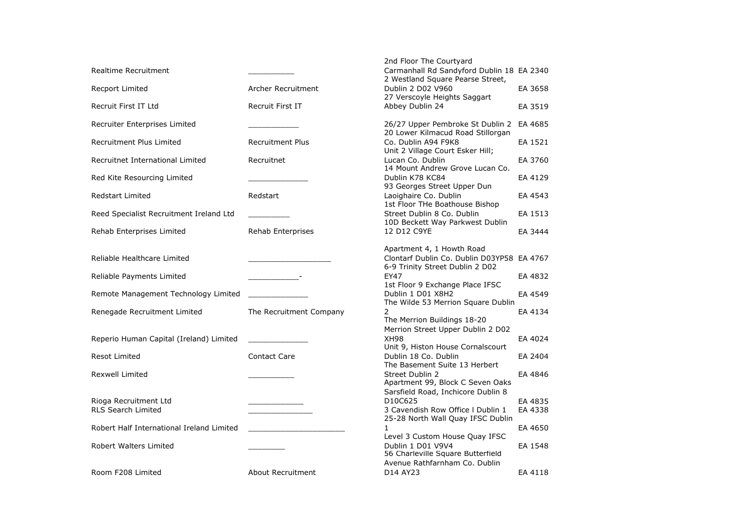| | | | |
|---|---|---|---|
| Realtime Recruitment | __________ | 2nd Floor The Courtyard Carmanhall Rd Sandyford Dublin 18 | EA 2340 |
| Recport Limited | Archer Recruitment | 2 Westland Square Pearse Street, Dublin 2 D02 V960 | EA 3658 |
| Recruit First IT Ltd | Recruit First IT | 27 Verscoyle Heights Saggart Abbey Dublin 24 | EA 3519 |
| Recruiter Enterprises Limited | ___________ | 26/27 Upper Pembroke St Dublin 2 | EA 4685 |
| Recruitment Plus Limited | Recruitment Plus | 20 Lower Kilmacud Road Stillorgan Co. Dublin A94 F9K8 | EA 1521 |
| Recruitnet International Limited | Recruitnet | Unit 2 Village Court Esker Hill; Lucan Co. Dublin | EA 3760 |
| Red Kite Resourcing Limited | _____________ | 14 Mount Andrew Grove Lucan Co. Dublin K78 KC84 | EA 4129 |
| Redstart Limited | Redstart | 93 Georges Street Upper Dun Laoighaire Co. Dublin | EA 4543 |
| Reed Specialist Recruitment Ireland Ltd | _________ | 1st Floor THe Boathouse Bishop Street Dublin 8 Co. Dublin | EA 1513 |
| Rehab Enterprises Limited | Rehab Enterprises | 10D Beckett Way Parkwest Dublin 12 D12 C9YE | EA 3444 |
| Reliable Healthcare Limited | __________________ | Apartment 4, 1 Howth Road Clontarf Dublin Co. Dublin D03YP58 | EA 4767 |
| Reliable Payments Limited | ___________- | 6-9 Trinity Street Dublin 2 D02 EY47 | EA 4832 |
| Remote Management Technology Limited | _____________ | 1st Floor 9 Exchange Place IFSC Dublin 1 D01 X8H2 | EA 4549 |
| Renegade Recruitment Limited | The Recruitment Company | The Wilde 53 Merrion Square Dublin 2 | EA 4134 |
| Reperio Human Capital (Ireland) Limited | _____________ | The Merrion Buildings 18-20 Merrion Street Upper Dublin 2 D02 XH98 | EA 4024 |
| Resot Limited | Contact Care | Unit 9, Histon House Cornalscourt Dublin 18 Co. Dublin | EA 2404 |
| Rexwell Limited | __________ | The Basement Suite 13 Herbert Street Dublin 2 | EA 4846 |
| Rioga Recruitment Ltd | ____________ | Apartment 99, Block C Seven Oaks Sarsfield Road, Inchicore Dublin 8 D10C625 | EA 4835 |
| RLS Search Limited | ______________ | 3 Cavendish Row Office l Dublin 1 | EA 4338 |
| Robert Half International Ireland Limited | _____________________ | 25-28 North Wall Quay IFSC Dublin 1 | EA 4650 |
| Robert Walters Limited | ________ | Level 3 Custom House Quay IFSC Dublin 1 D01 V9V4 | EA 1548 |
| Room F208 Limited | About Recruitment | 56 Charleville Square Butterfield Avenue Rathfarnham Co. Dublin D14 AY23 | EA 4118 |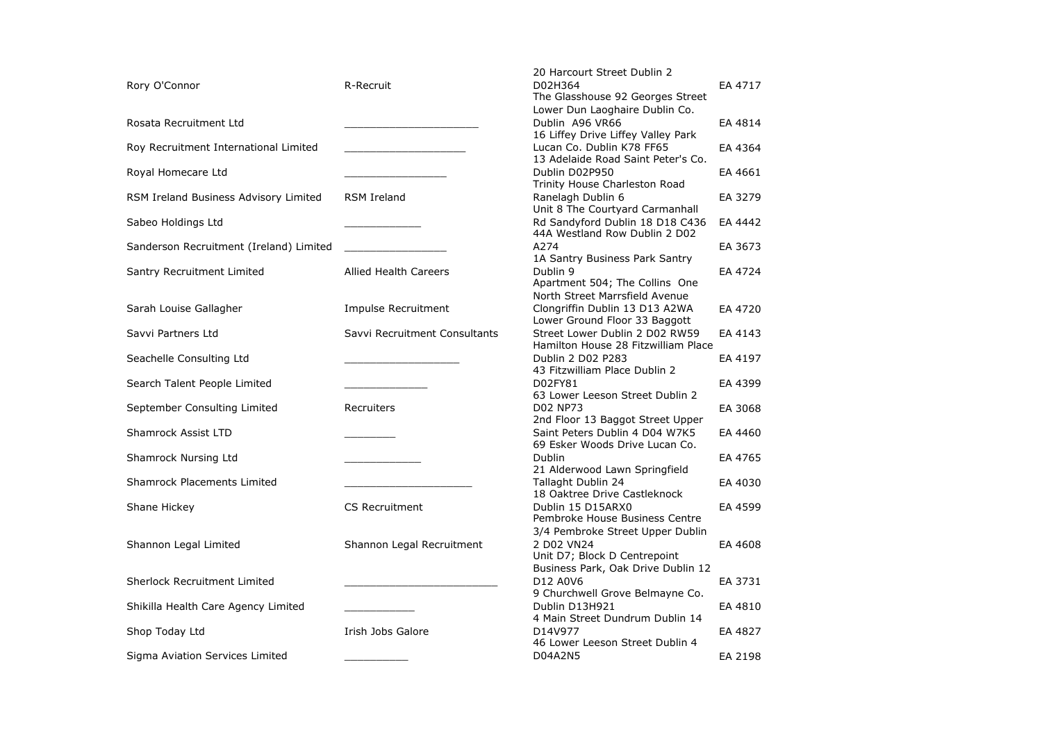| | | | |
|---|---|---|---|
| Rory O'Connor | R-Recruit | 20 Harcourt Street Dublin 2 D02H364 | EA 4717 |
| Rosata Recruitment Ltd | ____________________ | The Glasshouse 92 Georges Street Lower Dun Laoghaire Dublin Co. Dublin A96 VR66 | EA 4814 |
| Roy Recruitment International Limited | __________________ | 16 Liffey Drive Liffey Valley Park Lucan Co. Dublin K78 FF65 | EA 4364 |
| Royal Homecare Ltd | ________________ | 13 Adelaide Road Saint Peter's Co. Dublin D02P950 | EA 4661 |
| RSM Ireland Business Advisory Limited | RSM Ireland | Trinity House Charleston Road Ranelagh Dublin 6 | EA 3279 |
| Sabeo Holdings Ltd | ___________ | Unit 8 The Courtyard Carmanhall Rd Sandyford Dublin 18 D18 C436 | EA 4442 |
| Sanderson Recruitment (Ireland) Limited | ________________ | 44A Westland Row Dublin 2 D02 A274 | EA 3673 |
| Santry Recruitment Limited | Allied Health Careers | 1A Santry Business Park Santry Dublin 9 | EA 4724 |
| Sarah Louise Gallagher | Impulse Recruitment | Apartment 504; The Collins One North Street Marrsfield Avenue Clongriffin Dublin 13 D13 A2WA | EA 4720 |
| Savvi Partners Ltd | Savvi Recruitment Consultants | Lower Ground Floor 33 Baggott Street Lower Dublin 2 D02 RW59 | EA 4143 |
| Seachelle Consulting Ltd | _________________ | Hamilton House 28 Fitzwilliam Place Dublin 2 D02 P283 | EA 4197 |
| Search Talent People Limited | ____________ | 43 Fitzwilliam Place Dublin 2 D02FY81 | EA 4399 |
| September Consulting Limited | Recruiters | 63 Lower Leeson Street Dublin 2 D02 NP73 | EA 3068 |
| Shamrock Assist LTD | ________ | 2nd Floor 13 Baggot Street Upper Saint Peters Dublin 4 D04 W7K5 | EA 4460 |
| Shamrock Nursing Ltd | ___________ | 69 Esker Woods Drive Lucan Co. Dublin | EA 4765 |
| Shamrock Placements Limited | ___________________ | 21 Alderwood Lawn Springfield Tallaght Dublin 24 | EA 4030 |
| Shane Hickey | CS Recruitment | 18 Oaktree Drive Castleknock Dublin 15 D15ARX0 | EA 4599 |
| Shannon Legal Limited | Shannon Legal Recruitment | Pembroke House Business Centre 3/4 Pembroke Street Upper Dublin 2 D02 VN24 | EA 4608 |
| Sherlock Recruitment Limited | _______________________ | Unit D7; Block D Centrepoint Business Park, Oak Drive Dublin 12 D12 A0V6 | EA 3731 |
| Shikilla Health Care Agency Limited | __________ | 9 Churchwell Grove Belmayne Co. Dublin D13H921 | EA 4810 |
| Shop Today Ltd | Irish Jobs Galore | 4 Main Street Dundrum Dublin 14 D14V977 | EA 4827 |
| Sigma Aviation Services Limited | _________ | 46 Lower Leeson Street Dublin 4 D04A2N5 | EA 2198 |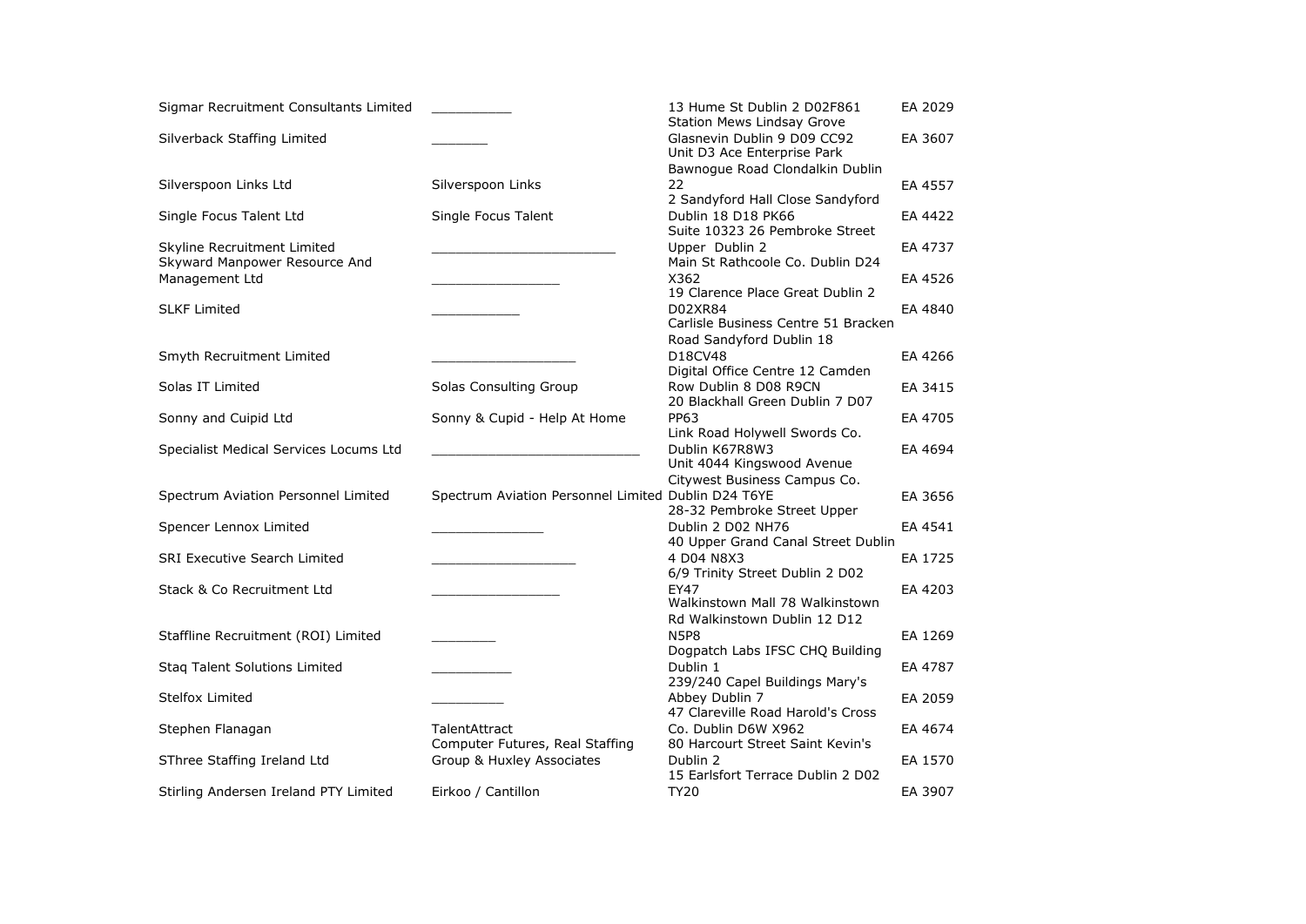| | | | |
|---|---|---|---|
| Sigmar Recruitment Consultants Limited | __________ | 13 Hume St Dublin 2 D02F861 | EA 2029 |
| Silverback Staffing Limited | _______ | Station Mews Lindsay Grove Glasnevin Dublin 9 D09 CC92 | EA 3607 |
| Silverspoon Links Ltd | Silverspoon Links | Unit D3 Ace Enterprise Park Bawnogue Road Clondalkin Dublin 22 | EA 4557 |
| Single Focus Talent Ltd | Single Focus Talent | 2 Sandyford Hall Close Sandyford Dublin 18 D18 PK66 | EA 4422 |
| Skyline Recruitment Limited | _______________________ | Suite 10323 26 Pembroke Street Upper Dublin 2 | EA 4737 |
| Skyward Manpower Resource And Management Ltd | ________________ | Main St Rathcoole Co. Dublin D24 X362 | EA 4526 |
| SLKF Limited | ___________ | 19 Clarence Place Great Dublin 2 D02XR84 | EA 4840 |
| Smyth Recruitment Limited | __________________ | Carlisle Business Centre 51 Bracken Road Sandyford Dublin 18 D18CV48 | EA 4266 |
| Solas IT Limited | Solas Consulting Group | Digital Office Centre 12 Camden Row Dublin 8 D08 R9CN | EA 3415 |
| Sonny and Cuipid Ltd | Sonny & Cupid - Help At Home | 20 Blackhall Green Dublin 7 D07 PP63 | EA 4705 |
| Specialist Medical Services Locums Ltd | __________________________ | Link Road Holywell Swords Co. Dublin K67R8W3 | EA 4694 |
| Spectrum Aviation Personnel Limited | Spectrum Aviation Personnel Limited | Unit 4044 Kingswood Avenue Citywest Business Campus Co. Dublin D24 T6YE | EA 3656 |
| Spencer Lennox Limited | ______________ | 28-32 Pembroke Street Upper Dublin 2 D02 NH76 | EA 4541 |
| SRI Executive Search Limited | __________________ | 40 Upper Grand Canal Street Dublin 4 D04 N8X3 | EA 1725 |
| Stack & Co Recruitment Ltd | ________________ | 6/9 Trinity Street Dublin 2 D02 EY47 | EA 4203 |
| Staffline Recruitment (ROI) Limited | ________ | Walkinstown Mall 78 Walkinstown Rd Walkinstown Dublin 12 D12 N5P8 | EA 1269 |
| Staq Talent Solutions Limited | __________ | Dogpatch Labs IFSC CHQ Building Dublin 1 | EA 4787 |
| Stelfox Limited | _________ | 239/240 Capel Buildings Mary's Abbey Dublin 7 | EA 2059 |
| Stephen Flanagan | TalentAttract | 47 Clareville Road Harold's Cross Co. Dublin D6W X962 | EA 4674 |
| SThree Staffing Ireland Ltd | Computer Futures, Real Staffing Group & Huxley Associates | 80 Harcourt Street Saint Kevin's Dublin 2 | EA 1570 |
| Stirling Andersen Ireland PTY Limited | Eirkoo / Cantillon | 15 Earlsfort Terrace Dublin 2 D02 TY20 | EA 3907 |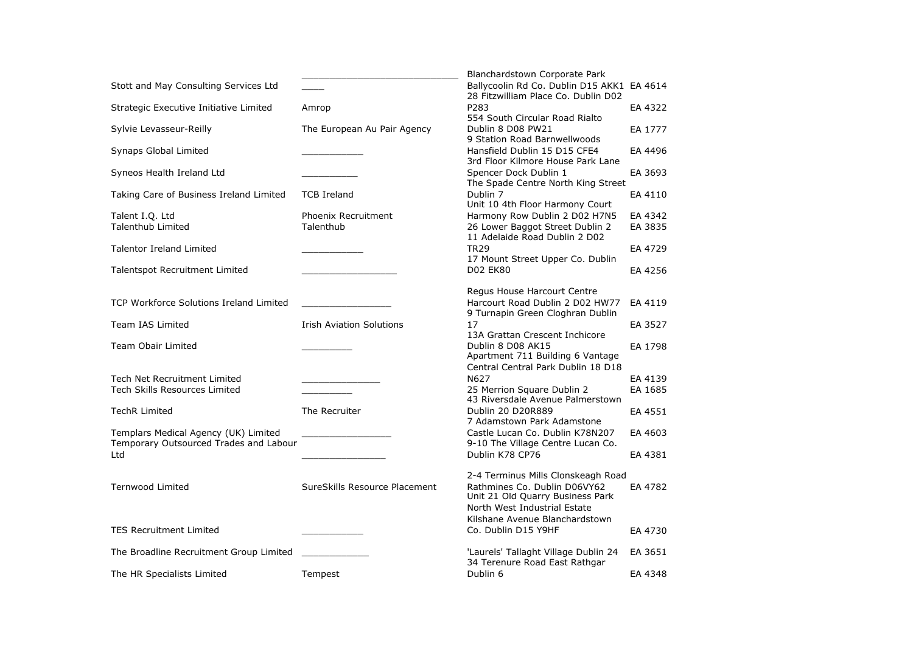| | | | |
|---|---|---|---|
| Stott and May Consulting Services Ltd | ____ | Blanchardstown Corporate Park Ballycoolin Rd Co. Dublin D15 AKK1 | EA 4614 |
| Strategic Executive Initiative Limited | Amrop | 28 Fitzwilliam Place Co. Dublin D02 P283 | EA 4322 |
| Sylvie Levasseur-Reilly | The European Au Pair Agency | 554 South Circular Road Rialto Dublin 8 D08 PW21 | EA 1777 |
| Synaps Global Limited | ___________ | 9 Station Road Barnwellwoods Hansfield Dublin 15 D15 CFE4 | EA 4496 |
| Syneos Health Ireland Ltd | __________ | 3rd Floor Kilmore House Park Lane Spencer Dock Dublin 1 | EA 3693 |
| Taking Care of Business Ireland Limited | TCB Ireland | The Spade Centre North King Street Dublin 7 | EA 4110 |
| Talent I.Q. Ltd | Phoenix Recruitment | Unit 10 4th Floor Harmony Court Harmony Row Dublin 2 D02 H7N5 | EA 4342 |
| Talenthub Limited | Talenthub | 26 Lower Baggot Street Dublin 2 | EA 3835 |
| Talentor Ireland Limited | ___________ | 11 Adelaide Road Dublin 2 D02 TR29 | EA 4729 |
| Talentspot Recruitment Limited | _________________ | 17 Mount Street Upper Co. Dublin D02 EK80 | EA 4256 |
| TCP Workforce Solutions Ireland Limited | ________________ | Regus House Harcourt Centre Harcourt Road Dublin 2 D02 HW77 | EA 4119 |
| Team IAS Limited | Irish Aviation Solutions | 9 Turnapin Green Cloghran Dublin 17 | EA 3527 |
| Team Obair Limited | _________ | 13A Grattan Crescent Inchicore Dublin 8 D08 AK15 | EA 1798 |
| Tech Net Recruitment Limited | ______________ | Apartment 711 Building 6 Vantage Central Central Park Dublin 18 D18 N627 | EA 4139 |
| Tech Skills Resources Limited | _________ | 25 Merrion Square Dublin 2 | EA 1685 |
| TechR Limited | The Recruiter | 43 Riversdale Avenue Palmerstown Dublin 20 D20R889 | EA 4551 |
| Templars Medical Agency (UK) Limited | ________________ | 7 Adamstown Park Adamstone Castle Lucan Co. Dublin K78N207 | EA 4603 |
| Temporary Outsourced Trades and Labour Ltd | _______________ | 9-10 The Village Centre Lucan Co. Dublin K78 CP76 | EA 4381 |
| Ternwood Limited | SureSkills Resource Placement | 2-4 Terminus Mills Clonskeagh Road Rathmines Co. Dublin D06VY62 | EA 4782 |
| TES Recruitment Limited | ___________ | Unit 21 Old Quarry Business Park North West Industrial Estate Kilshane Avenue Blanchardstown Co. Dublin D15 Y9HF | EA 4730 |
| The Broadline Recruitment Group Limited | ____________ | 'Laurels' Tallaght Village Dublin 24 | EA 3651 |
| The HR Specialists Limited | Tempest | 34 Terenure Road East Rathgar Dublin 6 | EA 4348 |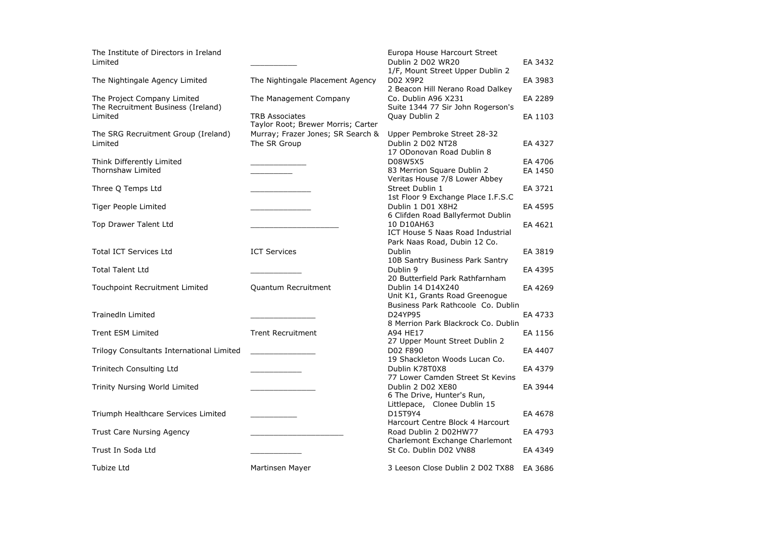| | | | |
|---|---|---|---|
| The Institute of Directors in Ireland Limited | ___________ | Europa House Harcourt Street Dublin 2 D02 WR20 | EA 3432 |
| The Nightingale Agency Limited | The Nightingale Placement Agency | 1/F, Mount Street Upper Dublin 2 D02 X9P2 | EA 3983 |
| The Project Company Limited | The Management Company | 2 Beacon Hill Nerano Road Dalkey Co. Dublin A96 X231 | EA 2289 |
| The Recruitment Business (Ireland) Limited | TRB Associates | Suite 1344 77 Sir John Rogerson's Quay Dublin 2 | EA 1103 |
| The SRG Recruitment Group (Ireland) Limited | Taylor Root; Brewer Morris; Carter Murray; Frazer Jones; SR Search & The SR Group | Upper Pembroke Street 28-32 Dublin 2 D02 NT28 | EA 4327 |
| Think Differently Limited | ____________ | 17 ODonovan Road Dublin 8 D08W5X5 | EA 4706 |
| Thornshaw Limited | _________ | 83 Merrion Square Dublin 2 | EA 1450 |
| Three Q Temps Ltd | ______________ | Veritas House 7/8 Lower Abbey Street Dublin 1 | EA 3721 |
| Tiger People Limited | ______________ | 1st Floor 9 Exchange Place I.F.S.C Dublin 1 D01 X8H2 | EA 4595 |
| Top Drawer Talent Ltd | ____________________ | 6 Clifden Road Ballyfermot Dublin 10 D10AH63 | EA 4621 |
| Total ICT Services Ltd | ICT Services | ICT House 5 Naas Road Industrial Park Naas Road, Dubin 12 Co. Dublin | EA 3819 |
| Total Talent Ltd | ___________ | 10B Santry Business Park Santry Dublin 9 | EA 4395 |
| Touchpoint Recruitment Limited | Quantum Recruitment | 20 Butterfield Park Rathfarnham Dublin 14 D14X240 | EA 4269 |
| Trainedln Limited | _______________ | Unit K1, Grants Road Greenogue Business Park Rathcoole Co. Dublin D24YP95 | EA 4733 |
| Trent ESM Limited | Trent Recruitment | 8 Merrion Park Blackrock Co. Dublin A94 HE17 | EA 1156 |
| Trilogy Consultants International Limited | _______________ | 27 Upper Mount Street Dublin 2 D02 F890 | EA 4407 |
| Trinitech Consulting Ltd | ___________ | 19 Shackleton Woods Lucan Co. Dublin K78T0X8 | EA 4379 |
| Trinity Nursing World Limited | _______________ | 77 Lower Camden Street St Kevins Dublin 2 D02 XE80 | EA 3944 |
| Triumph Healthcare Services Limited | __________ | 6 The Drive, Hunter's Run, Littlepace, Clonee Dublin 15 D15T9Y4 | EA 4678 |
| Trust Care Nursing Agency | _____________________ | Harcourt Centre Block 4 Harcourt Road Dublin 2 D02HW77 | EA 4793 |
| Trust In Soda Ltd | ___________ | Charlemont Exchange Charlemont St Co. Dublin D02 VN88 | EA 4349 |
| Tubize Ltd | Martinsen Mayer | 3 Leeson Close Dublin 2 D02 TX88 | EA 3686 |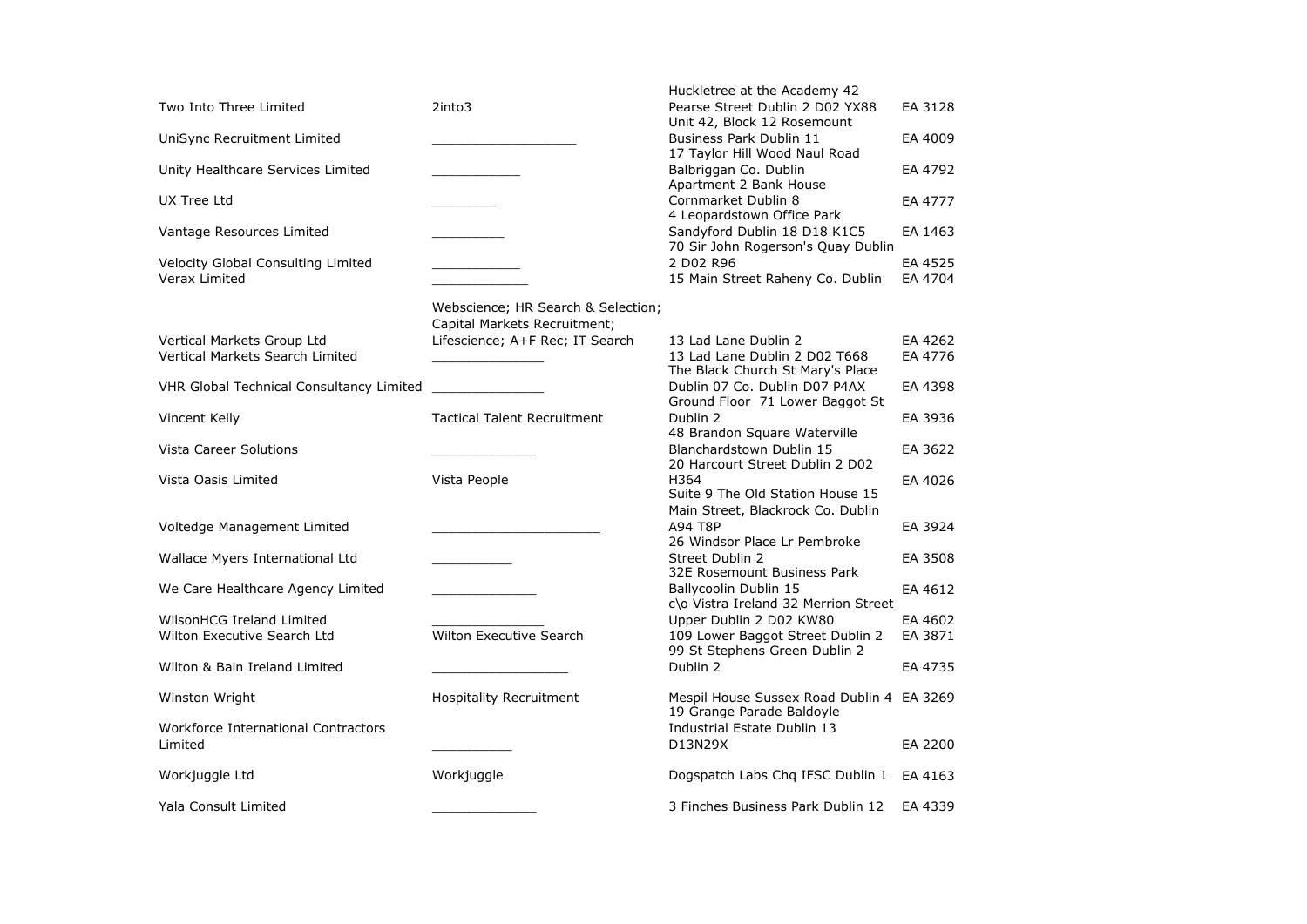| | | | |
|---|---|---|---|
| Two Into Three Limited | 2into3 | Huckletree at the Academy 42 Pearse Street Dublin 2 D02 YX88 | EA 3128 |
| UniSync Recruitment Limited | ___________________ | Unit 42, Block 12 Rosemount Business Park Dublin 11 | EA 4009 |
| Unity Healthcare Services Limited | ___________ | 17 Taylor Hill Wood Naul Road Balbriggan Co. Dublin | EA 4792 |
| UX Tree Ltd | ________ | Apartment 2 Bank House Cornmarket Dublin 8 | EA 4777 |
| Vantage Resources Limited | _________ | 4 Leopardstown Office Park Sandyford Dublin 18 D18 K1C5 | EA 1463 |
| Velocity Global Consulting Limited | ___________ | 70 Sir John Rogerson's Quay Dublin 2 D02 R96 | EA 4525 |
| Verax Limited | ____________ | 15 Main Street Raheny Co. Dublin | EA 4704 |
| Vertical Markets Group Ltd | Webscience; HR Search & Selection; Capital Markets Recruitment; Lifescience; A+F Rec; IT Search | 13 Lad Lane Dublin 2 | EA 4262 |
| Vertical Markets Search Limited | ______________ | 13 Lad Lane Dublin 2 D02 T668 | EA 4776 |
| VHR Global Technical Consultancy Limited | ______________ | The Black Church St Mary's Place Dublin 07 Co. Dublin D07 P4AX | EA 4398 |
| Vincent Kelly | Tactical Talent Recruitment | Ground Floor 71 Lower Baggot St Dublin 2 | EA 3936 |
| Vista Career Solutions | _____________ | 48 Brandon Square Waterville Blanchardstown Dublin 15 | EA 3622 |
| Vista Oasis Limited | Vista People | 20 Harcourt Street Dublin 2 D02 H364 | EA 4026 |
| Voltedge Management Limited | _____________________ | Suite 9 The Old Station House 15 Main Street, Blackrock Co. Dublin A94 T8P | EA 3924 |
| Wallace Myers International Ltd | __________ | 26 Windsor Place Lr Pembroke Street Dublin 2 | EA 3508 |
| We Care Healthcare Agency Limited | _____________ | 32E Rosemount Business Park Ballycoolin Dublin 15 | EA 4612 |
| WilsonHCG Ireland Limited | ______________ | c\o Vistra Ireland 32 Merrion Street Upper Dublin 2 D02 KW80 | EA 4602 |
| Wilton Executive Search Ltd | Wilton Executive Search | 109 Lower Baggot Street Dublin 2 | EA 3871 |
| Wilton & Bain Ireland Limited | _________________ | 99 St Stephens Green Dublin 2 Dublin 2 | EA 4735 |
| Winston Wright | Hospitality Recruitment | Mespil House Sussex Road Dublin 4 | EA 3269 |
| Workforce International Contractors Limited | __________ | 19 Grange Parade Baldoyle Industrial Estate Dublin 13 D13N29X | EA 2200 |
| Workjuggle Ltd | Workjuggle | Dogspatch Labs Chq IFSC Dublin 1 | EA 4163 |
| Yala Consult Limited | _____________ | 3 Finches Business Park Dublin 12 | EA 4339 |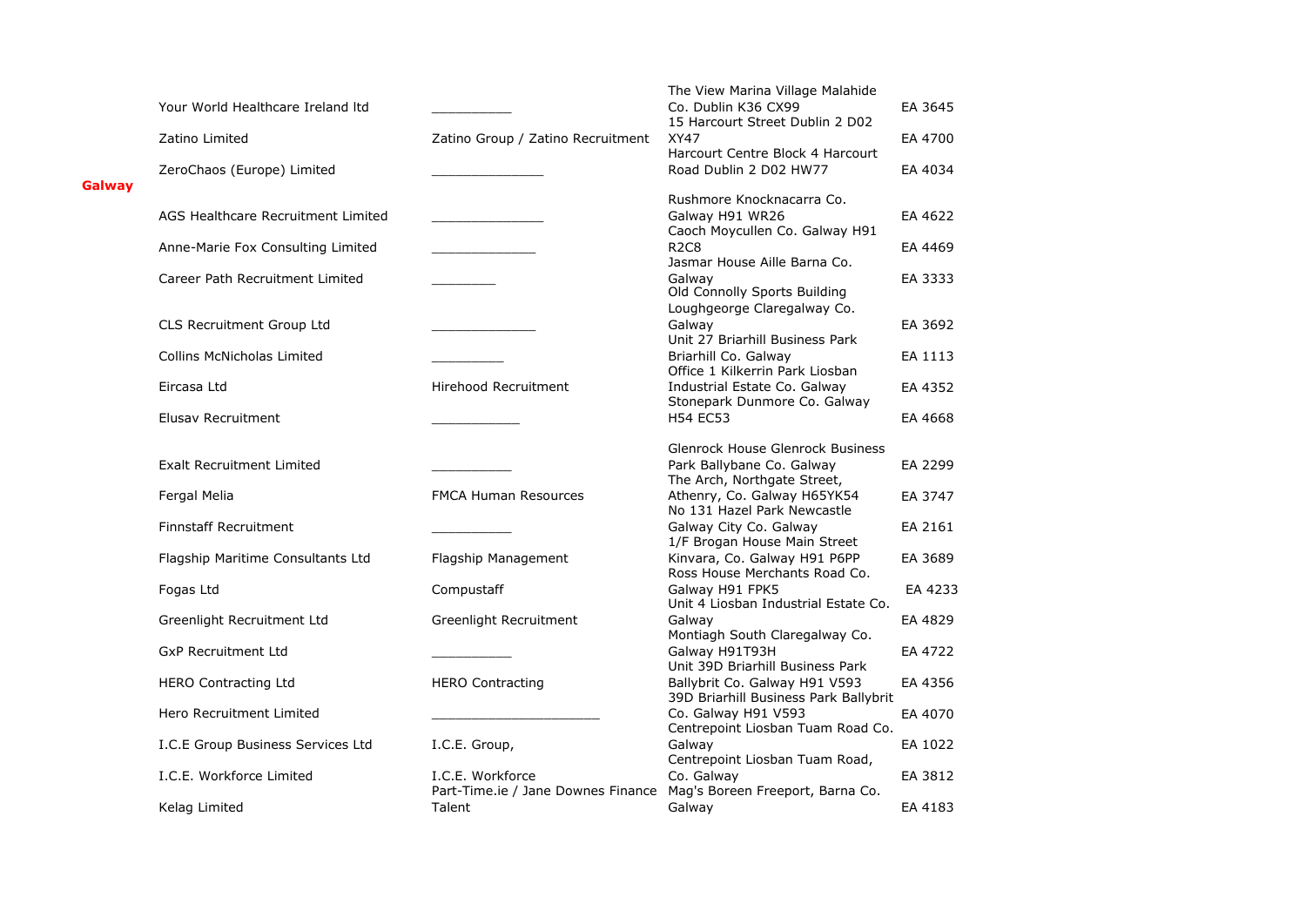| | | | | |
|---|---|---|---|---|
| | Your World Healthcare Ireland ltd | ___________ | The View Marina Village Malahide Co. Dublin K36 CX99 | EA 3645 |
| | Zatino Limited | Zatino Group / Zatino Recruitment | 15 Harcourt Street Dublin 2 D02 XY47 | EA 4700 |
| | ZeroChaos (Europe) Limited | _______________ | Harcourt Centre Block 4 Harcourt Road Dublin 2 D02 HW77 | EA 4034 |
| **Galway** | | | | |
| | AGS Healthcare Recruitment Limited | _______________ | Rushmore Knocknacarra Co. Galway H91 WR26 | EA 4622 |
| | Anne-Marie Fox Consulting Limited | ______________ | Caoch Moycullen Co. Galway H91 R2C8 | EA 4469 |
| | Career Path Recruitment Limited | _________ | Jasmar House Aille Barna Co. Galway | EA 3333 |
| | CLS Recruitment Group Ltd | ______________ | Old Connolly Sports Building Loughgeorge Claregalway Co. Galway | EA 3692 |
| | Collins McNicholas Limited | __________ | Unit 27 Briarhill Business Park Briarhill Co. Galway | EA 1113 |
| | Eircasa Ltd | Hirehood Recruitment | Office 1 Kilkerrin Park Liosban Industrial Estate Co. Galway | EA 4352 |
| | Elusav Recruitment | ____________ | Stonepark Dunmore Co. Galway H54 EC53 | EA 4668 |
| | Exalt Recruitment Limited | ___________ | Glenrock House Glenrock Business Park Ballybane Co. Galway | EA 2299 |
| | Fergal Melia | FMCA Human Resources | The Arch, Northgate Street, Athenry, Co. Galway H65YK54 | EA 3747 |
| | Finnstaff Recruitment | ___________ | No 131 Hazel Park Newcastle Galway City Co. Galway | EA 2161 |
| | Flagship Maritime Consultants Ltd | Flagship Management | 1/F Brogan House Main Street Kinvara, Co. Galway H91 P6PP | EA 3689 |
| | Fogas Ltd | Compustaff | Ross House Merchants Road Co. Galway H91 FPK5 | EA 4233 |
| | Greenlight Recruitment Ltd | Greenlight Recruitment | Unit 4 Liosban Industrial Estate Co. Galway | EA 4829 |
| | GxP Recruitment Ltd | ___________ | Montiagh South Claregalway Co. Galway H91T93H | EA 4722 |
| | HERO Contracting Ltd | HERO Contracting | Unit 39D Briarhill Business Park Ballybrit Co. Galway H91 V593 | EA 4356 |
| | Hero Recruitment Limited | ______________________ | 39D Briarhill Business Park Ballybrit Co. Galway H91 V593 | EA 4070 |
| | I.C.E Group Business Services Ltd | I.C.E. Group, | Centrepoint Liosban Tuam Road Co. Galway | EA 1022 |
| | I.C.E. Workforce Limited | I.C.E. Workforce | Centrepoint Liosban Tuam Road, Co. Galway | EA 3812 |
| | Kelag Limited | Part-Time.ie / Jane Downes Finance Talent | Mag's Boreen Freeport, Barna Co. Galway | EA 4183 |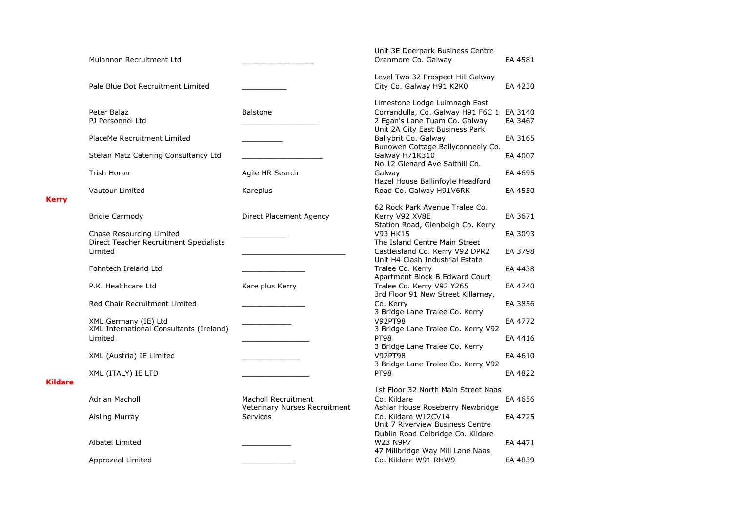| | Name | Trading Name | Address | Licence No. |
|---|---|---|---|---|
| | Mulannon Recruitment Ltd | _________________ | Unit 3E Deerpark Business Centre Oranmore Co. Galway | EA 4581 |
| | Pale Blue Dot Recruitment Limited | ___________ | Level Two 32 Prospect Hill Galway City Co. Galway H91 K2K0 | EA 4230 |
| | Peter Balaz | Balstone | Limestone Lodge Luimnagh East Corrandulla, Co. Galway H91 F6C 1 | EA 3140 |
| | PJ Personnel Ltd | __________________ | 2 Egan's Lane Tuam Co. Galway | EA 3467 |
| | PlaceMe Recruitment Limited | __________ | Unit 2A City East Business Park Ballybrit Co. Galway | EA 3165 |
| | Stefan Matz Catering Consultancy Ltd | ___________________ | Bunowen Cottage Ballyconneely Co. Galway H71K310 | EA 4007 |
| | Trish Horan | Agile HR Search | No 12 Glenard Ave Salthill Co. Galway | EA 4695 |
| | Vautour Limited | Kareplus | Hazel House Ballinfoyle Headford Road Co. Galway H91V6RK | EA 4550 |
| **Kerry** | | | | |
| | Bridie Carmody | Direct Placement Agency | 62 Rock Park Avenue Tralee Co. Kerry V92 XV8E | EA 3671 |
| | Chase Resourcing Limited | ___________ | Station Road, Glenbeigh Co. Kerry V93 HK15 | EA 3093 |
| | Direct Teacher Recruitment Specialists Limited | ________________________ | The Island Centre Main Street Castleisland Co. Kerry V92 DPR2 | EA 3798 |
| | Fohntech Ireland Ltd | _______________ | Unit H4 Clash Industrial Estate Tralee Co. Kerry | EA 4438 |
| | P.K. Healthcare Ltd | Kare plus Kerry | Apartment Block B Edward Court Tralee Co. Kerry V92 Y265 | EA 4740 |
| | Red Chair Recruitment Limited | _______________ | 3rd Floor 91 New Street Killarney, Co. Kerry | EA 3856 |
| | XML Germany (IE) Ltd | ____________ | 3 Bridge Lane Tralee Co. Kerry V92PT98 | EA 4772 |
| | XML International Consultants (Ireland) Limited | ________________ | 3 Bridge Lane Tralee Co. Kerry V92 PT98 | EA 4416 |
| | XML (Austria) IE Limited | ______________ | 3 Bridge Lane Tralee Co. Kerry V92PT98 | EA 4610 |
| | XML (ITALY) IE LTD | ________________ | 3 Bridge Lane Tralee Co. Kerry V92 PT98 | EA 4822 |
| **Kildare** | | | | |
| | Adrian Macholl | Macholl Recruitment | 1st Floor 32 North Main Street Naas Co. Kildare | EA 4656 |
| | Aisling Murray | Veterinary Nurses Recruitment Services | Ashlar House Roseberry Newbridge Co. Kildare W12CV14 | EA 4725 |
| | Albatel Limited | ____________ | Unit 7 Riverview Business Centre Dublin Road Celbridge Co. Kildare W23 N9P7 | EA 4471 |
| | Approzeal Limited | _____________ | 47 Millbridge Way Mill Lane Naas Co. Kildare W91 RHW9 | EA 4839 |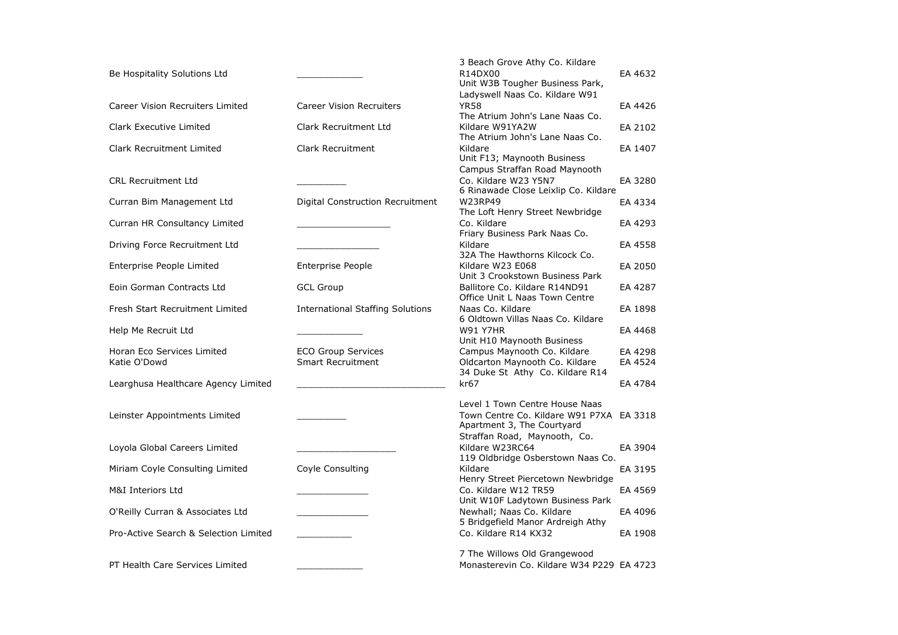| | | | |
|---|---|---|---|
| Be Hospitality Solutions Ltd | ____________ | 3 Beach Grove Athy Co. Kildare R14DX00 | EA 4632 |
| Career Vision Recruiters Limited | Career Vision Recruiters | Unit W3B Tougher Business Park, Ladyswell Naas Co. Kildare W91 YR58 | EA 4426 |
| Clark Executive Limited | Clark Recruitment Ltd | The Atrium John's Lane Naas Co. Kildare W91YA2W | EA 2102 |
| Clark Recruitment Limited | Clark Recruitment | The Atrium John's Lane Naas Co. Kildare | EA 1407 |
| CRL Recruitment Ltd | _________ | Unit F13; Maynooth Business Campus Straffan Road Maynooth Co. Kildare W23 Y5N7 | EA 3280 |
| Curran Bim Management Ltd | Digital Construction Recruitment | 6 Rinawade Close Leixlip Co. Kildare W23RP49 | EA 4334 |
| Curran HR Consultancy Limited | _________________ | The Loft Henry Street Newbridge Co. Kildare | EA 4293 |
| Driving Force Recruitment Ltd | _______________ | Friary Business Park Naas Co. Kildare | EA 4558 |
| Enterprise People Limited | Enterprise People | 32A The Hawthorns Kilcock Co. Kildare W23 E068 | EA 2050 |
| Eoin Gorman Contracts Ltd | GCL Group | Unit 3 Crookstown Business Park Ballitore Co. Kildare R14ND91 | EA 4287 |
| Fresh Start Recruitment Limited | International Staffing Solutions | Office Unit L Naas Town Centre Naas Co. Kildare | EA 1898 |
| Help Me Recruit Ltd | ____________ | 6 Oldtown Villas Naas Co. Kildare W91 Y7HR | EA 4468 |
| Horan Eco Services Limited | ECO Group Services | Unit H10 Maynooth Business Campus Maynooth Co. Kildare | EA 4298 |
| Katie O'Dowd | Smart Recruitment | Oldcarton Maynooth Co. Kildare | EA 4524 |
| Learghusa Healthcare Agency Limited | ___________________________ | 34 Duke St Athy Co. Kildare R14 kr67 | EA 4784 |
| Leinster Appointments Limited | _________ | Level 1 Town Centre House Naas Town Centre Co. Kildare W91 P7XA | EA 3318 |
| Loyola Global Careers Limited | __________________ | Apartment 3, The Courtyard Straffan Road, Maynooth, Co. Kildare W23RC64 | EA 3904 |
| Miriam Coyle Consulting Limited | Coyle Consulting | 119 Oldbridge Osberstown Naas Co. Kildare | EA 3195 |
| M&I Interiors Ltd | _____________ | Henry Street Piercetown Newbridge Co. Kildare W12 TR59 | EA 4569 |
| O'Reilly Curran & Associates Ltd | _____________ | Unit W10F Ladytown Business Park Newhall; Naas Co. Kildare | EA 4096 |
| Pro-Active Search & Selection Limited | __________ | 5 Bridgefield Manor Ardreigh Athy Co. Kildare R14 KX32 | EA 1908 |
| PT Health Care Services Limited | ____________ | 7 The Willows Old Grangewood Monasterevin Co. Kildare W34 P229 | EA 4723 |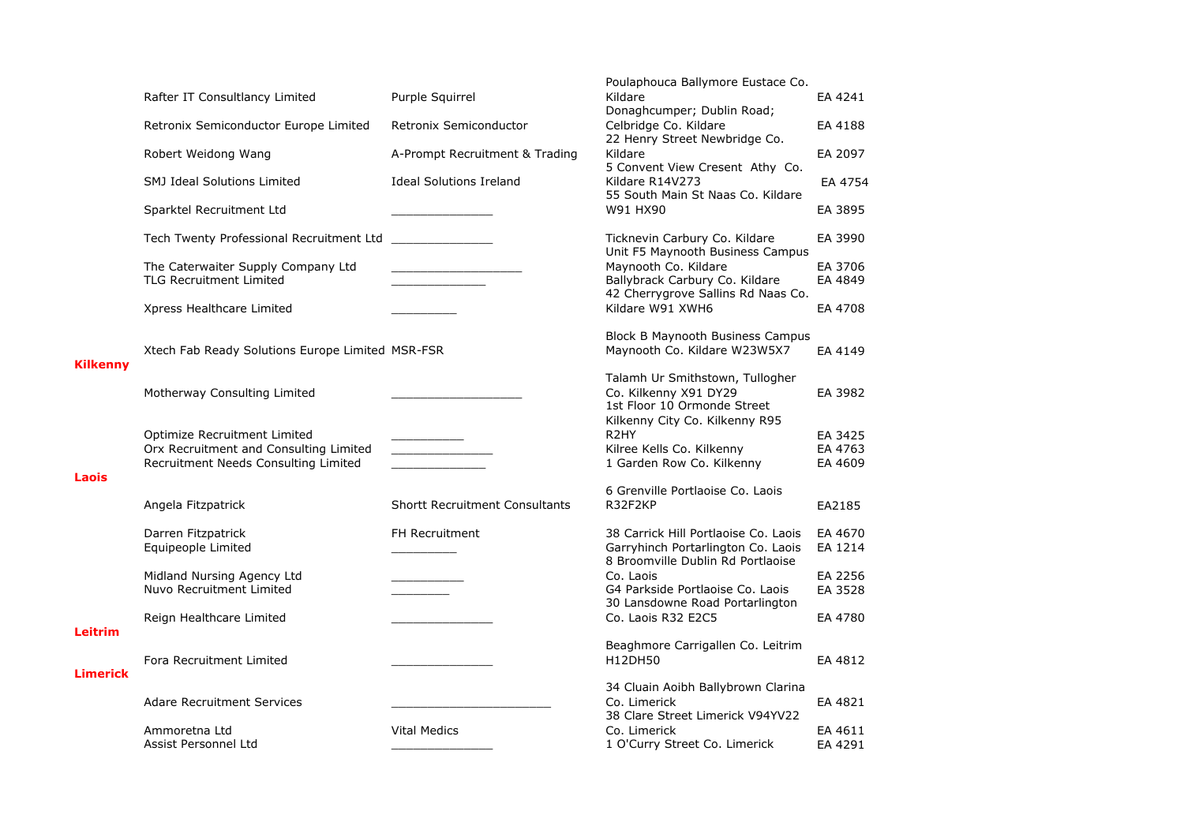| County | Name | Trading Name | Address | Licence No. |
|---|---|---|---|---|
| | Rafter IT Consultlancy Limited | Purple Squirrel | Poulaphouca Ballymore Eustace Co. Kildare | EA 4241 |
| | Retronix Semiconductor Europe Limited | Retronix Semiconductor | Donaghcumper; Dublin Road; Celbridge Co. Kildare | EA 4188 |
| | Robert Weidong Wang | A-Prompt Recruitment & Trading | 22 Henry Street Newbridge Co. Kildare | EA 2097 |
| | SMJ Ideal Solutions Limited | Ideal Solutions Ireland | 5 Convent View Cresent Athy Co. Kildare R14V273 | EA 4754 |
| | Sparktel Recruitment Ltd | _______________ | 55 South Main St Naas Co. Kildare W91 HX90 | EA 3895 |
| | Tech Twenty Professional Recruitment Ltd | _______________ | Ticknevin Carbury Co. Kildare | EA 3990 |
| | The Caterwaiter Supply Company Ltd | ___________________ | Unit F5 Maynooth Business Campus Maynooth Co. Kildare | EA 3706 |
| | TLG Recruitment Limited | ______________ | Ballybrack Carbury Co. Kildare | EA 4849 |
| | Xpress Healthcare Limited | __________ | 42 Cherrygrove Sallins Rd Naas Co. Kildare W91 XWH6 | EA 4708 |
| | Xtech Fab Ready Solutions Europe Limited | MSR-FSR | Block B Maynooth Business Campus Maynooth Co. Kildare W23W5X7 | EA 4149 |
| **Kilkenny** | | | | |
| | Motherway Consulting Limited | ___________________ | Talamh Ur Smithstown, Tullogher Co. Kilkenny X91 DY29 | EA 3982 |
| | Optimize Recruitment Limited | ___________ | 1st Floor 10 Ormonde Street Kilkenny City Co. Kilkenny R95 R2HY | EA 3425 |
| | Orx Recruitment and Consulting Limited | _______________ | Kilree Kells Co. Kilkenny | EA 4763 |
| | Recruitment Needs Consulting Limited | ______________ | 1 Garden Row Co. Kilkenny | EA 4609 |
| **Laois** | | | | |
| | Angela Fitzpatrick | Shortt Recruitment Consultants | 6 Grenville Portlaoise Co. Laois R32F2KP | EA2185 |
| | Darren Fitzpatrick | FH Recruitment | 38 Carrick Hill Portlaoise Co. Laois | EA 4670 |
| | Equipeople Limited | __________ | Garryhinch Portarlington Co. Laois | EA 1214 |
| | Midland Nursing Agency Ltd | ___________ | 8 Broomville Dublin Rd Portlaoise Co. Laois | EA 2256 |
| | Nuvo Recruitment Limited | _________ | G4 Parkside Portlaoise Co. Laois | EA 3528 |
| | Reign Healthcare Limited | _______________ | 30 Lansdowne Road Portarlington Co. Laois R32 E2C5 | EA 4780 |
| **Leitrim** | | | | |
| | Fora Recruitment Limited | _______________ | Beaghmore Carrigallen Co. Leitrim H12DH50 | EA 4812 |
| **Limerick** | | | | |
| | Adare Recruitment Services | _______________________ | 34 Cluain Aoibh Ballybrown Clarina Co. Limerick | EA 4821 |
| | Ammoretna Ltd | Vital Medics | 38 Clare Street Limerick V94YV22 Co. Limerick | EA 4611 |
| | Assist Personnel Ltd | _______________ | 1 O'Curry Street Co. Limerick | EA 4291 |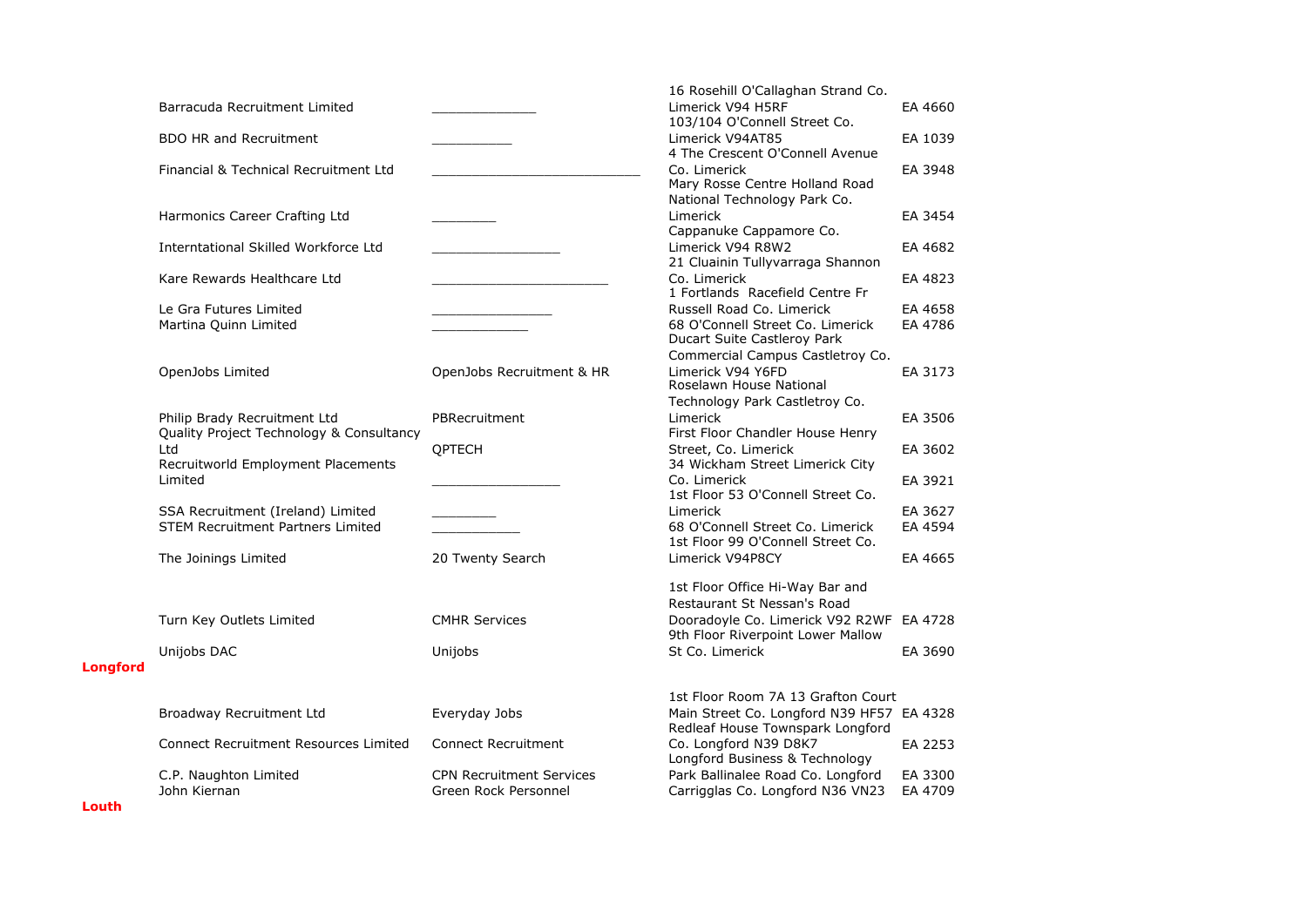| | Company | Trading Name | Address | Licence No. |
|---|---|---|---|---|
| | Barracuda Recruitment Limited | ______________ | 16 Rosehill O'Callaghan Strand Co. Limerick V94 H5RF | EA 4660 |
| | BDO HR and Recruitment | ___________ | 103/104 O'Connell Street Co. Limerick V94AT85 | EA 1039 |
| | Financial & Technical Recruitment Ltd | ____________________________ | 4 The Crescent O'Connell Avenue Co. Limerick | EA 3948 |
| | Harmonics Career Crafting Ltd | _________ | Mary Rosse Centre Holland Road National Technology Park Co. Limerick | EA 3454 |
| | Interntational Skilled Workforce Ltd | _________________ | Cappanuke Cappamore Co. Limerick V94 R8W2 | EA 4682 |
| | Kare Rewards Healthcare Ltd | ________________________ | 21 Cluainin Tullyvarraga Shannon Co. Limerick | EA 4823 |
| | Le Gra Futures Limited | ________________ | 1 Fortlands Racefield Centre Fr Russell Road Co. Limerick | EA 4658 |
| | Martina Quinn Limited | _____________ | 68 O'Connell Street Co. Limerick | EA 4786 |
| | OpenJobs Limited | OpenJobs Recruitment & HR | Ducart Suite Castletroy Park Commercial Campus Castletroy Co. Limerick V94 Y6FD | EA 3173 |
| | Philip Brady Recruitment Ltd | PBRecruitment | Roselawn House National Technology Park Castletroy Co. Limerick | EA 3506 |
| | Quality Project Technology & Consultancy Ltd | QPTECH | First Floor Chandler House Henry Street, Co. Limerick | EA 3602 |
| | Recruitworld Employment Placements Limited | _________________ | 34 Wickham Street Limerick City Co. Limerick | EA 3921 |
| | SSA Recruitment (Ireland) Limited | _________ | 1st Floor 53 O'Connell Street Co. Limerick | EA 3627 |
| | STEM Recruitment Partners Limited | ____________ | 68 O'Connell Street Co. Limerick | EA 4594 |
| | The Joinings Limited | 20 Twenty Search | 1st Floor 99 O'Connell Street Co. Limerick V94P8CY | EA 4665 |
| | Turn Key Outlets Limited | CMHR Services | 1st Floor Office Hi-Way Bar and Restaurant St Nessan's Road Dooradoyle Co. Limerick V92 R2WF | EA 4728 |
| | Unijobs DAC | Unijobs | 9th Floor Riverpoint Lower Mallow St Co. Limerick | EA 3690 |
| **Longford** | | | | |
| | Broadway Recruitment Ltd | Everyday Jobs | 1st Floor Room 7A 13 Grafton Court Main Street Co. Longford N39 HF57 | EA 4328 |
| | Connect Recruitment Resources Limited | Connect Recruitment | Redleaf House Townspark Longford Co. Longford N39 D8K7 | EA 2253 |
| | C.P. Naughton Limited | CPN Recruitment Services | Longford Business & Technology Park Ballinalee Road Co. Longford | EA 3300 |
| | John Kiernan | Green Rock Personnel | Carrigglas Co. Longford N36 VN23 | EA 4709 |
| **Louth** | | | | |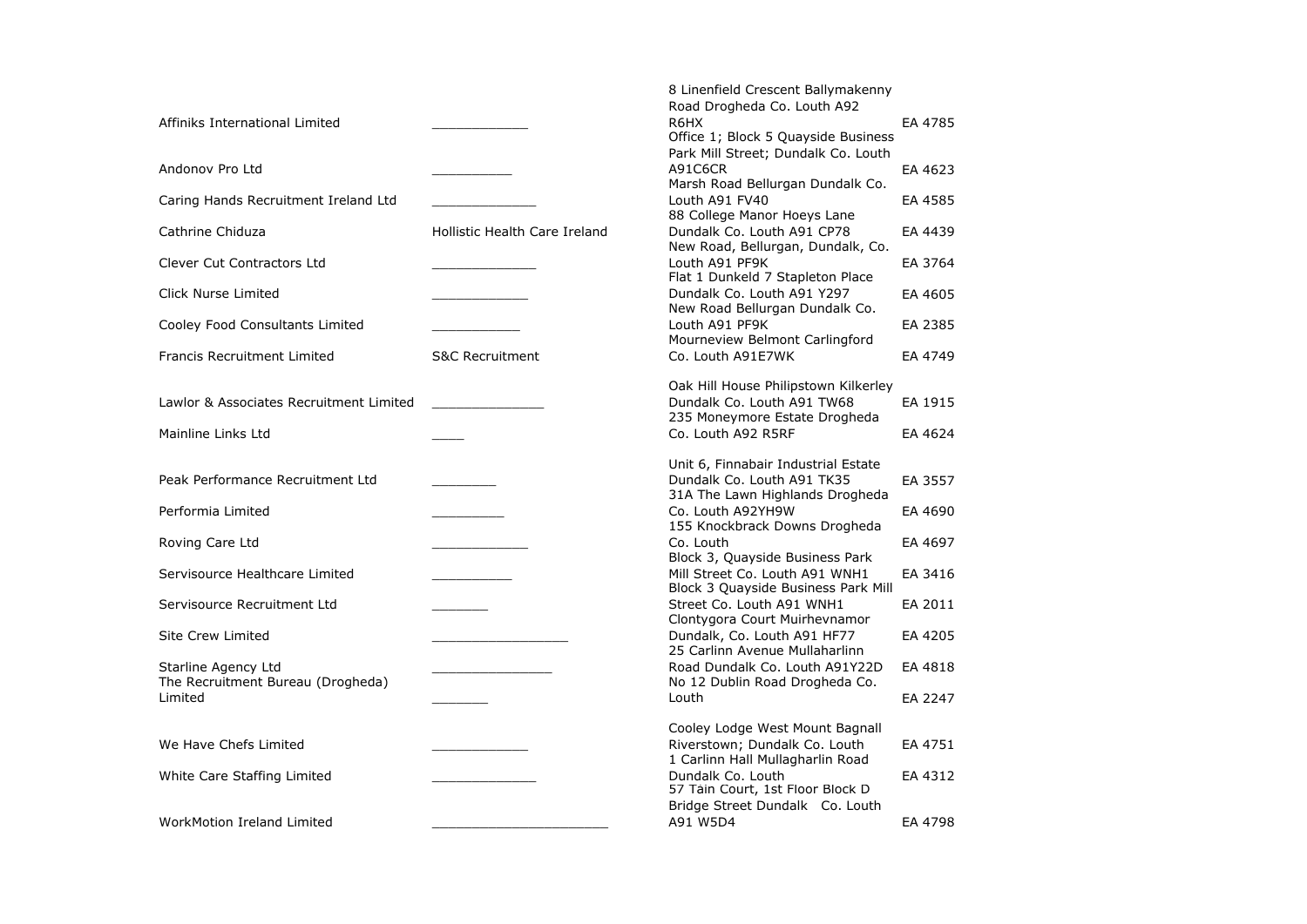| | | | |
|---|---|---|---|
| Affiniks International Limited | _____________ | 8 Linenfield Crescent Ballymakenny Road Drogheda Co. Louth A92 R6HX | EA 4785 |
| Andonov Pro Ltd | ___________ | Office 1; Block 5 Quayside Business Park Mill Street; Dundalk Co. Louth A91C6CR | EA 4623 |
| Caring Hands Recruitment Ireland Ltd | ______________ | Marsh Road Bellurgan Dundalk Co. Louth A91 FV40 | EA 4585 |
| Cathrine Chiduza | Hollistic Health Care Ireland | 88 College Manor Hoeys Lane Dundalk Co. Louth A91 CP78 | EA 4439 |
| Clever Cut Contractors Ltd | ______________ | New Road, Bellurgan, Dundalk, Co. Louth A91 PF9K | EA 3764 |
| Click Nurse Limited | _____________ | Flat 1 Dunkeld 7 Stapleton Place Dundalk Co. Louth A91 Y297 | EA 4605 |
| Cooley Food Consultants Limited | ____________ | New Road Bellurgan Dundalk Co. Louth A91 PF9K | EA 2385 |
| Francis Recruitment Limited | S&C Recruitment | Mourneview Belmont Carlingford Co. Louth A91E7WK | EA 4749 |
| Lawlor & Associates Recruitment Limited | _______________ | Oak Hill House Philipstown Kilkerley Dundalk Co. Louth A91 TW68 | EA 1915 |
| Mainline Links Ltd | ____ | 235 Moneymore Estate Drogheda Co. Louth A92 R5RF | EA 4624 |
| Peak Performance Recruitment Ltd | _________ | Unit 6, Finnabair Industrial Estate Dundalk Co. Louth A91 TK35 | EA 3557 |
| Performia Limited | __________ | 31A The Lawn Highlands Drogheda Co. Louth A92YH9W | EA 4690 |
| Roving Care Ltd | _____________ | 155 Knockbrack Downs Drogheda Co. Louth | EA 4697 |
| Servisource Healthcare Limited | ___________ | Block 3, Quayside Business Park Mill Street Co. Louth A91 WNH1 | EA 3416 |
| Servisource Recruitment Ltd | ________ | Block 3 Quayside Business Park Mill Street Co. Louth A91 WNH1 | EA 2011 |
| Site Crew Limited | __________________ | Clontygora Court Muirhevnamor Dundalk, Co. Louth A91 HF77 | EA 4205 |
| Starline Agency Ltd | ________________ | 25 Carlinn Avenue Mullaharlinn Road Dundalk Co. Louth A91Y22D | EA 4818 |
| The Recruitment Bureau (Drogheda) Limited | ________ | No 12 Dublin Road Drogheda Co. Louth | EA 2247 |
| We Have Chefs Limited | _____________ | Cooley Lodge West Mount Bagnall Riverstown; Dundalk Co. Louth | EA 4751 |
| White Care Staffing Limited | ______________ | 1 Carlinn Hall Mullagharlin Road Dundalk Co. Louth | EA 4312 |
| WorkMotion Ireland Limited | ________________________ | 57 Tàin Court, 1st Floor Block D Bridge Street Dundalk Co. Louth A91 W5D4 | EA 4798 |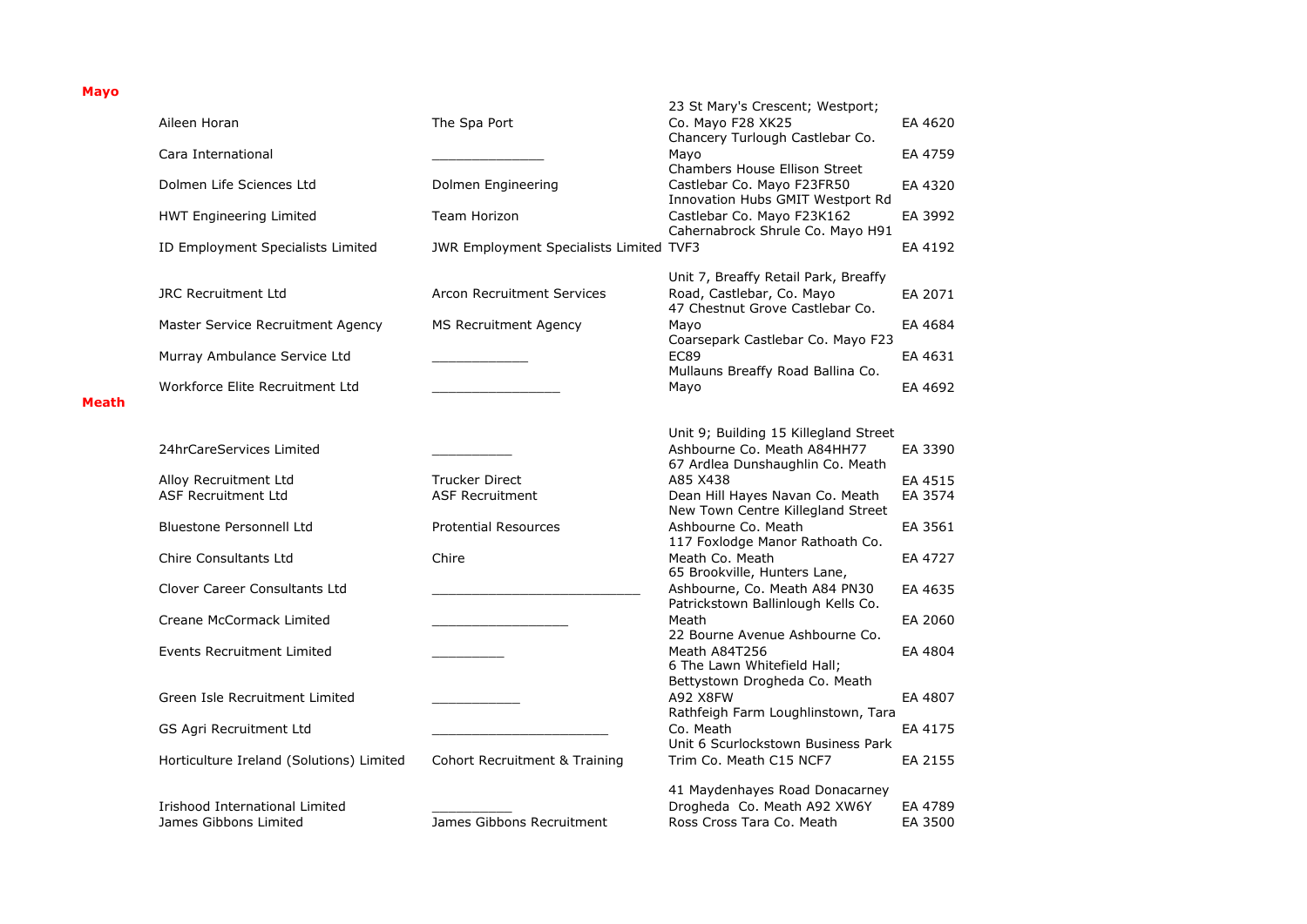**Mayo**

| | | | |
|---|---|---|---|
| Aileen Horan | The Spa Port | 23 St Mary's Crescent; Westport; Co. Mayo F28 XK25 | EA 4620 |
| Cara International | _______________ | Chancery Turlough Castlebar Co. Mayo | EA 4759 |
| Dolmen Life Sciences Ltd | Dolmen Engineering | Chambers House Ellison Street Castlebar Co. Mayo F23FR50 | EA 4320 |
| HWT Engineering Limited | Team Horizon | Innovation Hubs GMIT Westport Rd Castlebar Co. Mayo F23K162 | EA 3992 |
| ID Employment Specialists Limited | JWR Employment Specialists Limited | Cahernabrock Shrule Co. Mayo H91 TVF3 | EA 4192 |
| JRC Recruitment Ltd | Arcon Recruitment Services | Unit 7, Breaffy Retail Park, Breaffy Road, Castlebar, Co. Mayo | EA 2071 |
| Master Service Recruitment Agency | MS Recruitment Agency | 47 Chestnut Grove Castlebar Co. Mayo | EA 4684 |
| Murray Ambulance Service Ltd | _____________ | Coarsepark Castlebar Co. Mayo F23 EC89 | EA 4631 |
| Workforce Elite Recruitment Ltd | _________________ | Mullauns Breaffy Road Ballina Co. Mayo | EA 4692 |

**Meath**

| | | | |
|---|---|---|---|
| 24hrCareServices Limited | ___________ | Unit 9; Building 15 Killegland Street Ashbourne Co. Meath A84HH77 | EA 3390 |
| Alloy Recruitment Ltd | Trucker Direct | 67 Ardlea Dunshaughlin Co. Meath A85 X438 | EA 4515 |
| ASF Recruitment Ltd | ASF Recruitment | Dean Hill Hayes Navan Co. Meath | EA 3574 |
| Bluestone Personnell Ltd | Protential Resources | New Town Centre Killegland Street Ashbourne Co. Meath | EA 3561 |
| Chire Consultants Ltd | Chire | 117 Foxlodge Manor Rathoath Co. Meath Co. Meath | EA 4727 |
| Clover Career Consultants Ltd | ____________________________ | 65 Brookville, Hunters Lane, Ashbourne, Co. Meath A84 PN30 | EA 4635 |
| Creane McCormack Limited | ___________________ | Patrickstown Ballinlough Kells Co. Meath | EA 2060 |
| Events Recruitment Limited | __________ | 22 Bourne Avenue Ashbourne Co. Meath A84T256 | EA 4804 |
| Green Isle Recruitment Limited | ____________ | 6 The Lawn Whitefield Hall; Bettystown Drogheda Co. Meath A92 X8FW | EA 4807 |
| GS Agri Recruitment Ltd | ________________________ | Rathfeigh Farm Loughlinstown, Tara Co. Meath | EA 4175 |
| Horticulture Ireland (Solutions) Limited | Cohort Recruitment & Training | Unit 6 Scurlockstown Business Park Trim Co. Meath C15 NCF7 | EA 2155 |
| Irishood International Limited | ___________ | 41 Maydenhayes Road Donacarney Drogheda Co. Meath A92 XW6Y | EA 4789 |
| James Gibbons Limited | James Gibbons Recruitment | Ross Cross Tara Co. Meath | EA 3500 |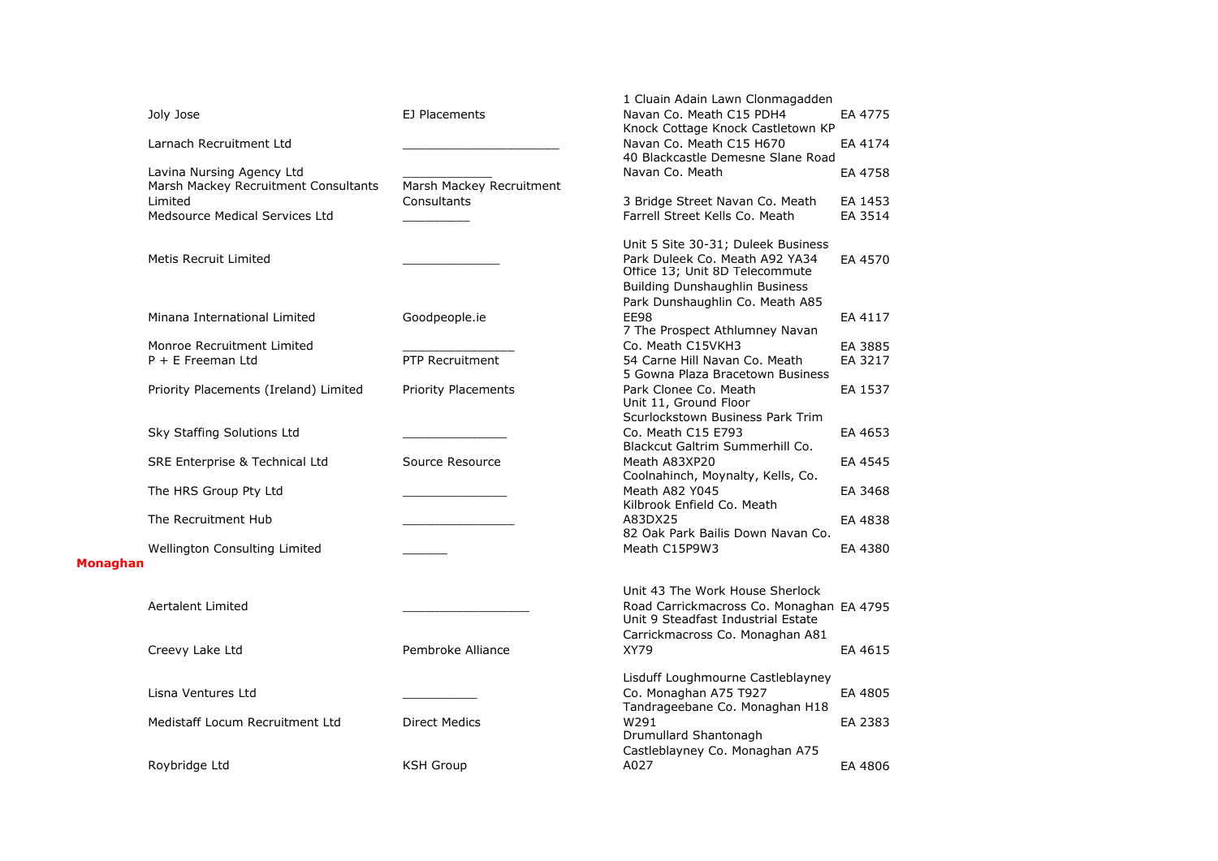| Name | Trading Name | Address | Licence No. |
|---|---|---|---|
| Joly Jose | EJ Placements | 1 Cluain Adain Lawn Clonmagadden Navan Co. Meath C15 PDH4 | EA 4775 |
| Larnach Recruitment Ltd | ______________________ | Knock Cottage Knock Castletown KP Navan Co. Meath C15 H670 | EA 4174 |
| Lavina Nursing Agency Ltd | _____________ | 40 Blackcastle Demesne Slane Road Navan Co. Meath | EA 4758 |
| Marsh Mackey Recruitment Consultants Limited | Marsh Mackey Recruitment Consultants | 3 Bridge Street Navan Co. Meath | EA 1453 |
| Medsource Medical Services Ltd | __________ | Farrell Street Kells Co. Meath | EA 3514 |
| Metis Recruit Limited | ______________ | Unit 5 Site 30-31; Duleek Business Park Duleek Co. Meath A92 YA34 | EA 4570 |
| Minana International Limited | Goodpeople.ie | Office 13; Unit 8D Telecommute Building Dunshaughlin Business Park Dunshaughlin Co. Meath A85 EE98 | EA 4117 |
| Monroe Recruitment Limited | ________________ | 7 The Prospect Athlumney Navan Co. Meath C15VKH3 | EA 3885 |
| P + E Freeman Ltd | PTP Recruitment | 54 Carne Hill Navan Co. Meath | EA 3217 |
| Priority Placements (Ireland) Limited | Priority Placements | 5 Gowna Plaza Bracetown Business Park Clonee Co. Meath | EA 1537 |
| Sky Staffing Solutions Ltd | _______________ | Unit 11, Ground Floor Scurlockstown Business Park Trim Co. Meath C15 E793 | EA 4653 |
| SRE Enterprise & Technical Ltd | Source Resource | Blackcut Galtrim Summerhill Co. Meath A83XP20 | EA 4545 |
| The HRS Group Pty Ltd | _______________ | Coolnahinch, Moynalty, Kells, Co. Meath A82 Y045 | EA 3468 |
| The Recruitment Hub | ________________ | Kilbrook Enfield Co. Meath A83DX25 | EA 4838 |
| Wellington Consulting Limited | ______ | 82 Oak Park Bailis Down Navan Co. Meath C15P9W3 | EA 4380 |

**Monaghan**

| Name | Trading Name | Address | Licence No. |
|---|---|---|---|
| Aertalent Limited | __________________ | Unit 43 The Work House Sherlock Road Carrickmacross Co. Monaghan | EA 4795 |
| Creevy Lake Ltd | Pembroke Alliance | Unit 9 Steadfast Industrial Estate Carrickmacross Co. Monaghan A81 XY79 | EA 4615 |
| Lisna Ventures Ltd | ___________ | Lisduff Loughmourne Castleblayney Co. Monaghan A75 T927 | EA 4805 |
| Medistaff Locum Recruitment Ltd | Direct Medics | Tandrageebane Co. Monaghan H18 W291 | EA 2383 |
| Roybridge Ltd | KSH Group | Drumullard Shantonagh Castleblayney Co. Monaghan A75 A027 | EA 4806 |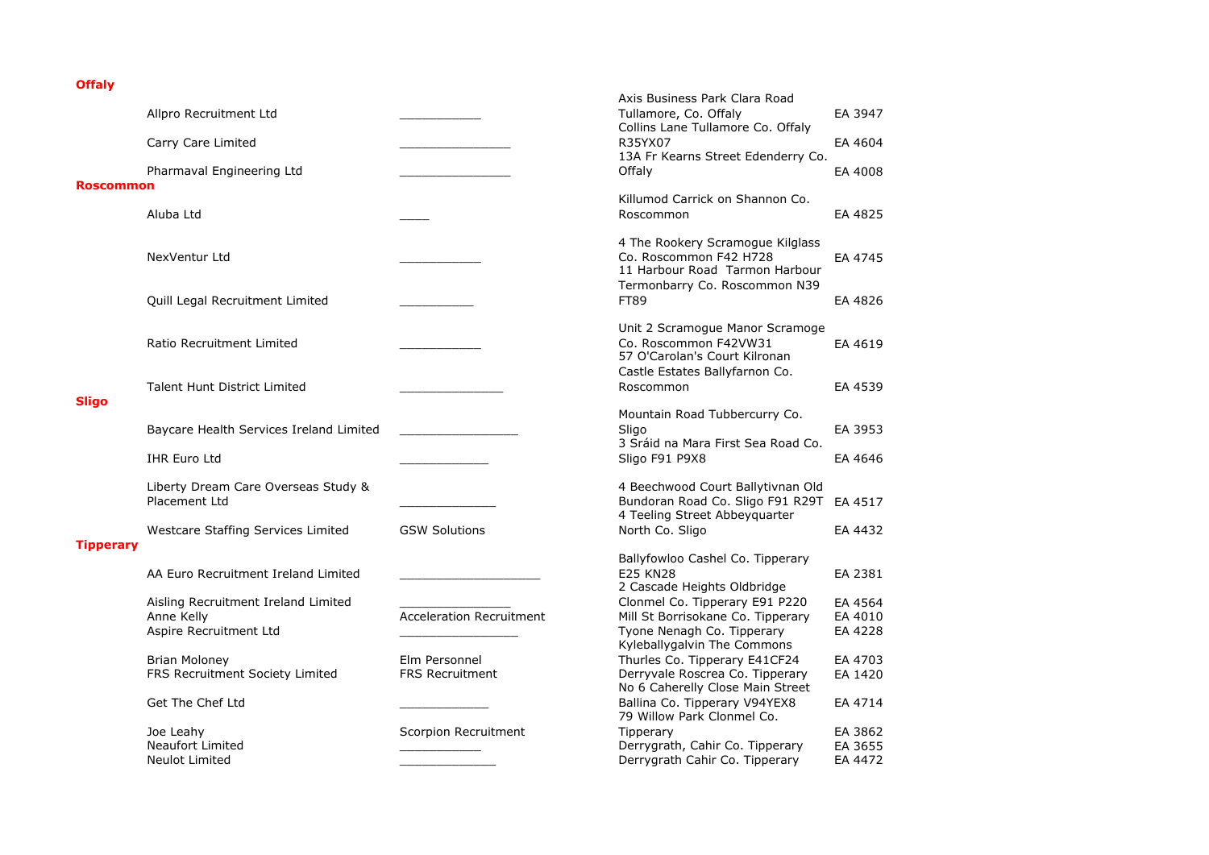| County | Name | Trading Name | Address | Licence No. |
|---|---|---|---|---|
| **Offaly** | | | | |
| | Allpro Recruitment Ltd | ____________ | Axis Business Park Clara Road Tullamore, Co. Offaly | EA 3947 |
| | Carry Care Limited | ________________ | Collins Lane Tullamore Co. Offaly R35YX07 | EA 4604 |
| | Pharmaval Engineering Ltd | ________________ | 13A Fr Kearns Street Edenderry Co. Offaly | EA 4008 |
| **Roscommon** | | | | |
| | Aluba Ltd | _____ | Killumod Carrick on Shannon Co. Roscommon | EA 4825 |
| | NexVentur Ltd | ____________ | 4 The Rookery Scramogue Kilglass Co. Roscommon F42 H728 | EA 4745 |
| | Quill Legal Recruitment Limited | ___________ | 11 Harbour Road Tarmon Harbour Termonbarry Co. Roscommon N39 FT89 | EA 4826 |
| | Ratio Recruitment Limited | ____________ | Unit 2 Scramogue Manor Scramoge Co. Roscommon F42VW31 | EA 4619 |
| | Talent Hunt District Limited | _______________ | 57 O'Carolan's Court Kilronan Castle Estates Ballyfarnon Co. Roscommon | EA 4539 |
| **Sligo** | | | | |
| | Baycare Health Services Ireland Limited | _________________ | Mountain Road Tubbercurry Co. Sligo | EA 3953 |
| | IHR Euro Ltd | _____________ | 3 Sráid na Mara First Sea Road Co. Sligo F91 P9X8 | EA 4646 |
| | Liberty Dream Care Overseas Study & Placement Ltd | ______________ | 4 Beechwood Court Ballytivnan Old Bundoran Road Co. Sligo F91 R29T | EA 4517 |
| | Westcare Staffing Services Limited | GSW Solutions | 4 Teeling Street Abbeyquarter North Co. Sligo | EA 4432 |
| **Tipperary** | | | | |
| | AA Euro Recruitment Ireland Limited | ____________________ | Ballyfowloo Cashel Co. Tipperary E25 KN28 | EA 2381 |
| | Aisling Recruitment Ireland Limited | ________________ | 2 Cascade Heights Oldbridge Clonmel Co. Tipperary E91 P220 | EA 4564 |
| | Anne Kelly | Acceleration Recruitment | Mill St Borrisokane Co. Tipperary | EA 4010 |
| | Aspire Recruitment Ltd | _________________ | Tyone Nenagh Co. Tipperary | EA 4228 |
| | Brian Moloney | Elm Personnel | Kyleballygalvin The Commons Thurles Co. Tipperary E41CF24 | EA 4703 |
| | FRS Recruitment Society Limited | FRS Recruitment | Derryvale Roscrea Co. Tipperary | EA 1420 |
| | Get The Chef Ltd | _____________ | No 6 Caherelly Close Main Street Ballina Co. Tipperary V94YEX8 | EA 4714 |
| | Joe Leahy | Scorpion Recruitment | 79 Willow Park Clonmel Co. Tipperary | EA 3862 |
| | Neaufort Limited | ____________ | Derrygrath, Cahir Co. Tipperary | EA 3655 |
| | Neulot Limited | ______________ | Derrygrath Cahir Co. Tipperary | EA 4472 |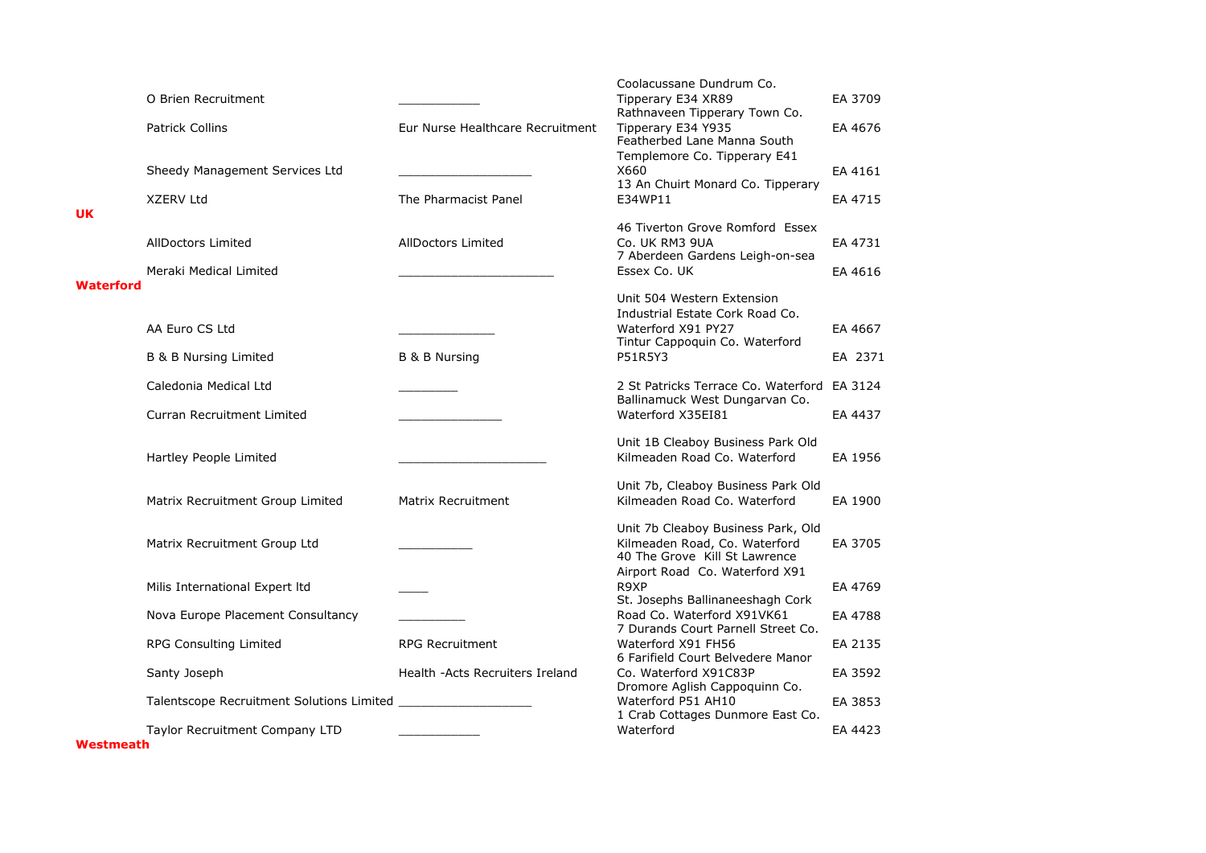| | Name | Trading Name | Address | Licence No. |
|---|---|---|---|---|
| | O Brien Recruitment | ___________ | Coolacussane Dundrum Co. Tipperary E34 XR89 | EA 3709 |
| | Patrick Collins | Eur Nurse Healthcare Recruitment | Rathnaveen Tipperary Town Co. Tipperary E34 Y935 | EA 4676 |
| | Sheedy Management Services Ltd | __________________ | Featherbed Lane Manna South Templemore Co. Tipperary E41 X660 | EA 4161 |
| | XZERV Ltd | The Pharmacist Panel | 13 An Chuirt Monard Co. Tipperary E34WP11 | EA 4715 |
| **UK** | | | | |
| | AllDoctors Limited | AllDoctors Limited | 46 Tiverton Grove Romford Essex Co. UK RM3 9UA | EA 4731 |
| | Meraki Medical Limited | _____________________ | 7 Aberdeen Gardens Leigh-on-sea Essex Co. UK | EA 4616 |
| **Waterford** | | | | |
| | AA Euro CS Ltd | _____________ | Unit 504 Western Extension Industrial Estate Cork Road Co. Waterford X91 PY27 | EA 4667 |
| | B & B Nursing Limited | B & B Nursing | Tintur Cappoquin Co. Waterford P51R5Y3 | EA 2371 |
| | Caledonia Medical Ltd | ________ | 2 St Patricks Terrace Co. Waterford | EA 3124 |
| | Curran Recruitment Limited | ______________ | Ballinamuck West Dungarvan Co. Waterford X35EI81 | EA 4437 |
| | Hartley People Limited | ____________________ | Unit 1B Cleaboy Business Park Old Kilmeaden Road Co. Waterford | EA 1956 |
| | Matrix Recruitment Group Limited | Matrix Recruitment | Unit 7b, Cleaboy Business Park Old Kilmeaden Road Co. Waterford | EA 1900 |
| | Matrix Recruitment Group Ltd | __________ | Unit 7b Cleaboy Business Park, Old Kilmeaden Road, Co. Waterford | EA 3705 |
| | Milis International Expert ltd | ____ | 40 The Grove Kill St Lawrence Airport Road Co. Waterford X91 R9XP | EA 4769 |
| | Nova Europe Placement Consultancy | _________ | St. Josephs Ballinaneeshagh Cork Road Co. Waterford X91VK61 | EA 4788 |
| | RPG Consulting Limited | RPG Recruitment | 7 Durands Court Parnell Street Co. Waterford X91 FH56 | EA 2135 |
| | Santy Joseph | Health -Acts Recruiters Ireland | 6 Farifield Court Belvedere Manor Co. Waterford X91C83P | EA 3592 |
| | Talentscope Recruitment Solutions Limited | __________________ | Dromore Aglish Cappoquinn Co. Waterford P51 AH10 | EA 3853 |
| | Taylor Recruitment Company LTD | ___________ | 1 Crab Cottages Dunmore East Co. Waterford | EA 4423 |
| **Westmeath** | | | | |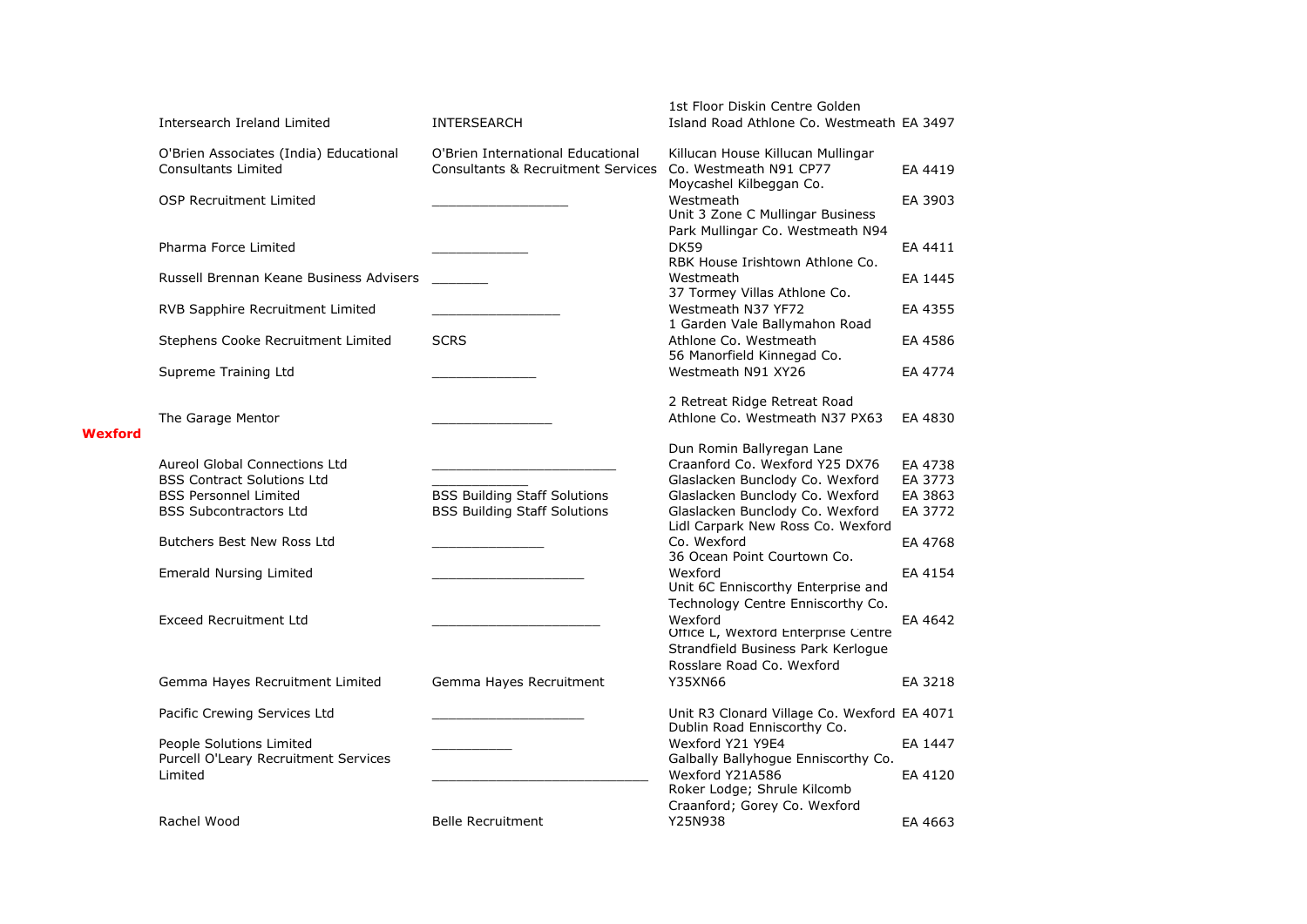| | | | |
|---|---|---|---|
| Intersearch Ireland Limited | INTERSEARCH | 1st Floor Diskin Centre Golden Island Road Athlone Co. Westmeath | EA 3497 |
| O'Brien Associates (India) Educational Consultants Limited | O'Brien International Educational Consultants & Recruitment Services | Killucan House Killucan Mullingar Co. Westmeath N91 CP77 | EA 4419 |
| OSP Recruitment Limited | __________________ | Moycashel Kilbeggan Co. Westmeath | EA 3903 |
| Pharma Force Limited | _____________ | Unit 3 Zone C Mullingar Business Park Mullingar Co. Westmeath N94 DK59 | EA 4411 |
| Russell Brennan Keane Business Advisers | ________ | RBK House Irishtown Athlone Co. Westmeath | EA 1445 |
| RVB Sapphire Recruitment Limited | _________________ | 37 Tormey Villas Athlone Co. Westmeath N37 YF72 | EA 4355 |
| Stephens Cooke Recruitment Limited | SCRS | 1 Garden Vale Ballymahon Road Athlone Co. Westmeath | EA 4586 |
| Supreme Training Ltd | ______________ | 56 Manorfield Kinnegad Co. Westmeath N91 XY26 | EA 4774 |
| The Garage Mentor | ________________ | 2 Retreat Ridge Retreat Road Athlone Co. Westmeath N37 PX63 | EA 4830 |
| **Wexford** | | | |
| Aureol Global Connections Ltd | ________________________ | Dun Romin Ballyregan Lane Craanford Co. Wexford Y25 DX76 | EA 4738 |
| BSS Contract Solutions Ltd | ____________ | Glaslacken Bunclody Co. Wexford | EA 3773 |
| BSS Personnel Limited | BSS Building Staff Solutions | Glaslacken Bunclody Co. Wexford | EA 3863 |
| BSS Subcontractors Ltd | BSS Building Staff Solutions | Glaslacken Bunclody Co. Wexford | EA 3772 |
| Butchers Best New Ross Ltd | _______________ | Lidl Carpark New Ross Co. Wexford Co. Wexford | EA 4768 |
| Emerald Nursing Limited | ____________________ | 36 Ocean Point Courtown Co. Wexford | EA 4154 |
| Exceed Recruitment Ltd | ______________________ | Unit 6C Enniscorthy Enterprise and Technology Centre Enniscorthy Co. Wexford | EA 4642 |
| Gemma Hayes Recruitment Limited | Gemma Hayes Recruitment | Office L, Wexford Enterprise Centre Strandfield Business Park Kerlogue Rosslare Road Co. Wexford Y35XN66 | EA 3218 |
| Pacific Crewing Services Ltd | ____________________ | Unit R3 Clonard Village Co. Wexford | EA 4071 |
| People Solutions Limited | ___________ | Dublin Road Enniscorthy Co. Wexford Y21 Y9E4 | EA 1447 |
| Purcell O'Leary Recruitment Services Limited | _____________________________ | Galbally Ballyhogue Enniscorthy Co. Wexford Y21A586 | EA 4120 |
| Rachel Wood | Belle Recruitment | Roker Lodge; Shrule Kilcomb Craanford; Gorey Co. Wexford Y25N938 | EA 4663 |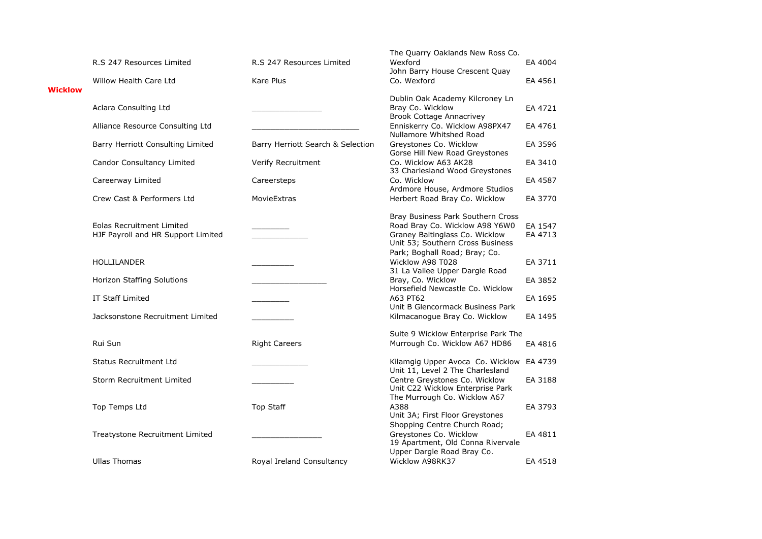| | | | | |
|---|---|---|---|---|
| | R.S 247 Resources Limited | R.S 247 Resources Limited | The Quarry Oaklands New Ross Co. Wexford | EA 4004 |
| | Willow Health Care Ltd | Kare Plus | John Barry House Crescent Quay Co. Wexford | EA 4561 |
| **Wicklow** | | | | |
| | Aclara Consulting Ltd | ________________ | Dublin Oak Academy Kilcroney Ln Bray Co. Wicklow | EA 4721 |
| | Alliance Resource Consulting Ltd | ________________________ | Brook Cottage Annacrivey Enniskerry Co. Wicklow A98PX47 | EA 4761 |
| | Barry Herriott Consulting Limited | Barry Herriott Search & Selection | Nullamore Whitshed Road Greystones Co. Wicklow | EA 3596 |
| | Candor Consultancy Limited | Verify Recruitment | Gorse Hill New Road Greystones Co. Wicklow A63 AK28 | EA 3410 |
| | Careerway Limited | Careersteps | 33 Charlesland Wood Greystones Co. Wicklow | EA 4587 |
| | Crew Cast & Performers Ltd | MovieExtras | Ardmore House, Ardmore Studios Herbert Road Bray Co. Wicklow | EA 3770 |
| | Eolas Recruitment Limited | ________ | Bray Business Park Southern Cross Road Bray Co. Wicklow A98 Y6W0 | EA 1547 |
| | HJF Payroll and HR Support Limited | ____________ | Graney Baltinglass Co. Wicklow | EA 4713 |
| | HOLLILANDER | _________ | Unit 53; Southern Cross Business Park; Boghall Road; Bray; Co. Wicklow A98 T028 | EA 3711 |
| | Horizon Staffing Solutions | _________________ | 31 La Vallee Upper Dargle Road Bray, Co. Wicklow | EA 3852 |
| | IT Staff Limited | ________ | Horsefield Newcastle Co. Wicklow A63 PT62 | EA 1695 |
| | Jacksonstone Recruitment Limited | _________ | Unit B Glencormack Business Park Kilmacanogue Bray Co. Wicklow | EA 1495 |
| | Rui Sun | Right Careers | Suite 9 Wicklow Enterprise Park The Murrough Co. Wicklow A67 HD86 | EA 4816 |
| | Status Recruitment Ltd | ____________ | Kilamgig Upper Avoca Co. Wicklow | EA 4739 |
| | Storm Recruitment Limited | _________ | Unit 11, Level 2 The Charlesland Centre Greystones Co. Wicklow | EA 3188 |
| | Top Temps Ltd | Top Staff | Unit C22 Wicklow Enterprise Park The Murrough Co. Wicklow A67 A388 | EA 3793 |
| | Treatystone Recruitment Limited | ________________ | Unit 3A; First Floor Greystones Shopping Centre Church Road; Greystones Co. Wicklow | EA 4811 |
| | Ullas Thomas | Royal Ireland Consultancy | 19 Apartment, Old Conna Rivervale Upper Dargle Road Bray Co. Wicklow A98RK37 | EA 4518 |